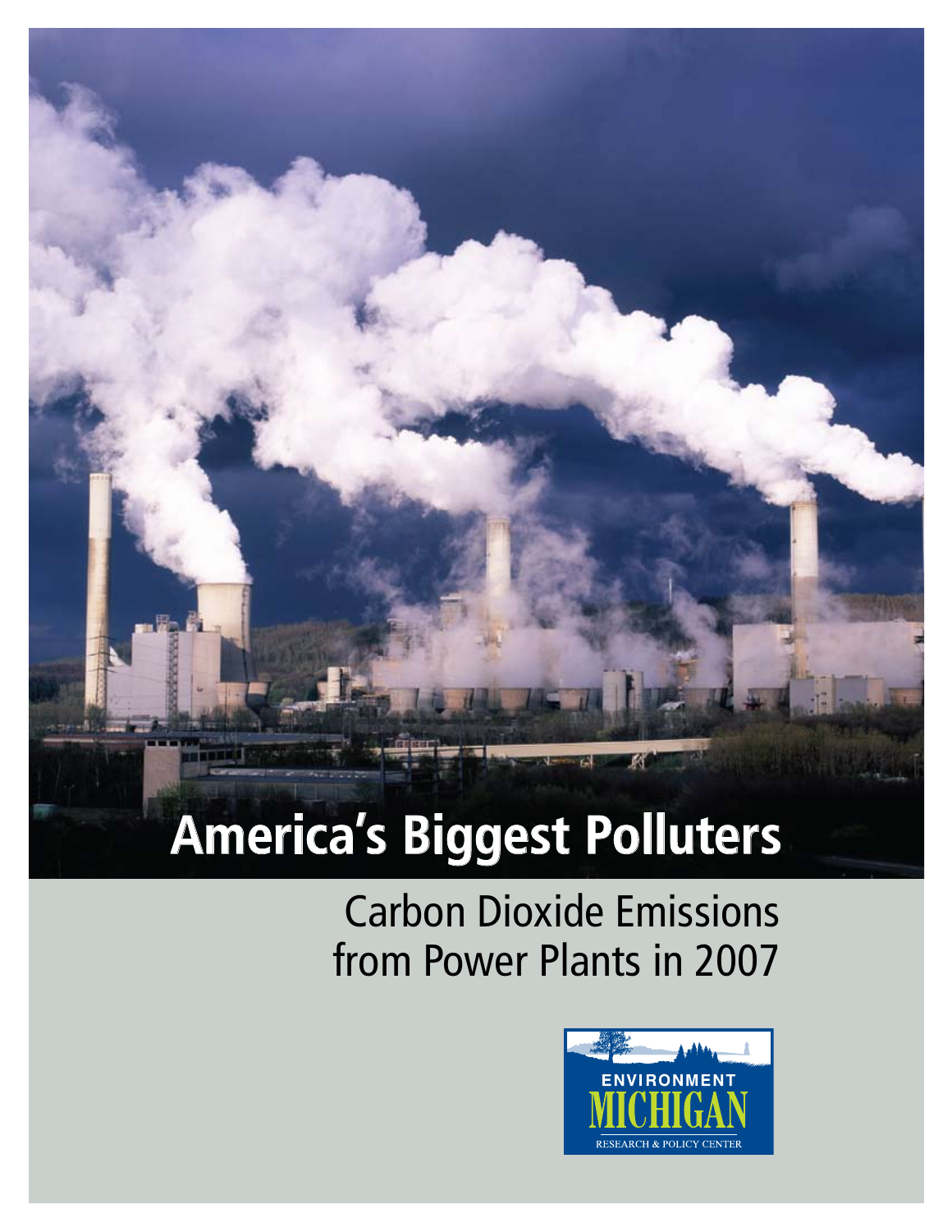# America's Biggest Polluters

## Carbon Dioxide Emissions from Power Plants in 2007

ENVIRONMENT MICHIGAN

RESEARCH & POLICY CENTER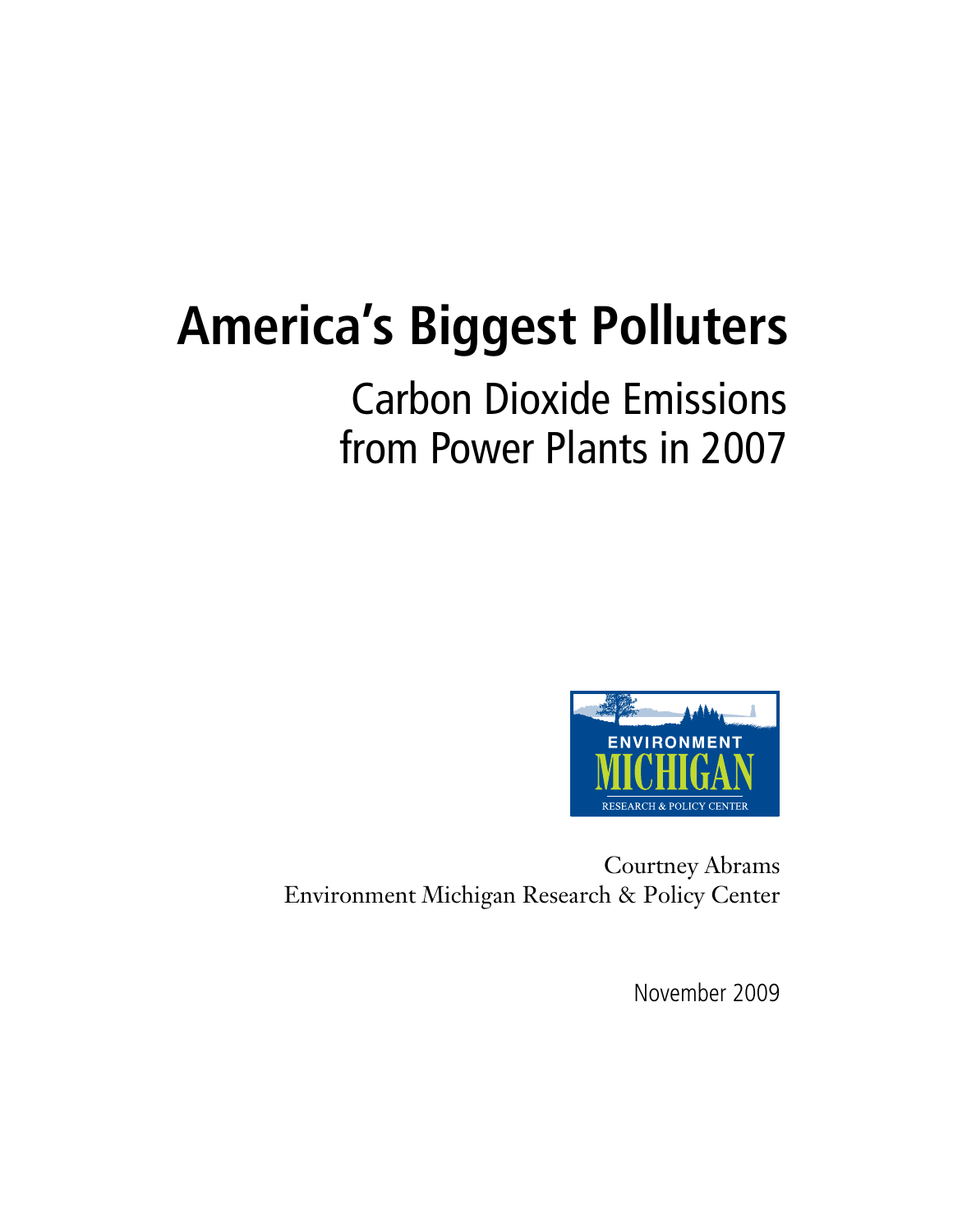# America's Biggest Polluters

## Carbon Dioxide Emissions from Power Plants in 2007

ENVIRONMENT MICHIGAN

RESEARCH & POLICY CENTER

Courtney Abrams

Environment Michigan Research & Policy Center

November 2009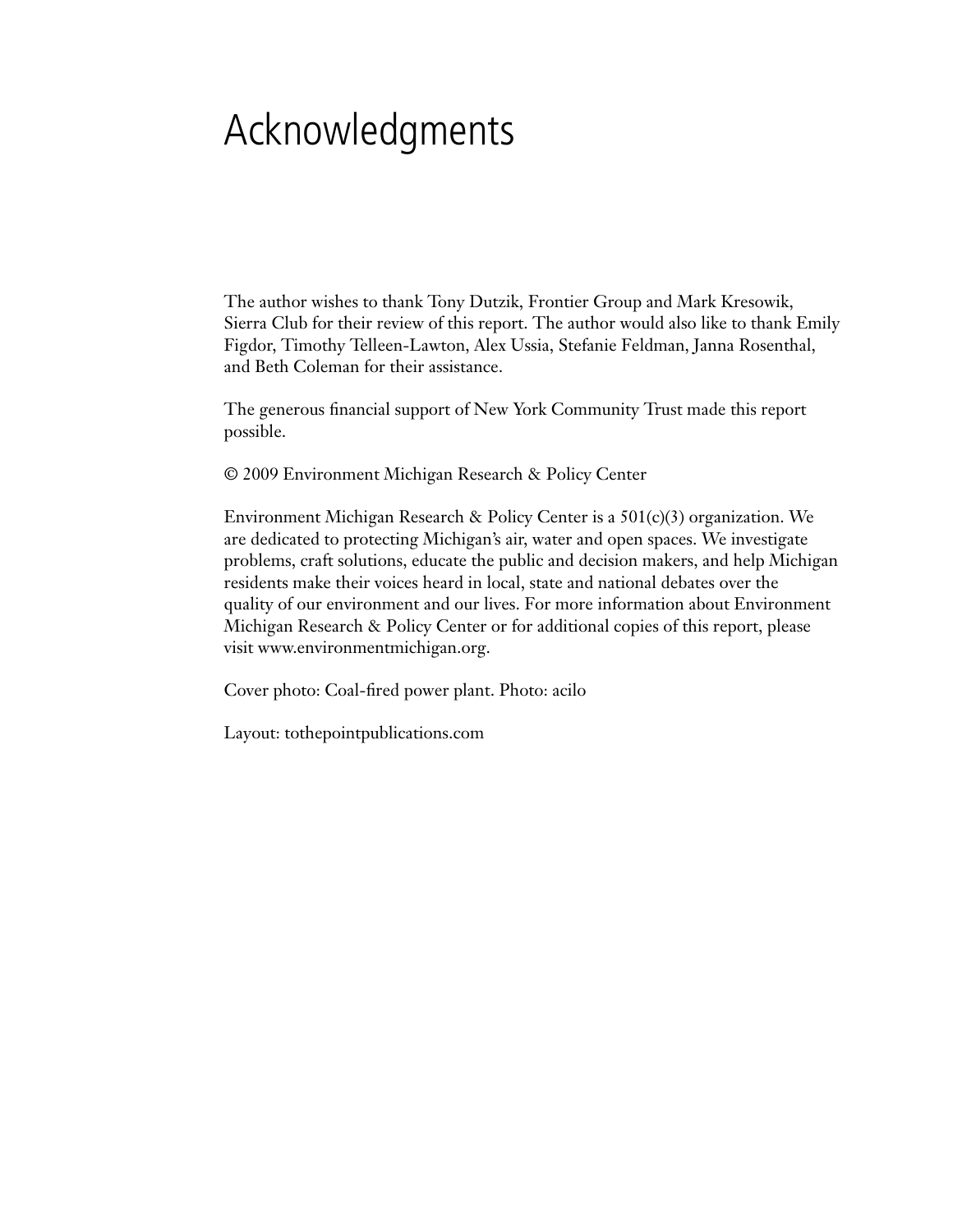# Acknowledgments

The author wishes to thank Tony Dutzik, Frontier Group and Mark Kresowik, Sierra Club for their review of this report. The author would also like to thank Emily Figdor, Timothy Telleen-Lawton, Alex Ussia, Stefanie Feldman, Janna Rosenthal, and Beth Coleman for their assistance.

The generous financial support of New York Community Trust made this report possible.

© 2009 Environment Michigan Research & Policy Center

Environment Michigan Research & Policy Center is a 501(c)(3) organization. We are dedicated to protecting Michigan's air, water and open spaces. We investigate problems, craft solutions, educate the public and decision makers, and help Michigan residents make their voices heard in local, state and national debates over the quality of our environment and our lives. For more information about Environment Michigan Research & Policy Center or for additional copies of this report, please visit www.environmentmichigan.org.

Cover photo: Coal-fired power plant. Photo: acilo

Layout: tothepointpublications.com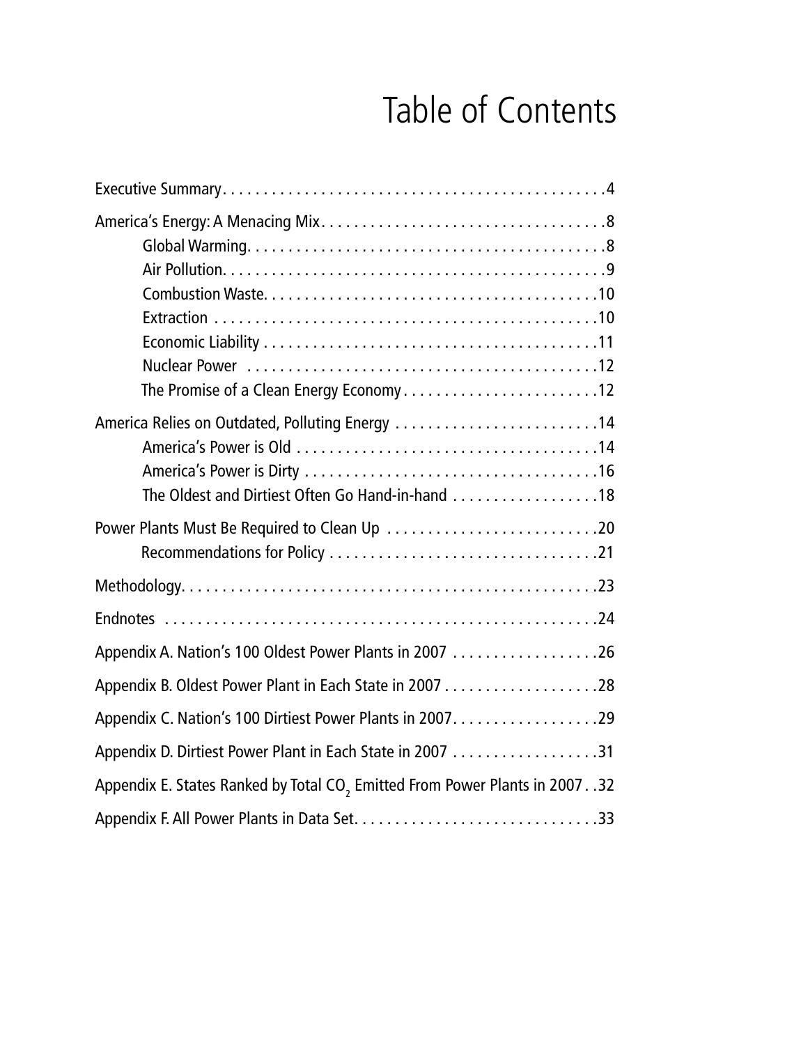# Table of Contents

Executive Summary . . . . . 4

America's Energy: A Menacing Mix . . . . . 8

- Global Warming . . . . . 8
- Air Pollution . . . . . 9
- Combustion Waste . . . . . 10
- Extraction . . . . . 10
- Economic Liability . . . . . 11
- Nuclear Power . . . . . 12
- The Promise of a Clean Energy Economy . . . . . 12

America Relies on Outdated, Polluting Energy . . . . . 14

- America's Power is Old . . . . . 14
- America's Power is Dirty . . . . . 16
- The Oldest and Dirtiest Often Go Hand-in-hand . . . . . 18

Power Plants Must Be Required to Clean Up . . . . . 20

- Recommendations for Policy . . . . . 21

Methodology . . . . . 23

Endnotes . . . . . 24

Appendix A. Nation's 100 Oldest Power Plants in 2007 . . . . . 26

Appendix B. Oldest Power Plant in Each State in 2007 . . . . . 28

Appendix C. Nation's 100 Dirtiest Power Plants in 2007 . . . . . 29

Appendix D. Dirtiest Power Plant in Each State in 2007 . . . . . 31

Appendix E. States Ranked by Total $CO_2$ Emitted From Power Plants in 2007 . . 32

Appendix F. All Power Plants in Data Set . . . . . 33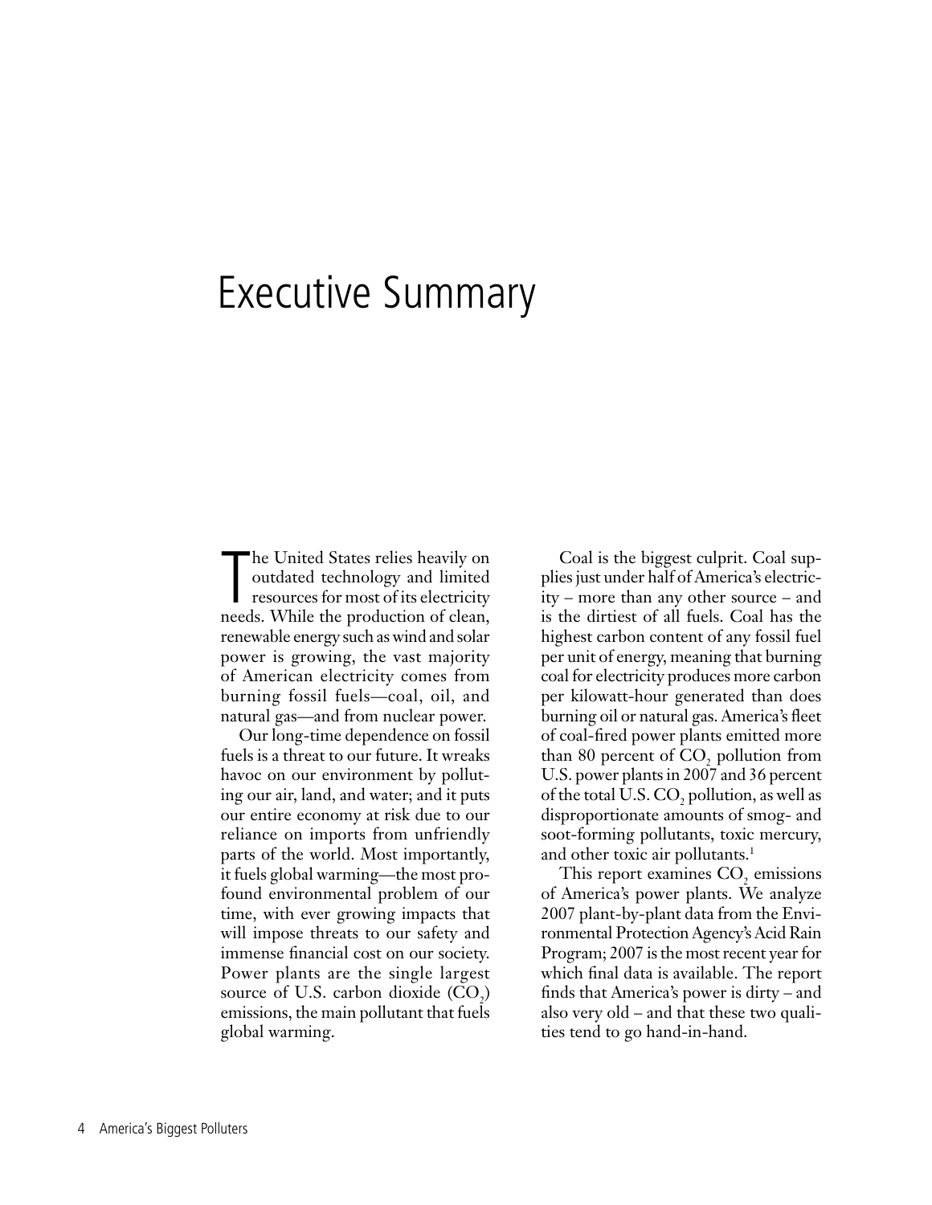# Executive Summary

The United States relies heavily on outdated technology and limited resources for most of its electricity needs. While the production of clean, renewable energy such as wind and solar power is growing, the vast majority of American electricity comes from burning fossil fuels—coal, oil, and natural gas—and from nuclear power.

Our long-time dependence on fossil fuels is a threat to our future. It wreaks havoc on our environment by polluting our air, land, and water; and it puts our entire economy at risk due to our reliance on imports from unfriendly parts of the world. Most importantly, it fuels global warming—the most profound environmental problem of our time, with ever growing impacts that will impose threats to our safety and immense financial cost on our society. Power plants are the single largest source of U.S. carbon dioxide ($CO_2$) emissions, the main pollutant that fuels global warming.

Coal is the biggest culprit. Coal supplies just under half of America's electricity – more than any other source – and is the dirtiest of all fuels. Coal has the highest carbon content of any fossil fuel per unit of energy, meaning that burning coal for electricity produces more carbon per kilowatt-hour generated than does burning oil or natural gas. America's fleet of coal-fired power plants emitted more than 80 percent of $CO_2$ pollution from U.S. power plants in 2007 and 36 percent of the total U.S. $CO_2$ pollution, as well as disproportionate amounts of smog- and soot-forming pollutants, toxic mercury, and other toxic air pollutants.[1]

This report examines $CO_2$ emissions of America's power plants. We analyze 2007 plant-by-plant data from the Environmental Protection Agency's Acid Rain Program; 2007 is the most recent year for which final data is available. The report finds that America's power is dirty – and also very old – and that these two qualities tend to go hand-in-hand.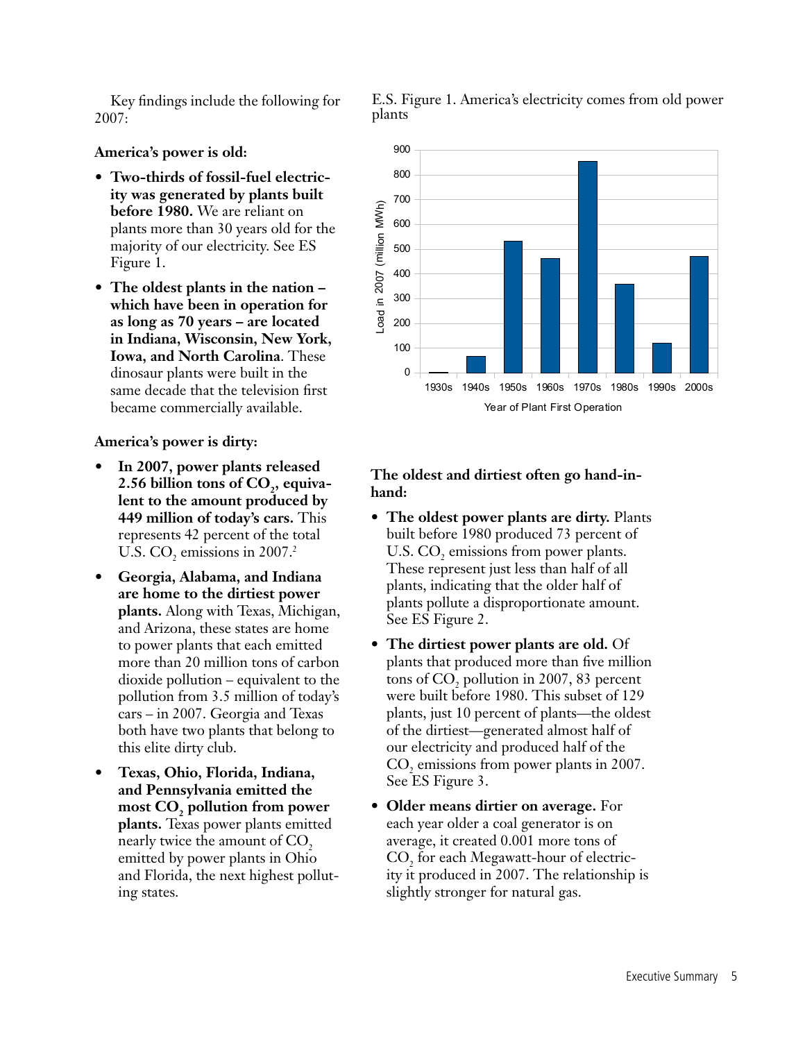Key findings include the following for 2007:

**America's power is old:**

- **Two-thirds of fossil-fuel electricity was generated by plants built before 1980.** We are reliant on plants more than 30 years old for the majority of our electricity. See ES Figure 1.
- **The oldest plants in the nation – which have been in operation for as long as 70 years – are located in Indiana, Wisconsin, New York, Iowa, and North Carolina**. These dinosaur plants were built in the same decade that the television first became commercially available.

**America's power is dirty:**

- **In 2007, power plants released 2.56 billion tons of $CO_2$, equivalent to the amount produced by 449 million of today's cars.** This represents 42 percent of the total U.S. $CO_2$ emissions in 2007.[2]
- **Georgia, Alabama, and Indiana are home to the dirtiest power plants.** Along with Texas, Michigan, and Arizona, these states are home to power plants that each emitted more than 20 million tons of carbon dioxide pollution – equivalent to the pollution from 3.5 million of today's cars – in 2007. Georgia and Texas both have two plants that belong to this elite dirty club.
- **Texas, Ohio, Florida, Indiana, and Pennsylvania emitted the most $CO_2$ pollution from power plants.** Texas power plants emitted nearly twice the amount of $CO_2$ emitted by power plants in Ohio and Florida, the next highest polluting states.

E.S. Figure 1. America's electricity comes from old power plants

| Year of Plant First Operation | Load in 2007 (million MWh) (approx.) |
|---|---|
| 1930s | ~3 |
| 1940s | ~68 |
| 1950s | ~533 |
| 1960s | ~463 |
| 1970s | ~855 |
| 1980s | ~360 |
| 1990s | ~122 |
| 2000s | ~471 |

**The oldest and dirtiest often go hand-in-hand:**

- **The oldest power plants are dirty.** Plants built before 1980 produced 73 percent of U.S. $CO_2$ emissions from power plants. These represent just less than half of all plants, indicating that the older half of plants pollute a disproportionate amount. See ES Figure 2.
- **The dirtiest power plants are old.** Of plants that produced more than five million tons of $CO_2$ pollution in 2007, 83 percent were built before 1980. This subset of 129 plants, just 10 percent of plants—the oldest of the dirtiest—generated almost half of our electricity and produced half of the $CO_2$ emissions from power plants in 2007. See ES Figure 3.
- **Older means dirtier on average.** For each year older a coal generator is on average, it created 0.001 more tons of $CO_2$ for each Megawatt-hour of electricity it produced in 2007. The relationship is slightly stronger for natural gas.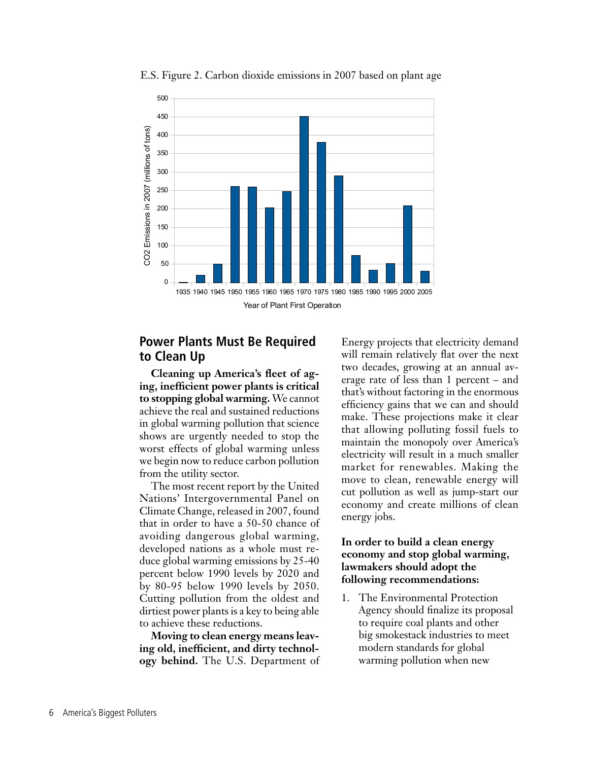E.S. Figure 2. Carbon dioxide emissions in 2007 based on plant age

## Power Plants Must Be Required to Clean Up

**Cleaning up America's fleet of aging, inefficient power plants is critical to stopping global warming.** We cannot achieve the real and sustained reductions in global warming pollution that science shows are urgently needed to stop the worst effects of global warming unless we begin now to reduce carbon pollution from the utility sector.

The most recent report by the United Nations' Intergovernmental Panel on Climate Change, released in 2007, found that in order to have a 50-50 chance of avoiding dangerous global warming, developed nations as a whole must reduce global warming emissions by 25-40 percent below 1990 levels by 2020 and by 80-95 below 1990 levels by 2050. Cutting pollution from the oldest and dirtiest power plants is a key to being able to achieve these reductions.

**Moving to clean energy means leaving old, inefficient, and dirty technology behind.** The U.S. Department of Energy projects that electricity demand will remain relatively flat over the next two decades, growing at an annual average rate of less than 1 percent – and that's without factoring in the enormous efficiency gains that we can and should make. These projections make it clear that allowing polluting fossil fuels to maintain the monopoly over America's electricity will result in a much smaller market for renewables. Making the move to clean, renewable energy will cut pollution as well as jump-start our economy and create millions of clean energy jobs.

**In order to build a clean energy economy and stop global warming, lawmakers should adopt the following recommendations:**

1. The Environmental Protection Agency should finalize its proposal to require coal plants and other big smokestack industries to meet modern standards for global warming pollution when new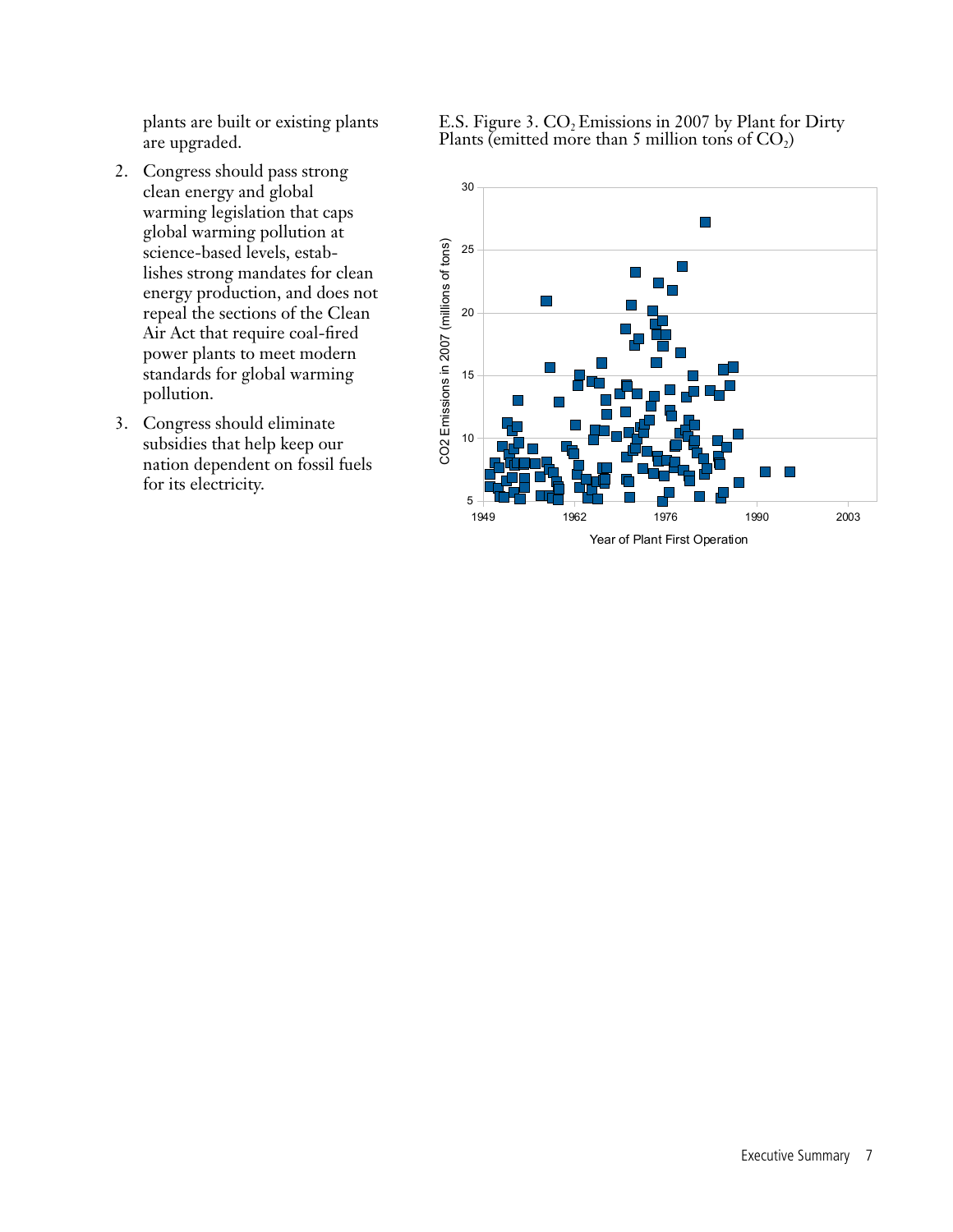plants are built or existing plants are upgraded.

2. Congress should pass strong clean energy and global warming legislation that caps global warming pollution at science-based levels, establishes strong mandates for clean energy production, and does not repeal the sections of the Clean Air Act that require coal-fired power plants to meet modern standards for global warming pollution.

3. Congress should eliminate subsidies that help keep our nation dependent on fossil fuels for its electricity.

E.S. Figure 3. $CO_2$ Emissions in 2007 by Plant for Dirty Plants (emitted more than 5 million tons of $CO_2$)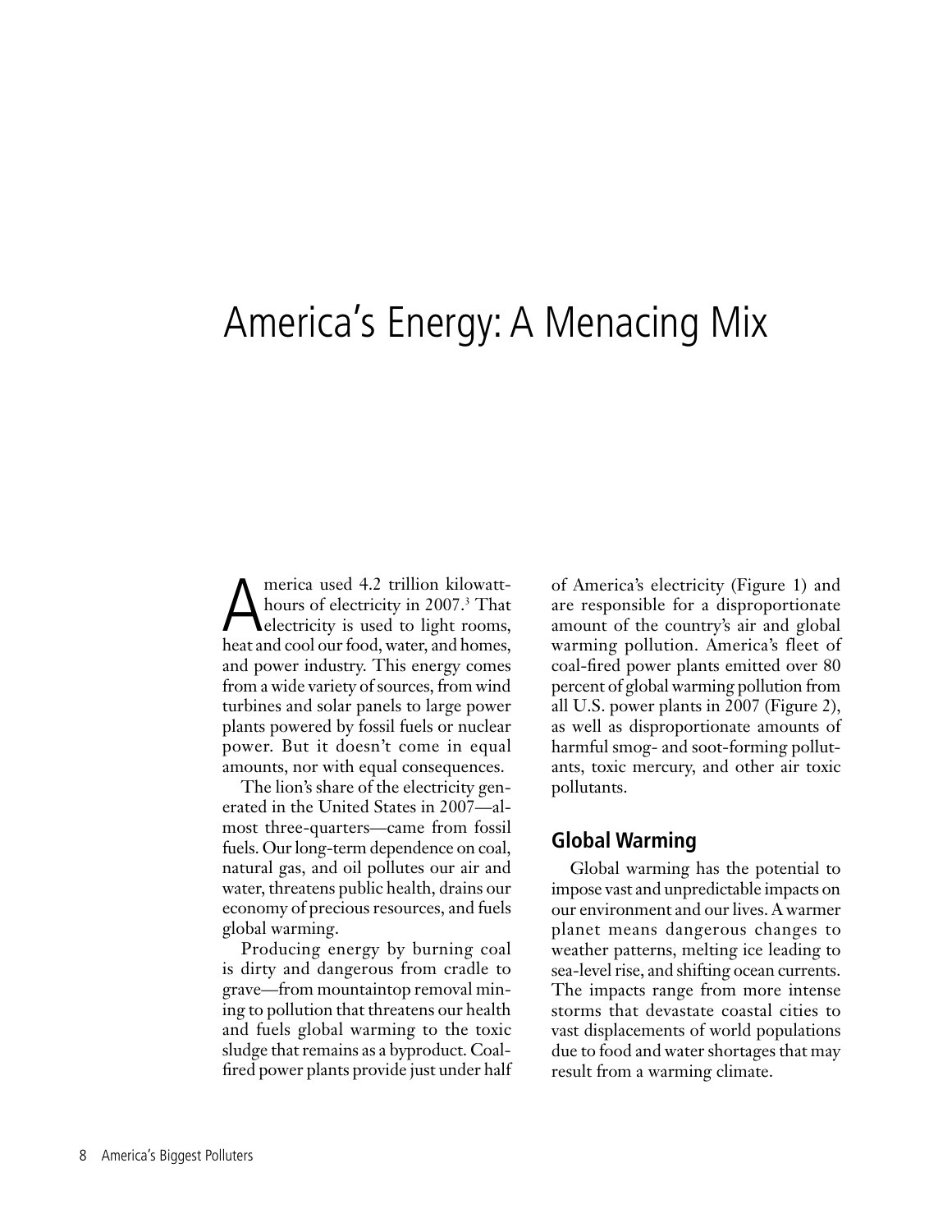# America's Energy: A Menacing Mix

America used 4.2 trillion kilowatt-hours of electricity in 2007.[3] That electricity is used to light rooms, heat and cool our food, water, and homes, and power industry. This energy comes from a wide variety of sources, from wind turbines and solar panels to large power plants powered by fossil fuels or nuclear power. But it doesn't come in equal amounts, nor with equal consequences.

The lion's share of the electricity generated in the United States in 2007—almost three-quarters—came from fossil fuels. Our long-term dependence on coal, natural gas, and oil pollutes our air and water, threatens public health, drains our economy of precious resources, and fuels global warming.

Producing energy by burning coal is dirty and dangerous from cradle to grave—from mountaintop removal mining to pollution that threatens our health and fuels global warming to the toxic sludge that remains as a byproduct. Coal-fired power plants provide just under half of America's electricity (Figure 1) and are responsible for a disproportionate amount of the country's air and global warming pollution. America's fleet of coal-fired power plants emitted over 80 percent of global warming pollution from all U.S. power plants in 2007 (Figure 2), as well as disproportionate amounts of harmful smog- and soot-forming pollutants, toxic mercury, and other air toxic pollutants.

## Global Warming

Global warming has the potential to impose vast and unpredictable impacts on our environment and our lives. A warmer planet means dangerous changes to weather patterns, melting ice leading to sea-level rise, and shifting ocean currents. The impacts range from more intense storms that devastate coastal cities to vast displacements of world populations due to food and water shortages that may result from a warming climate.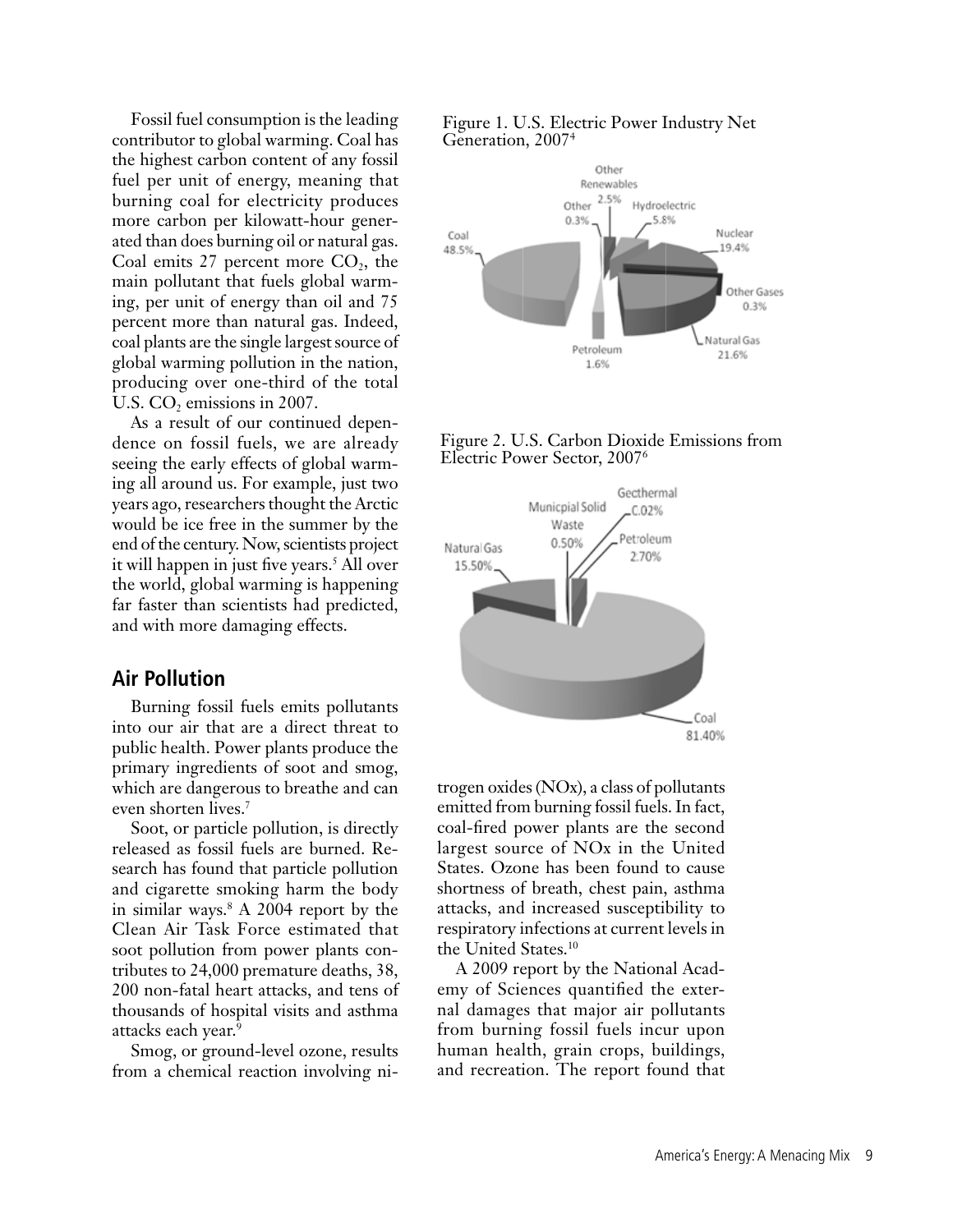Fossil fuel consumption is the leading contributor to global warming. Coal has the highest carbon content of any fossil fuel per unit of energy, meaning that burning coal for electricity produces more carbon per kilowatt-hour generated than does burning oil or natural gas. Coal emits 27 percent more $CO_2$, the main pollutant that fuels global warming, per unit of energy than oil and 75 percent more than natural gas. Indeed, coal plants are the single largest source of global warming pollution in the nation, producing over one-third of the total U.S. $CO_2$ emissions in 2007.

As a result of our continued dependence on fossil fuels, we are already seeing the early effects of global warming all around us. For example, just two years ago, researchers thought the Arctic would be ice free in the summer by the end of the century. Now, scientists project it will happen in just five years.[5] All over the world, global warming is happening far faster than scientists had predicted, and with more damaging effects.

## Air Pollution

Burning fossil fuels emits pollutants into our air that are a direct threat to public health. Power plants produce the primary ingredients of soot and smog, which are dangerous to breathe and can even shorten lives.[7]

Soot, or particle pollution, is directly released as fossil fuels are burned. Research has found that particle pollution and cigarette smoking harm the body in similar ways.[8] A 2004 report by the Clean Air Task Force estimated that soot pollution from power plants contributes to 24,000 premature deaths, 38, 200 non-fatal heart attacks, and tens of thousands of hospital visits and asthma attacks each year.[9]

Smog, or ground-level ozone, results from a chemical reaction involving nitrogen oxides (NOx), a class of pollutants emitted from burning fossil fuels. In fact, coal-fired power plants are the second largest source of NOx in the United States. Ozone has been found to cause shortness of breath, chest pain, asthma attacks, and increased susceptibility to respiratory infections at current levels in the United States.[10]

A 2009 report by the National Academy of Sciences quantified the external damages that major air pollutants from burning fossil fuels incur upon human health, grain crops, buildings, and recreation. The report found that

Figure 1. U.S. Electric Power Industry Net Generation, 2007[4]

Coal 48.5%, Other 0.3%, Other Renewables 2.5%, Hydroelectric 5.8%, Nuclear 19.4%, Other Gases 0.3%, Natural Gas 21.6%, Petroleum 1.6%

Figure 2. U.S. Carbon Dioxide Emissions from Electric Power Sector, 2007[6]

Geothermal 0.02%, Municipal Solid Waste 0.50%, Petroleum 2.70%, Natural Gas 15.50%, Coal 81.40%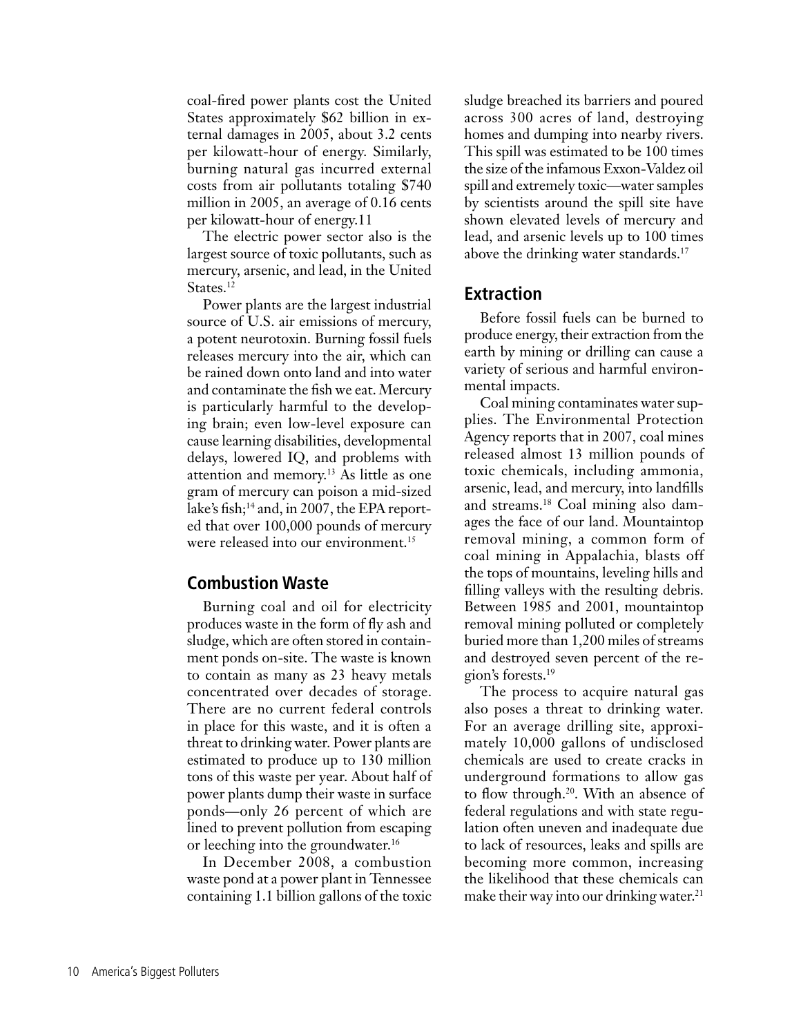coal-fired power plants cost the United States approximately $62 billion in external damages in 2005, about 3.2 cents per kilowatt-hour of energy. Similarly, burning natural gas incurred external costs from air pollutants totaling $740 million in 2005, an average of 0.16 cents per kilowatt-hour of energy.11

The electric power sector also is the largest source of toxic pollutants, such as mercury, arsenic, and lead, in the United States.[12]

Power plants are the largest industrial source of U.S. air emissions of mercury, a potent neurotoxin. Burning fossil fuels releases mercury into the air, which can be rained down onto land and into water and contaminate the fish we eat. Mercury is particularly harmful to the developing brain; even low-level exposure can cause learning disabilities, developmental delays, lowered IQ, and problems with attention and memory.[13] As little as one gram of mercury can poison a mid-sized lake's fish;[14] and, in 2007, the EPA reported that over 100,000 pounds of mercury were released into our environment.[15]

## Combustion Waste

Burning coal and oil for electricity produces waste in the form of fly ash and sludge, which are often stored in containment ponds on-site. The waste is known to contain as many as 23 heavy metals concentrated over decades of storage. There are no current federal controls in place for this waste, and it is often a threat to drinking water. Power plants are estimated to produce up to 130 million tons of this waste per year. About half of power plants dump their waste in surface ponds—only 26 percent of which are lined to prevent pollution from escaping or leeching into the groundwater.[16]

In December 2008, a combustion waste pond at a power plant in Tennessee containing 1.1 billion gallons of the toxic sludge breached its barriers and poured across 300 acres of land, destroying homes and dumping into nearby rivers. This spill was estimated to be 100 times the size of the infamous Exxon-Valdez oil spill and extremely toxic—water samples by scientists around the spill site have shown elevated levels of mercury and lead, and arsenic levels up to 100 times above the drinking water standards.[17]

## Extraction

Before fossil fuels can be burned to produce energy, their extraction from the earth by mining or drilling can cause a variety of serious and harmful environmental impacts.

Coal mining contaminates water supplies. The Environmental Protection Agency reports that in 2007, coal mines released almost 13 million pounds of toxic chemicals, including ammonia, arsenic, lead, and mercury, into landfills and streams.[18] Coal mining also damages the face of our land. Mountaintop removal mining, a common form of coal mining in Appalachia, blasts off the tops of mountains, leveling hills and filling valleys with the resulting debris. Between 1985 and 2001, mountaintop removal mining polluted or completely buried more than 1,200 miles of streams and destroyed seven percent of the region's forests.[19]

The process to acquire natural gas also poses a threat to drinking water. For an average drilling site, approximately 10,000 gallons of undisclosed chemicals are used to create cracks in underground formations to allow gas to flow through.[20]. With an absence of federal regulations and with state regulation often uneven and inadequate due to lack of resources, leaks and spills are becoming more common, increasing the likelihood that these chemicals can make their way into our drinking water.[21]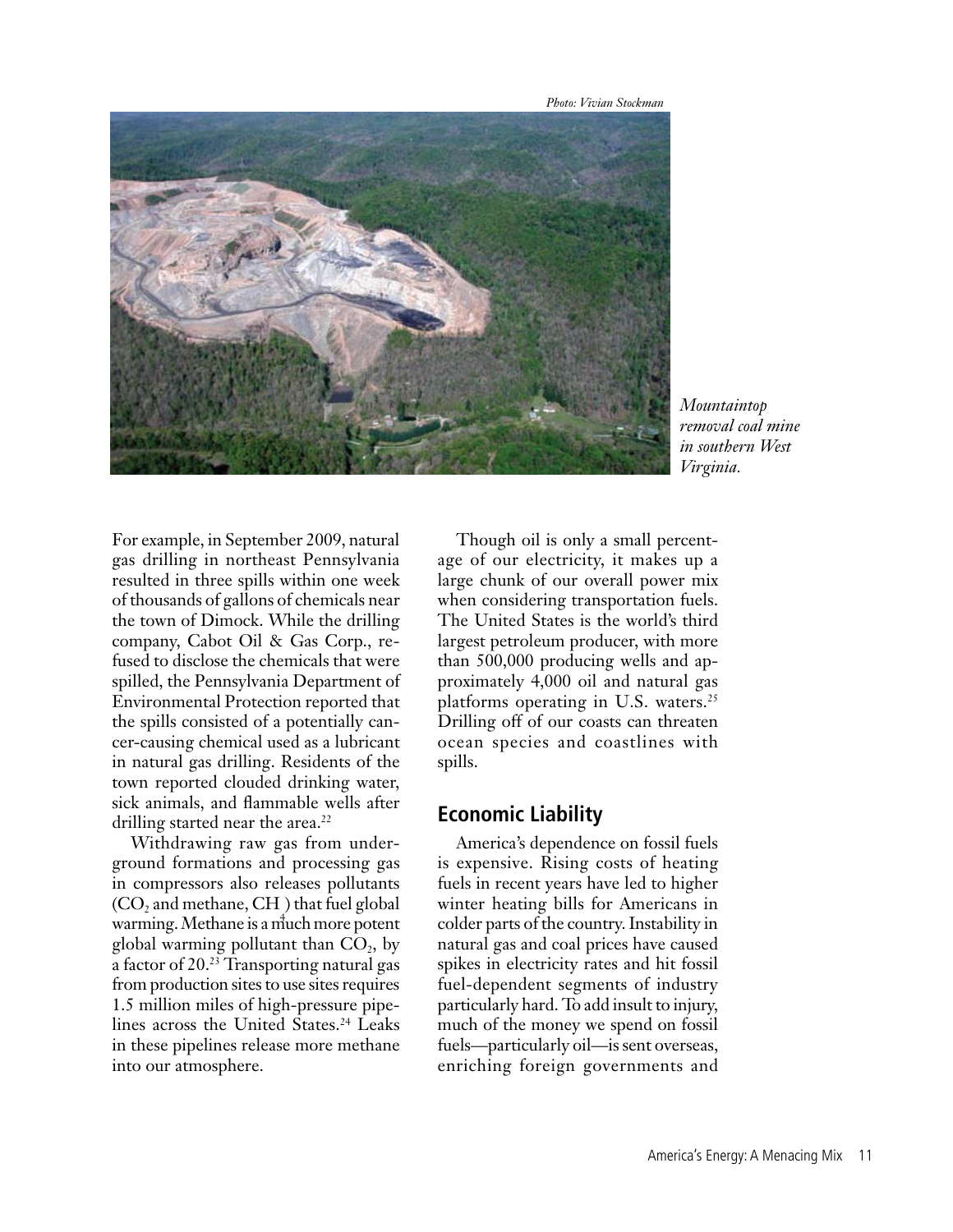Photo: Vivian Stockman

*Mountaintop removal coal mine in southern West Virginia.*

For example, in September 2009, natural gas drilling in northeast Pennsylvania resulted in three spills within one week of thousands of gallons of chemicals near the town of Dimock. While the drilling company, Cabot Oil & Gas Corp., refused to disclose the chemicals that were spilled, the Pennsylvania Department of Environmental Protection reported that the spills consisted of a potentially cancer-causing chemical used as a lubricant in natural gas drilling. Residents of the town reported clouded drinking water, sick animals, and flammable wells after drilling started near the area.[22]

Withdrawing raw gas from underground formations and processing gas in compressors also releases pollutants ($CO_2$ and methane, $CH_4$) that fuel global warming. Methane is a much more potent global warming pollutant than $CO_2$, by a factor of 20.[23] Transporting natural gas from production sites to use sites requires 1.5 million miles of high-pressure pipelines across the United States.[24] Leaks in these pipelines release more methane into our atmosphere.

Though oil is only a small percentage of our electricity, it makes up a large chunk of our overall power mix when considering transportation fuels. The United States is the world's third largest petroleum producer, with more than 500,000 producing wells and approximately 4,000 oil and natural gas platforms operating in U.S. waters.[25] Drilling off of our coasts can threaten ocean species and coastlines with spills.

## Economic Liability

America's dependence on fossil fuels is expensive. Rising costs of heating fuels in recent years have led to higher winter heating bills for Americans in colder parts of the country. Instability in natural gas and coal prices have caused spikes in electricity rates and hit fossil fuel-dependent segments of industry particularly hard. To add insult to injury, much of the money we spend on fossil fuels—particularly oil—is sent overseas, enriching foreign governments and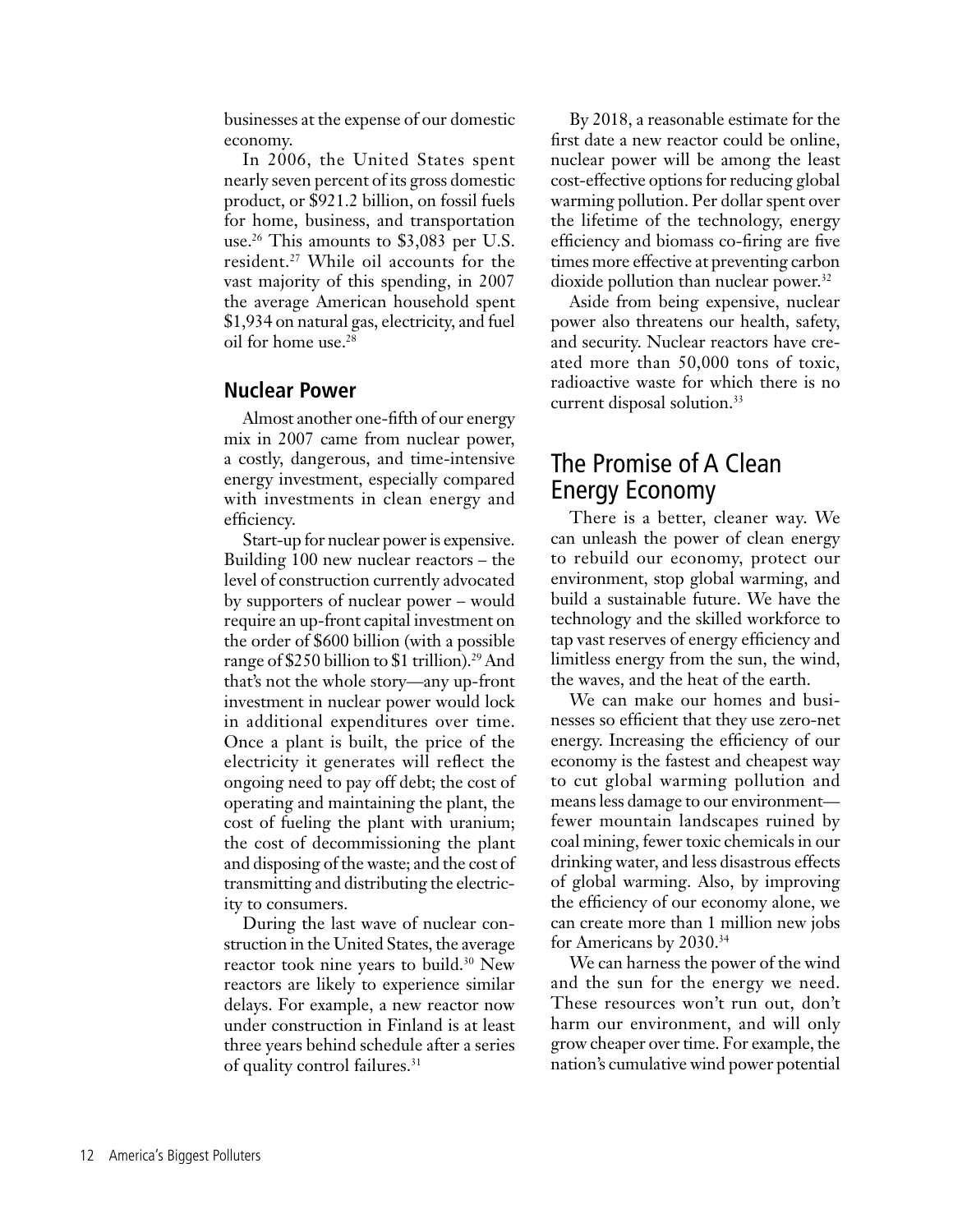businesses at the expense of our domestic economy.

In 2006, the United States spent nearly seven percent of its gross domestic product, or $921.2 billion, on fossil fuels for home, business, and transportation use.[26] This amounts to $3,083 per U.S. resident.[27] While oil accounts for the vast majority of this spending, in 2007 the average American household spent $1,934 on natural gas, electricity, and fuel oil for home use.[28]

### Nuclear Power

Almost another one-fifth of our energy mix in 2007 came from nuclear power, a costly, dangerous, and time-intensive energy investment, especially compared with investments in clean energy and efficiency.

Start-up for nuclear power is expensive. Building 100 new nuclear reactors – the level of construction currently advocated by supporters of nuclear power – would require an up-front capital investment on the order of $600 billion (with a possible range of $250 billion to $1 trillion).[29] And that's not the whole story—any up-front investment in nuclear power would lock in additional expenditures over time. Once a plant is built, the price of the electricity it generates will reflect the ongoing need to pay off debt; the cost of operating and maintaining the plant, the cost of fueling the plant with uranium; the cost of decommissioning the plant and disposing of the waste; and the cost of transmitting and distributing the electricity to consumers.

During the last wave of nuclear construction in the United States, the average reactor took nine years to build.[30] New reactors are likely to experience similar delays. For example, a new reactor now under construction in Finland is at least three years behind schedule after a series of quality control failures.[31]

By 2018, a reasonable estimate for the first date a new reactor could be online, nuclear power will be among the least cost-effective options for reducing global warming pollution. Per dollar spent over the lifetime of the technology, energy efficiency and biomass co-firing are five times more effective at preventing carbon dioxide pollution than nuclear power.[32]

Aside from being expensive, nuclear power also threatens our health, safety, and security. Nuclear reactors have created more than 50,000 tons of toxic, radioactive waste for which there is no current disposal solution.[33]

## The Promise of A Clean Energy Economy

There is a better, cleaner way. We can unleash the power of clean energy to rebuild our economy, protect our environment, stop global warming, and build a sustainable future. We have the technology and the skilled workforce to tap vast reserves of energy efficiency and limitless energy from the sun, the wind, the waves, and the heat of the earth.

We can make our homes and businesses so efficient that they use zero-net energy. Increasing the efficiency of our economy is the fastest and cheapest way to cut global warming pollution and means less damage to our environment—fewer mountain landscapes ruined by coal mining, fewer toxic chemicals in our drinking water, and less disastrous effects of global warming. Also, by improving the efficiency of our economy alone, we can create more than 1 million new jobs for Americans by 2030.[34]

We can harness the power of the wind and the sun for the energy we need. These resources won't run out, don't harm our environment, and will only grow cheaper over time. For example, the nation's cumulative wind power potential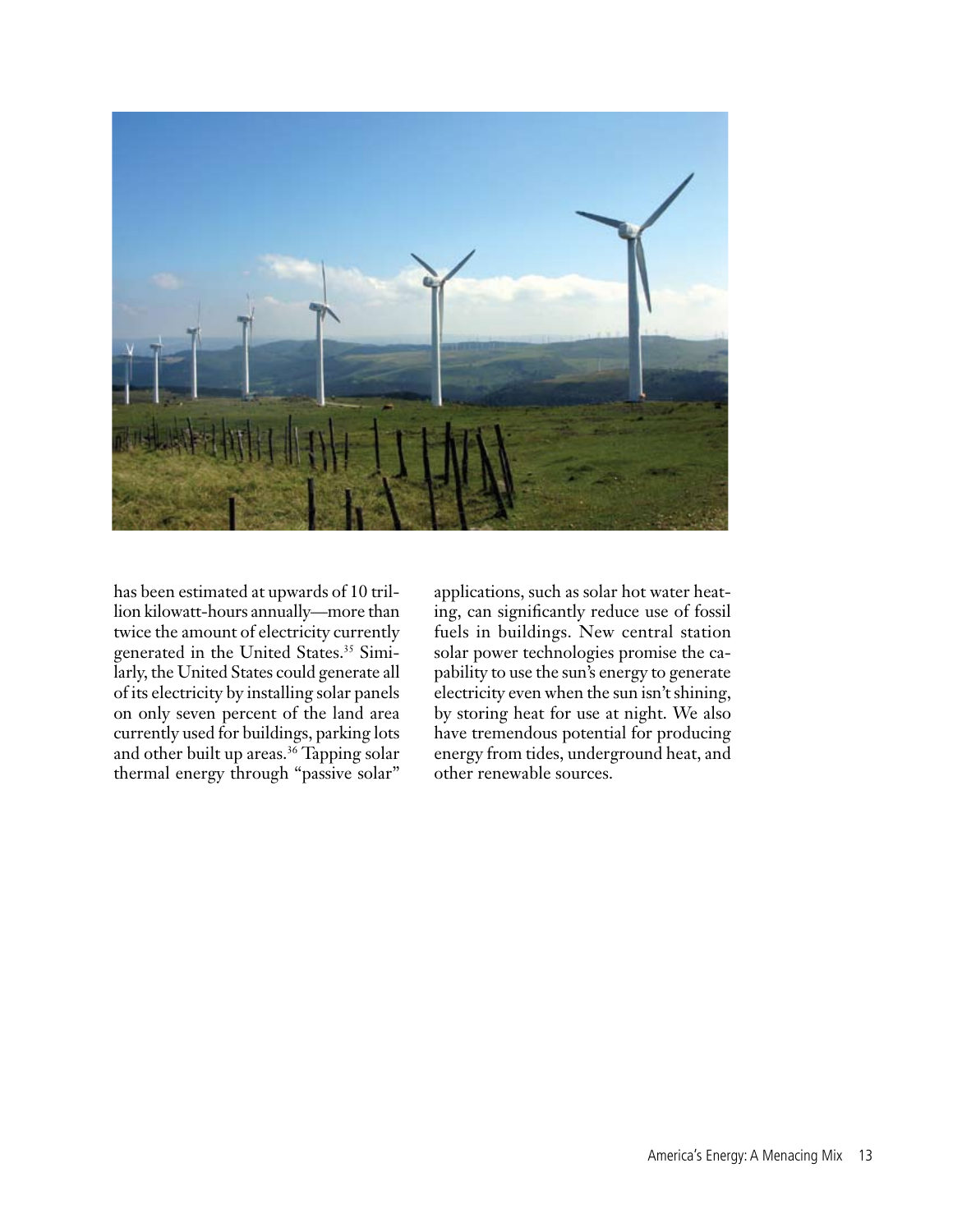has been estimated at upwards of 10 trillion kilowatt-hours annually—more than twice the amount of electricity currently generated in the United States.[35] Similarly, the United States could generate all of its electricity by installing solar panels on only seven percent of the land area currently used for buildings, parking lots and other built up areas.[36] Tapping solar thermal energy through "passive solar" applications, such as solar hot water heating, can significantly reduce use of fossil fuels in buildings. New central station solar power technologies promise the capability to use the sun's energy to generate electricity even when the sun isn't shining, by storing heat for use at night. We also have tremendous potential for producing energy from tides, underground heat, and other renewable sources.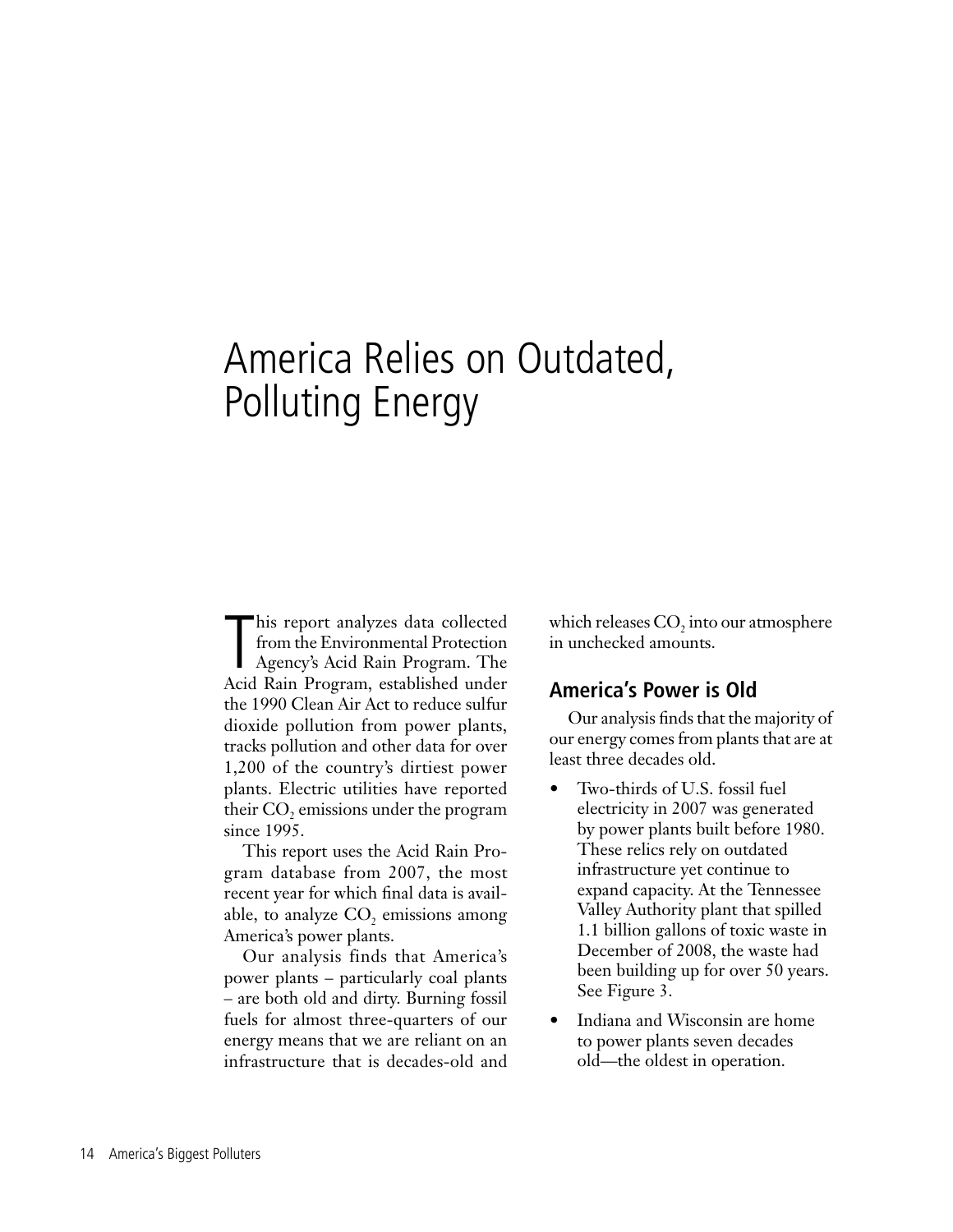# America Relies on Outdated, Polluting Energy

This report analyzes data collected from the Environmental Protection Agency's Acid Rain Program. The Acid Rain Program, established under the 1990 Clean Air Act to reduce sulfur dioxide pollution from power plants, tracks pollution and other data for over 1,200 of the country's dirtiest power plants. Electric utilities have reported their $CO_2$ emissions under the program since 1995.

This report uses the Acid Rain Program database from 2007, the most recent year for which final data is available, to analyze $CO_2$ emissions among America's power plants.

Our analysis finds that America's power plants – particularly coal plants – are both old and dirty. Burning fossil fuels for almost three-quarters of our energy means that we are reliant on an infrastructure that is decades-old and which releases $CO_2$ into our atmosphere in unchecked amounts.

## America's Power is Old

Our analysis finds that the majority of our energy comes from plants that are at least three decades old.

- Two-thirds of U.S. fossil fuel electricity in 2007 was generated by power plants built before 1980. These relics rely on outdated infrastructure yet continue to expand capacity. At the Tennessee Valley Authority plant that spilled 1.1 billion gallons of toxic waste in December of 2008, the waste had been building up for over 50 years. See Figure 3.
- Indiana and Wisconsin are home to power plants seven decades old—the oldest in operation.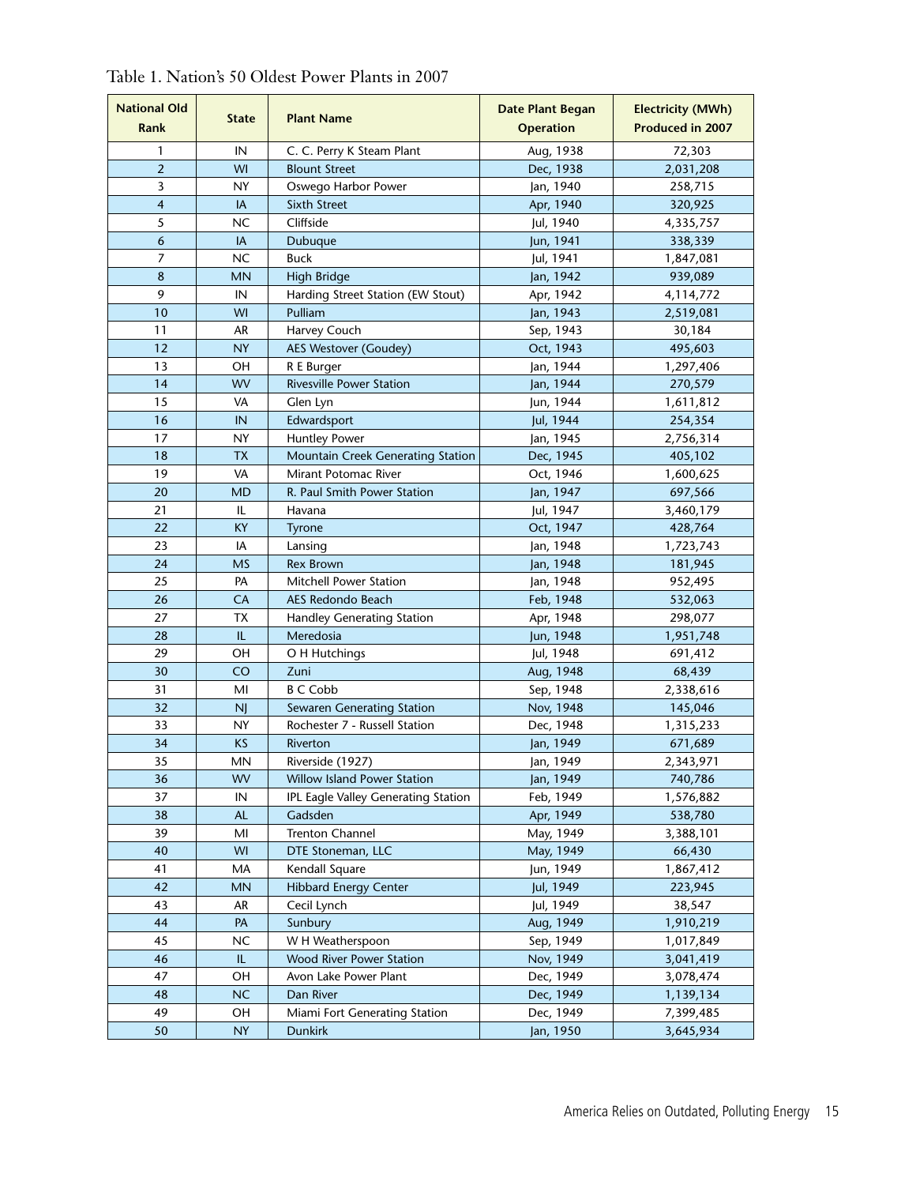Table 1. Nation's 50 Oldest Power Plants in 2007

| National Old Rank | State | Plant Name | Date Plant Began Operation | Electricity (MWh) Produced in 2007 |
|---|---|---|---|---|
| 1 | IN | C. C. Perry K Steam Plant | Aug, 1938 | 72,303 |
| 2 | WI | Blount Street | Dec, 1938 | 2,031,208 |
| 3 | NY | Oswego Harbor Power | Jan, 1940 | 258,715 |
| 4 | IA | Sixth Street | Apr, 1940 | 320,925 |
| 5 | NC | Cliffside | Jul, 1940 | 4,335,757 |
| 6 | IA | Dubuque | Jun, 1941 | 338,339 |
| 7 | NC | Buck | Jul, 1941 | 1,847,081 |
| 8 | MN | High Bridge | Jan, 1942 | 939,089 |
| 9 | IN | Harding Street Station (EW Stout) | Apr, 1942 | 4,114,772 |
| 10 | WI | Pulliam | Jan, 1943 | 2,519,081 |
| 11 | AR | Harvey Couch | Sep, 1943 | 30,184 |
| 12 | NY | AES Westover (Goudey) | Oct, 1943 | 495,603 |
| 13 | OH | R E Burger | Jan, 1944 | 1,297,406 |
| 14 | WV | Rivesville Power Station | Jan, 1944 | 270,579 |
| 15 | VA | Glen Lyn | Jun, 1944 | 1,611,812 |
| 16 | IN | Edwardsport | Jul, 1944 | 254,354 |
| 17 | NY | Huntley Power | Jan, 1945 | 2,756,314 |
| 18 | TX | Mountain Creek Generating Station | Dec, 1945 | 405,102 |
| 19 | VA | Mirant Potomac River | Oct, 1946 | 1,600,625 |
| 20 | MD | R. Paul Smith Power Station | Jan, 1947 | 697,566 |
| 21 | IL | Havana | Jul, 1947 | 3,460,179 |
| 22 | KY | Tyrone | Oct, 1947 | 428,764 |
| 23 | IA | Lansing | Jan, 1948 | 1,723,743 |
| 24 | MS | Rex Brown | Jan, 1948 | 181,945 |
| 25 | PA | Mitchell Power Station | Jan, 1948 | 952,495 |
| 26 | CA | AES Redondo Beach | Feb, 1948 | 532,063 |
| 27 | TX | Handley Generating Station | Apr, 1948 | 298,077 |
| 28 | IL | Meredosia | Jun, 1948 | 1,951,748 |
| 29 | OH | O H Hutchings | Jul, 1948 | 691,412 |
| 30 | CO | Zuni | Aug, 1948 | 68,439 |
| 31 | MI | B C Cobb | Sep, 1948 | 2,338,616 |
| 32 | NJ | Sewaren Generating Station | Nov, 1948 | 145,046 |
| 33 | NY | Rochester 7 - Russell Station | Dec, 1948 | 1,315,233 |
| 34 | KS | Riverton | Jan, 1949 | 671,689 |
| 35 | MN | Riverside (1927) | Jan, 1949 | 2,343,971 |
| 36 | WV | Willow Island Power Station | Jan, 1949 | 740,786 |
| 37 | IN | IPL Eagle Valley Generating Station | Feb, 1949 | 1,576,882 |
| 38 | AL | Gadsden | Apr, 1949 | 538,780 |
| 39 | MI | Trenton Channel | May, 1949 | 3,388,101 |
| 40 | WI | DTE Stoneman, LLC | May, 1949 | 66,430 |
| 41 | MA | Kendall Square | Jun, 1949 | 1,867,412 |
| 42 | MN | Hibbard Energy Center | Jul, 1949 | 223,945 |
| 43 | AR | Cecil Lynch | Jul, 1949 | 38,547 |
| 44 | PA | Sunbury | Aug, 1949 | 1,910,219 |
| 45 | NC | W H Weatherspoon | Sep, 1949 | 1,017,849 |
| 46 | IL | Wood River Power Station | Nov, 1949 | 3,041,419 |
| 47 | OH | Avon Lake Power Plant | Dec, 1949 | 3,078,474 |
| 48 | NC | Dan River | Dec, 1949 | 1,139,134 |
| 49 | OH | Miami Fort Generating Station | Dec, 1949 | 7,399,485 |
| 50 | NY | Dunkirk | Jan, 1950 | 3,645,934 |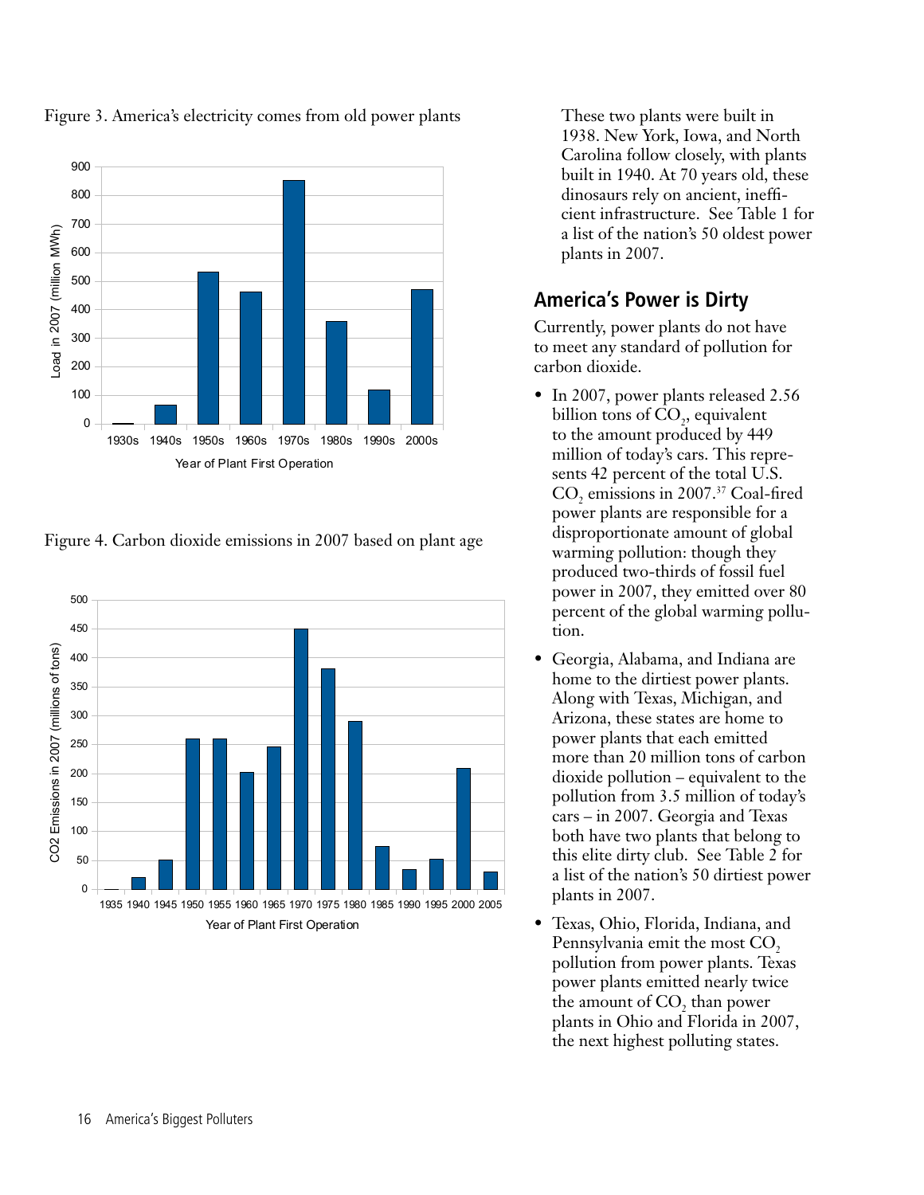Figure 3. America's electricity comes from old power plants

Figure 4. Carbon dioxide emissions in 2007 based on plant age

These two plants were built in 1938. New York, Iowa, and North Carolina follow closely, with plants built in 1940. At 70 years old, these dinosaurs rely on ancient, inefficient infrastructure. See Table 1 for a list of the nation's 50 oldest power plants in 2007.

## America's Power is Dirty

Currently, power plants do not have to meet any standard of pollution for carbon dioxide.

- In 2007, power plants released 2.56 billion tons of $CO_2$, equivalent to the amount produced by 449 million of today's cars. This represents 42 percent of the total U.S. $CO_2$ emissions in 2007.[37] Coal-fired power plants are responsible for a disproportionate amount of global warming pollution: though they produced two-thirds of fossil fuel power in 2007, they emitted over 80 percent of the global warming pollution.
- Georgia, Alabama, and Indiana are home to the dirtiest power plants. Along with Texas, Michigan, and Arizona, these states are home to power plants that each emitted more than 20 million tons of carbon dioxide pollution – equivalent to the pollution from 3.5 million of today's cars – in 2007. Georgia and Texas both have two plants that belong to this elite dirty club. See Table 2 for a list of the nation's 50 dirtiest power plants in 2007.
- Texas, Ohio, Florida, Indiana, and Pennsylvania emit the most $CO_2$ pollution from power plants. Texas power plants emitted nearly twice the amount of $CO_2$ than power plants in Ohio and Florida in 2007, the next highest polluting states.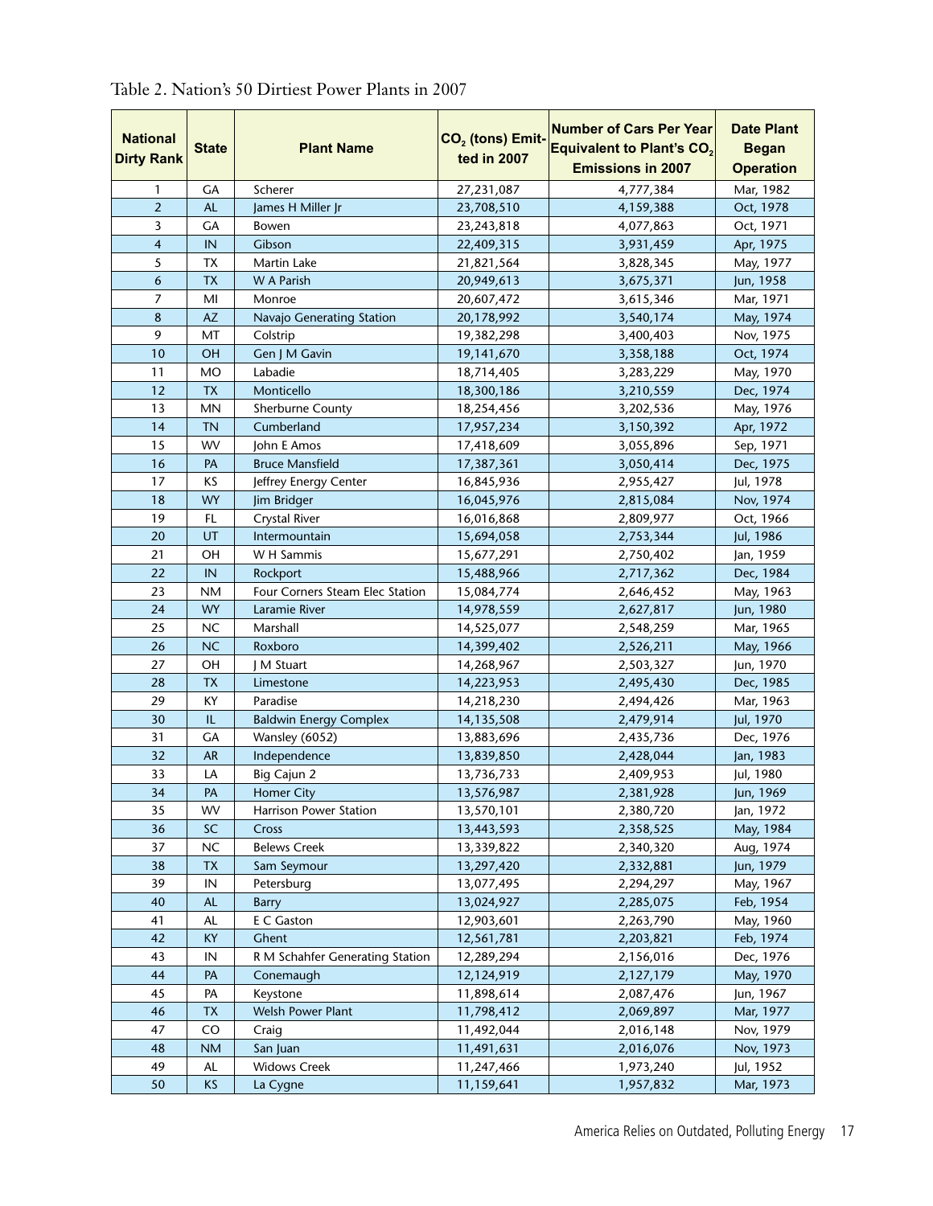Table 2. Nation's 50 Dirtiest Power Plants in 2007

| National Dirty Rank | State | Plant Name | $CO_2$ (tons) Emitted in 2007 | Number of Cars Per Year Equivalent to Plant's $CO_2$ Emissions in 2007 | Date Plant Began Operation |
|---|---|---|---|---|---|
| 1 | GA | Scherer | 27,231,087 | 4,777,384 | Mar, 1982 |
| 2 | AL | James H Miller Jr | 23,708,510 | 4,159,388 | Oct, 1978 |
| 3 | GA | Bowen | 23,243,818 | 4,077,863 | Oct, 1971 |
| 4 | IN | Gibson | 22,409,315 | 3,931,459 | Apr, 1975 |
| 5 | TX | Martin Lake | 21,821,564 | 3,828,345 | May, 1977 |
| 6 | TX | W A Parish | 20,949,613 | 3,675,371 | Jun, 1958 |
| 7 | MI | Monroe | 20,607,472 | 3,615,346 | Mar, 1971 |
| 8 | AZ | Navajo Generating Station | 20,178,992 | 3,540,174 | May, 1974 |
| 9 | MT | Colstrip | 19,382,298 | 3,400,403 | Nov, 1975 |
| 10 | OH | Gen J M Gavin | 19,141,670 | 3,358,188 | Oct, 1974 |
| 11 | MO | Labadie | 18,714,405 | 3,283,229 | May, 1970 |
| 12 | TX | Monticello | 18,300,186 | 3,210,559 | Dec, 1974 |
| 13 | MN | Sherburne County | 18,254,456 | 3,202,536 | May, 1976 |
| 14 | TN | Cumberland | 17,957,234 | 3,150,392 | Apr, 1972 |
| 15 | WV | John E Amos | 17,418,609 | 3,055,896 | Sep, 1971 |
| 16 | PA | Bruce Mansfield | 17,387,361 | 3,050,414 | Dec, 1975 |
| 17 | KS | Jeffrey Energy Center | 16,845,936 | 2,955,427 | Jul, 1978 |
| 18 | WY | Jim Bridger | 16,045,976 | 2,815,084 | Nov, 1974 |
| 19 | FL | Crystal River | 16,016,868 | 2,809,977 | Oct, 1966 |
| 20 | UT | Intermountain | 15,694,058 | 2,753,344 | Jul, 1986 |
| 21 | OH | W H Sammis | 15,677,291 | 2,750,402 | Jan, 1959 |
| 22 | IN | Rockport | 15,488,966 | 2,717,362 | Dec, 1984 |
| 23 | NM | Four Corners Steam Elec Station | 15,084,774 | 2,646,452 | May, 1963 |
| 24 | WY | Laramie River | 14,978,559 | 2,627,817 | Jun, 1980 |
| 25 | NC | Marshall | 14,525,077 | 2,548,259 | Mar, 1965 |
| 26 | NC | Roxboro | 14,399,402 | 2,526,211 | May, 1966 |
| 27 | OH | J M Stuart | 14,268,967 | 2,503,327 | Jun, 1970 |
| 28 | TX | Limestone | 14,223,953 | 2,495,430 | Dec, 1985 |
| 29 | KY | Paradise | 14,218,230 | 2,494,426 | Mar, 1963 |
| 30 | IL | Baldwin Energy Complex | 14,135,508 | 2,479,914 | Jul, 1970 |
| 31 | GA | Wansley (6052) | 13,883,696 | 2,435,736 | Dec, 1976 |
| 32 | AR | Independence | 13,839,850 | 2,428,044 | Jan, 1983 |
| 33 | LA | Big Cajun 2 | 13,736,733 | 2,409,953 | Jul, 1980 |
| 34 | PA | Homer City | 13,576,987 | 2,381,928 | Jun, 1969 |
| 35 | WV | Harrison Power Station | 13,570,101 | 2,380,720 | Jan, 1972 |
| 36 | SC | Cross | 13,443,593 | 2,358,525 | May, 1984 |
| 37 | NC | Belews Creek | 13,339,822 | 2,340,320 | Aug, 1974 |
| 38 | TX | Sam Seymour | 13,297,420 | 2,332,881 | Jun, 1979 |
| 39 | IN | Petersburg | 13,077,495 | 2,294,297 | May, 1967 |
| 40 | AL | Barry | 13,024,927 | 2,285,075 | Feb, 1954 |
| 41 | AL | E C Gaston | 12,903,601 | 2,263,790 | May, 1960 |
| 42 | KY | Ghent | 12,561,781 | 2,203,821 | Feb, 1974 |
| 43 | IN | R M Schahfer Generating Station | 12,289,294 | 2,156,016 | Dec, 1976 |
| 44 | PA | Conemaugh | 12,124,919 | 2,127,179 | May, 1970 |
| 45 | PA | Keystone | 11,898,614 | 2,087,476 | Jun, 1967 |
| 46 | TX | Welsh Power Plant | 11,798,412 | 2,069,897 | Mar, 1977 |
| 47 | CO | Craig | 11,492,044 | 2,016,148 | Nov, 1979 |
| 48 | NM | San Juan | 11,491,631 | 2,016,076 | Nov, 1973 |
| 49 | AL | Widows Creek | 11,247,466 | 1,973,240 | Jul, 1952 |
| 50 | KS | La Cygne | 11,159,641 | 1,957,832 | Mar, 1973 |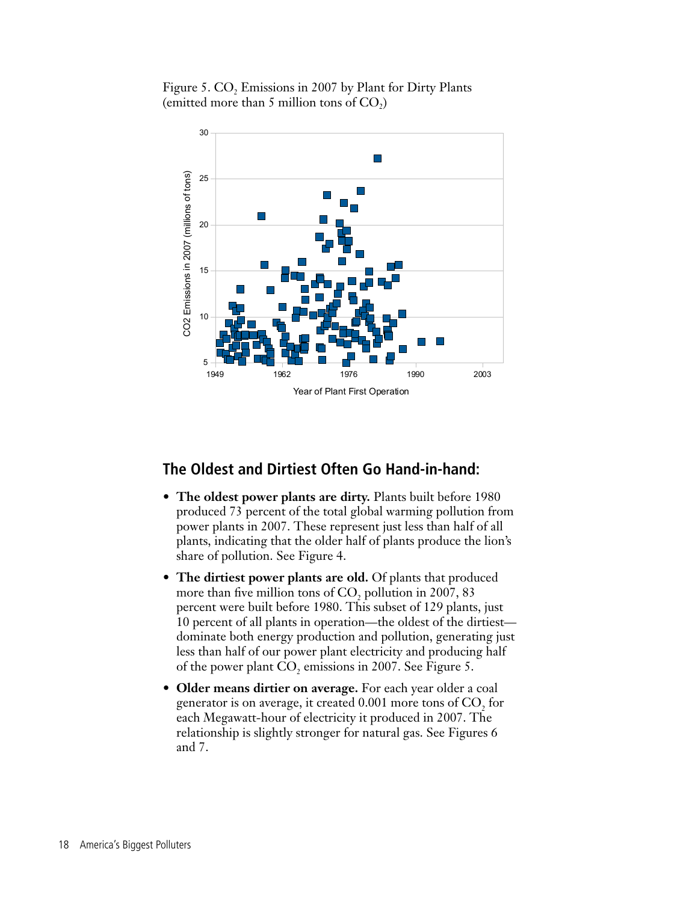Figure 5. $CO_2$ Emissions in 2007 by Plant for Dirty Plants (emitted more than 5 million tons of $CO_2$)

## The Oldest and Dirtiest Often Go Hand-in-hand:

- **The oldest power plants are dirty.** Plants built before 1980 produced 73 percent of the total global warming pollution from power plants in 2007. These represent just less than half of all plants, indicating that the older half of plants produce the lion's share of pollution. See Figure 4.
- **The dirtiest power plants are old.** Of plants that produced more than five million tons of $CO_2$ pollution in 2007, 83 percent were built before 1980. This subset of 129 plants, just 10 percent of all plants in operation—the oldest of the dirtiest—dominate both energy production and pollution, generating just less than half of our power plant electricity and producing half of the power plant $CO_2$ emissions in 2007. See Figure 5.
- **Older means dirtier on average.** For each year older a coal generator is on average, it created 0.001 more tons of $CO_2$ for each Megawatt-hour of electricity it produced in 2007. The relationship is slightly stronger for natural gas. See Figures 6 and 7.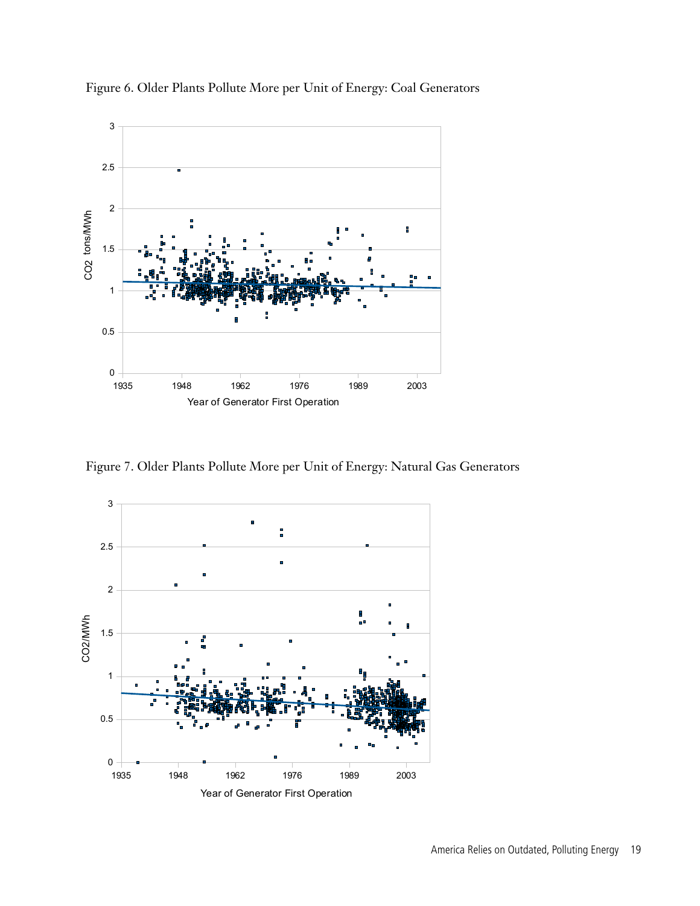Figure 6. Older Plants Pollute More per Unit of Energy: Coal Generators

Figure 7. Older Plants Pollute More per Unit of Energy: Natural Gas Generators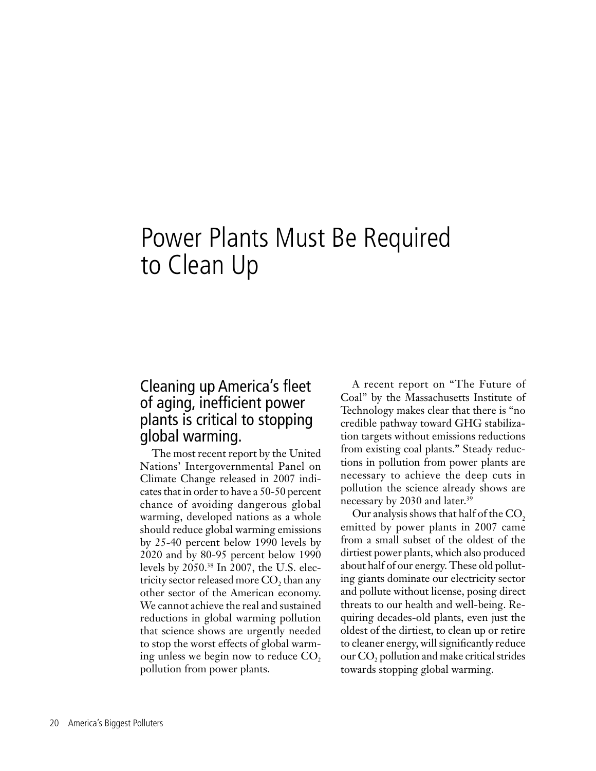# Power Plants Must Be Required to Clean Up

## Cleaning up America's fleet of aging, inefficient power plants is critical to stopping global warming.

The most recent report by the United Nations' Intergovernmental Panel on Climate Change released in 2007 indicates that in order to have a 50-50 percent chance of avoiding dangerous global warming, developed nations as a whole should reduce global warming emissions by 25-40 percent below 1990 levels by 2020 and by 80-95 percent below 1990 levels by 2050.[38] In 2007, the U.S. electricity sector released more $CO_2$ than any other sector of the American economy. We cannot achieve the real and sustained reductions in global warming pollution that science shows are urgently needed to stop the worst effects of global warming unless we begin now to reduce $CO_2$ pollution from power plants.

A recent report on "The Future of Coal" by the Massachusetts Institute of Technology makes clear that there is "no credible pathway toward GHG stabilization targets without emissions reductions from existing coal plants." Steady reductions in pollution from power plants are necessary to achieve the deep cuts in pollution the science already shows are necessary by 2030 and later.[39]

Our analysis shows that half of the $CO_2$ emitted by power plants in 2007 came from a small subset of the oldest of the dirtiest power plants, which also produced about half of our energy. These old polluting giants dominate our electricity sector and pollute without license, posing direct threats to our health and well-being. Requiring decades-old plants, even just the oldest of the dirtiest, to clean up or retire to cleaner energy, will significantly reduce our $CO_2$ pollution and make critical strides towards stopping global warming.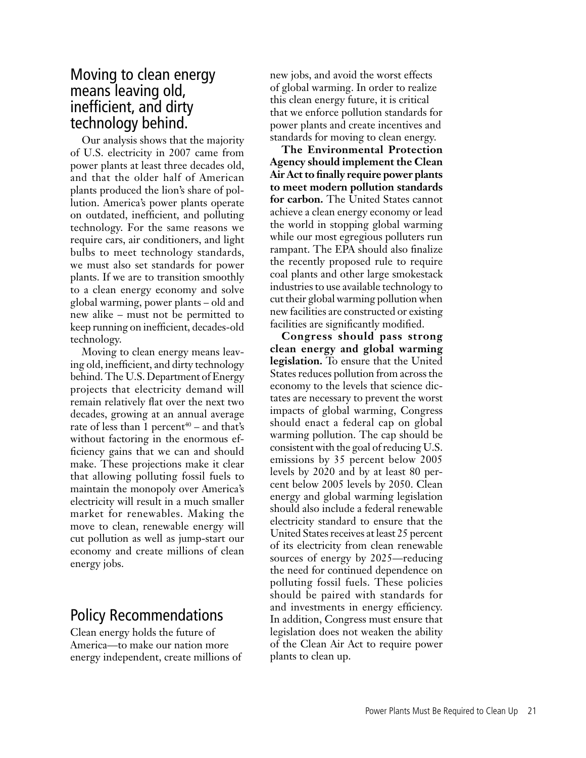## Moving to clean energy means leaving old, inefficient, and dirty technology behind.

Our analysis shows that the majority of U.S. electricity in 2007 came from power plants at least three decades old, and that the older half of American plants produced the lion's share of pollution. America's power plants operate on outdated, inefficient, and polluting technology. For the same reasons we require cars, air conditioners, and light bulbs to meet technology standards, we must also set standards for power plants. If we are to transition smoothly to a clean energy economy and solve global warming, power plants – old and new alike – must not be permitted to keep running on inefficient, decades-old technology.

Moving to clean energy means leaving old, inefficient, and dirty technology behind. The U.S. Department of Energy projects that electricity demand will remain relatively flat over the next two decades, growing at an annual average rate of less than 1 percent[40] – and that's without factoring in the enormous efficiency gains that we can and should make. These projections make it clear that allowing polluting fossil fuels to maintain the monopoly over America's electricity will result in a much smaller market for renewables. Making the move to clean, renewable energy will cut pollution as well as jump-start our economy and create millions of clean energy jobs.

## Policy Recommendations

Clean energy holds the future of America—to make our nation more energy independent, create millions of new jobs, and avoid the worst effects of global warming. In order to realize this clean energy future, it is critical that we enforce pollution standards for power plants and create incentives and standards for moving to clean energy.

**The Environmental Protection Agency should implement the Clean Air Act to finally require power plants to meet modern pollution standards for carbon.** The United States cannot achieve a clean energy economy or lead the world in stopping global warming while our most egregious polluters run rampant. The EPA should also finalize the recently proposed rule to require coal plants and other large smokestack industries to use available technology to cut their global warming pollution when new facilities are constructed or existing facilities are significantly modified.

**Congress should pass strong clean energy and global warming legislation.** To ensure that the United States reduces pollution from across the economy to the levels that science dictates are necessary to prevent the worst impacts of global warming, Congress should enact a federal cap on global warming pollution. The cap should be consistent with the goal of reducing U.S. emissions by 35 percent below 2005 levels by 2020 and by at least 80 percent below 2005 levels by 2050. Clean energy and global warming legislation should also include a federal renewable electricity standard to ensure that the United States receives at least 25 percent of its electricity from clean renewable sources of energy by 2025—reducing the need for continued dependence on polluting fossil fuels. These policies should be paired with standards for and investments in energy efficiency. In addition, Congress must ensure that legislation does not weaken the ability of the Clean Air Act to require power plants to clean up.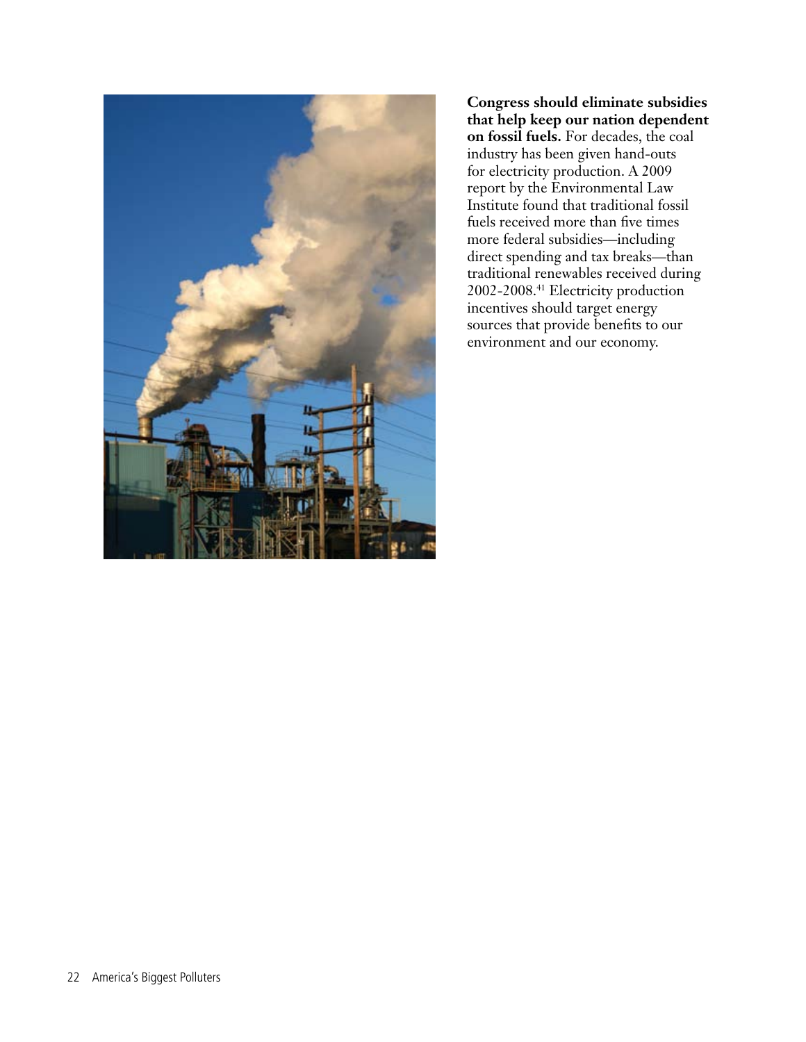**Congress should eliminate subsidies that help keep our nation dependent on fossil fuels.** For decades, the coal industry has been given hand-outs for electricity production. A 2009 report by the Environmental Law Institute found that traditional fossil fuels received more than five times more federal subsidies—including direct spending and tax breaks—than traditional renewables received during 2002-2008.[41] Electricity production incentives should target energy sources that provide benefits to our environment and our economy.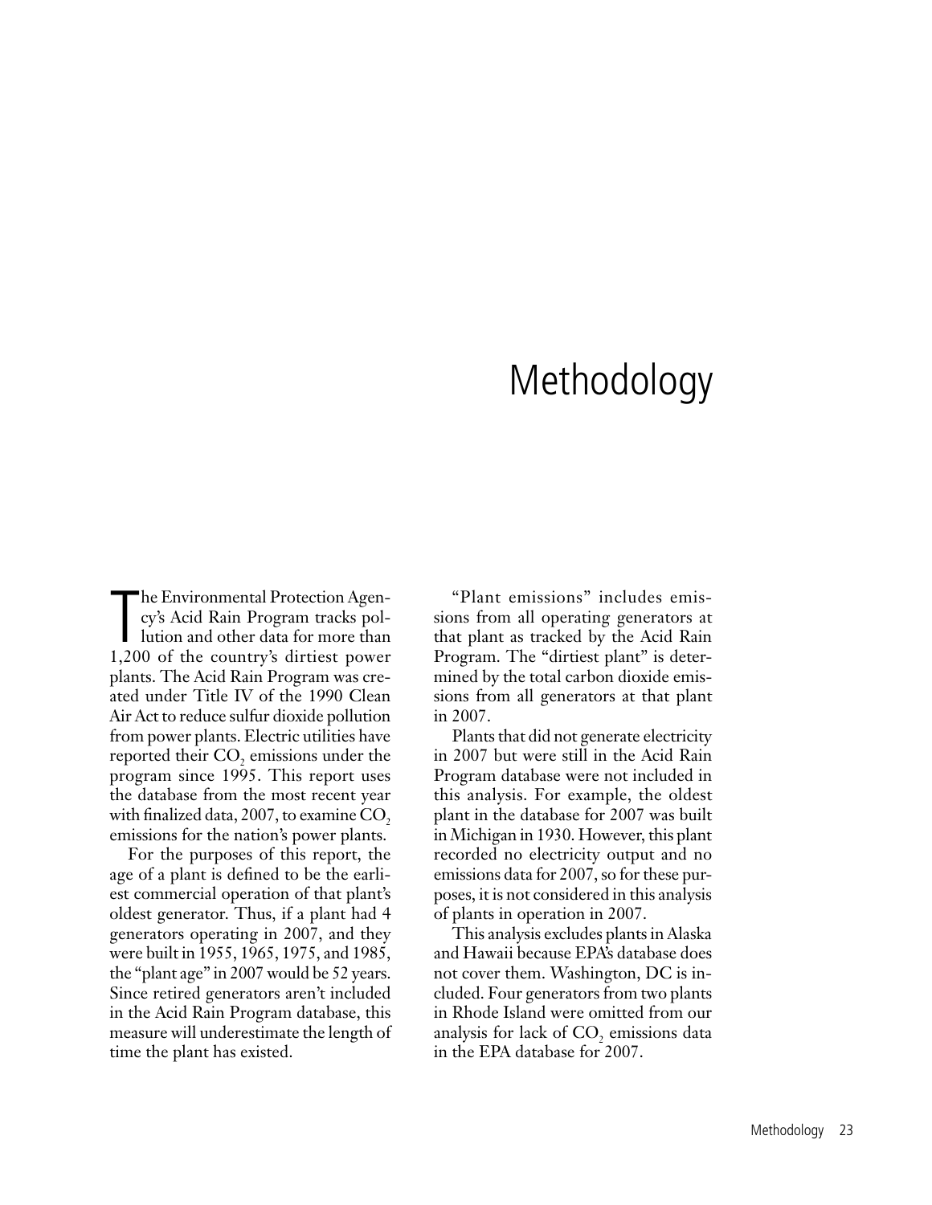# Methodology

The Environmental Protection Agency's Acid Rain Program tracks pollution and other data for more than 1,200 of the country's dirtiest power plants. The Acid Rain Program was created under Title IV of the 1990 Clean Air Act to reduce sulfur dioxide pollution from power plants. Electric utilities have reported their $CO_2$ emissions under the program since 1995. This report uses the database from the most recent year with finalized data, 2007, to examine $CO_2$ emissions for the nation's power plants.

For the purposes of this report, the age of a plant is defined to be the earliest commercial operation of that plant's oldest generator. Thus, if a plant had 4 generators operating in 2007, and they were built in 1955, 1965, 1975, and 1985, the "plant age" in 2007 would be 52 years. Since retired generators aren't included in the Acid Rain Program database, this measure will underestimate the length of time the plant has existed.

"Plant emissions" includes emissions from all operating generators at that plant as tracked by the Acid Rain Program. The "dirtiest plant" is determined by the total carbon dioxide emissions from all generators at that plant in 2007.

Plants that did not generate electricity in 2007 but were still in the Acid Rain Program database were not included in this analysis. For example, the oldest plant in the database for 2007 was built in Michigan in 1930. However, this plant recorded no electricity output and no emissions data for 2007, so for these purposes, it is not considered in this analysis of plants in operation in 2007.

This analysis excludes plants in Alaska and Hawaii because EPA's database does not cover them. Washington, DC is included. Four generators from two plants in Rhode Island were omitted from our analysis for lack of $CO_2$ emissions data in the EPA database for 2007.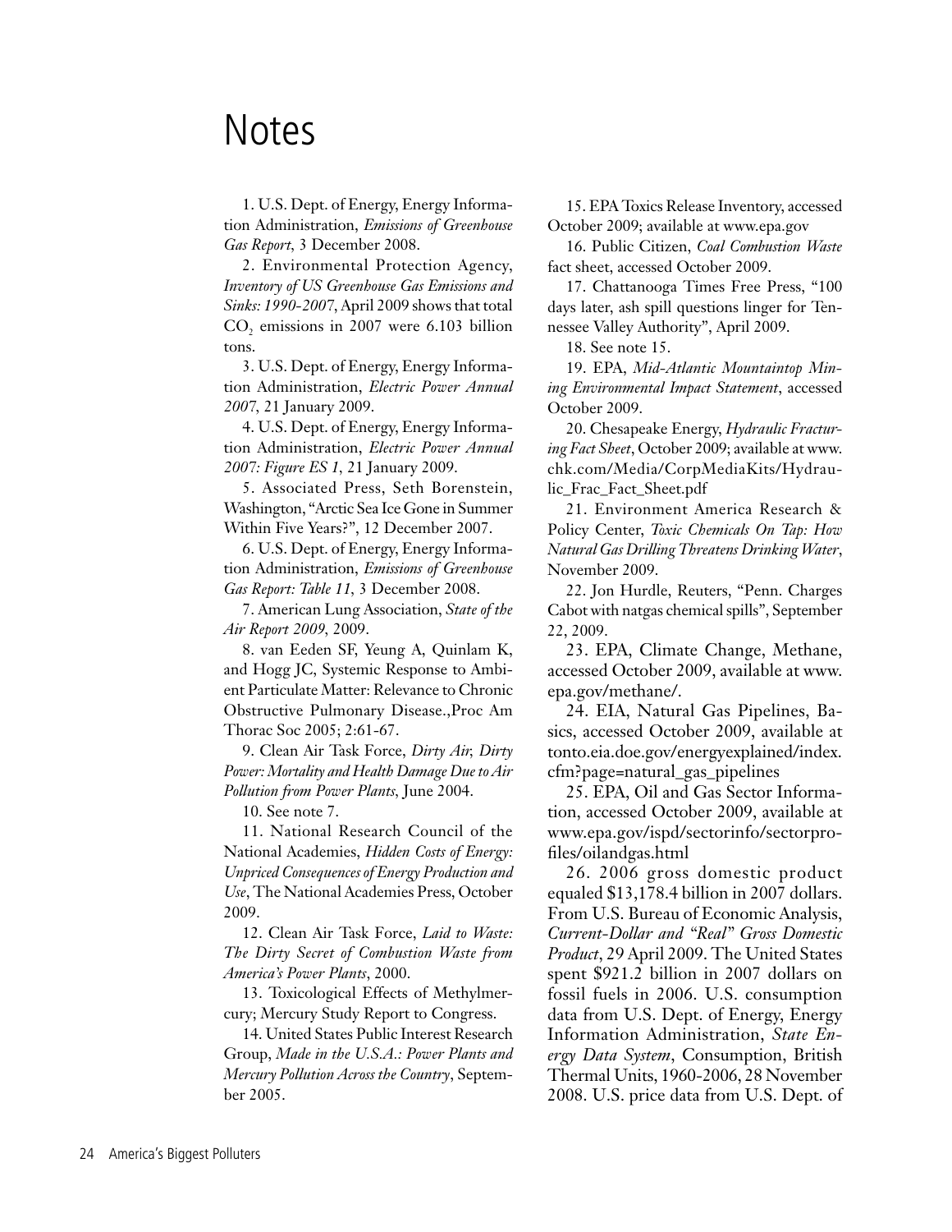# Notes

1. U.S. Dept. of Energy, Energy Information Administration, *Emissions of Greenhouse Gas Report*, 3 December 2008.

2. Environmental Protection Agency, *Inventory of US Greenhouse Gas Emissions and Sinks: 1990-2007*, April 2009 shows that total $CO_2$ emissions in 2007 were 6.103 billion tons.

3. U.S. Dept. of Energy, Energy Information Administration, *Electric Power Annual 2007*, 21 January 2009.

4. U.S. Dept. of Energy, Energy Information Administration, *Electric Power Annual 2007: Figure ES 1*, 21 January 2009.

5. Associated Press, Seth Borenstein, Washington, "Arctic Sea Ice Gone in Summer Within Five Years?", 12 December 2007.

6. U.S. Dept. of Energy, Energy Information Administration, *Emissions of Greenhouse Gas Report: Table 11*, 3 December 2008.

7. American Lung Association, *State of the Air Report 2009*, 2009.

8. van Eeden SF, Yeung A, Quinlam K, and Hogg JC, Systemic Response to Ambient Particulate Matter: Relevance to Chronic Obstructive Pulmonary Disease.,Proc Am Thorac Soc 2005; 2:61-67.

9. Clean Air Task Force, *Dirty Air, Dirty Power: Mortality and Health Damage Due to Air Pollution from Power Plants*, June 2004.

10. See note 7.

11. National Research Council of the National Academies, *Hidden Costs of Energy: Unpriced Consequences of Energy Production and Use*, The National Academies Press, October 2009.

12. Clean Air Task Force, *Laid to Waste: The Dirty Secret of Combustion Waste from America's Power Plants*, 2000.

13. Toxicological Effects of Methylmercury; Mercury Study Report to Congress.

14. United States Public Interest Research Group, *Made in the U.S.A.: Power Plants and Mercury Pollution Across the Country*, September 2005.

15. EPA Toxics Release Inventory, accessed October 2009; available at www.epa.gov

16. Public Citizen, *Coal Combustion Waste* fact sheet, accessed October 2009.

17. Chattanooga Times Free Press, "100 days later, ash spill questions linger for Tennessee Valley Authority", April 2009.

18. See note 15.

19. EPA, *Mid-Atlantic Mountaintop Mining Environmental Impact Statement*, accessed October 2009.

20. Chesapeake Energy, *Hydraulic Fracturing Fact Sheet*, October 2009; available at www.chk.com/Media/CorpMediaKits/Hydraulic_Frac_Fact_Sheet.pdf

21. Environment America Research & Policy Center, *Toxic Chemicals On Tap: How Natural Gas Drilling Threatens Drinking Water*, November 2009.

22. Jon Hurdle, Reuters, "Penn. Charges Cabot with natgas chemical spills", September 22, 2009.

23. EPA, Climate Change, Methane, accessed October 2009, available at www.epa.gov/methane/.

24. EIA, Natural Gas Pipelines, Basics, accessed October 2009, available at tonto.eia.doe.gov/energyexplained/index.cfm?page=natural_gas_pipelines

25. EPA, Oil and Gas Sector Information, accessed October 2009, available at www.epa.gov/ispd/sectorinfo/sectorprofiles/oilandgas.html

26. 2006 gross domestic product equaled $13,178.4 billion in 2007 dollars. From U.S. Bureau of Economic Analysis, *Current-Dollar and "Real" Gross Domestic Product*, 29 April 2009. The United States spent $921.2 billion in 2007 dollars on fossil fuels in 2006. U.S. consumption data from U.S. Dept. of Energy, Energy Information Administration, *State Energy Data System*, Consumption, British Thermal Units, 1960-2006, 28 November 2008. U.S. price data from U.S. Dept. of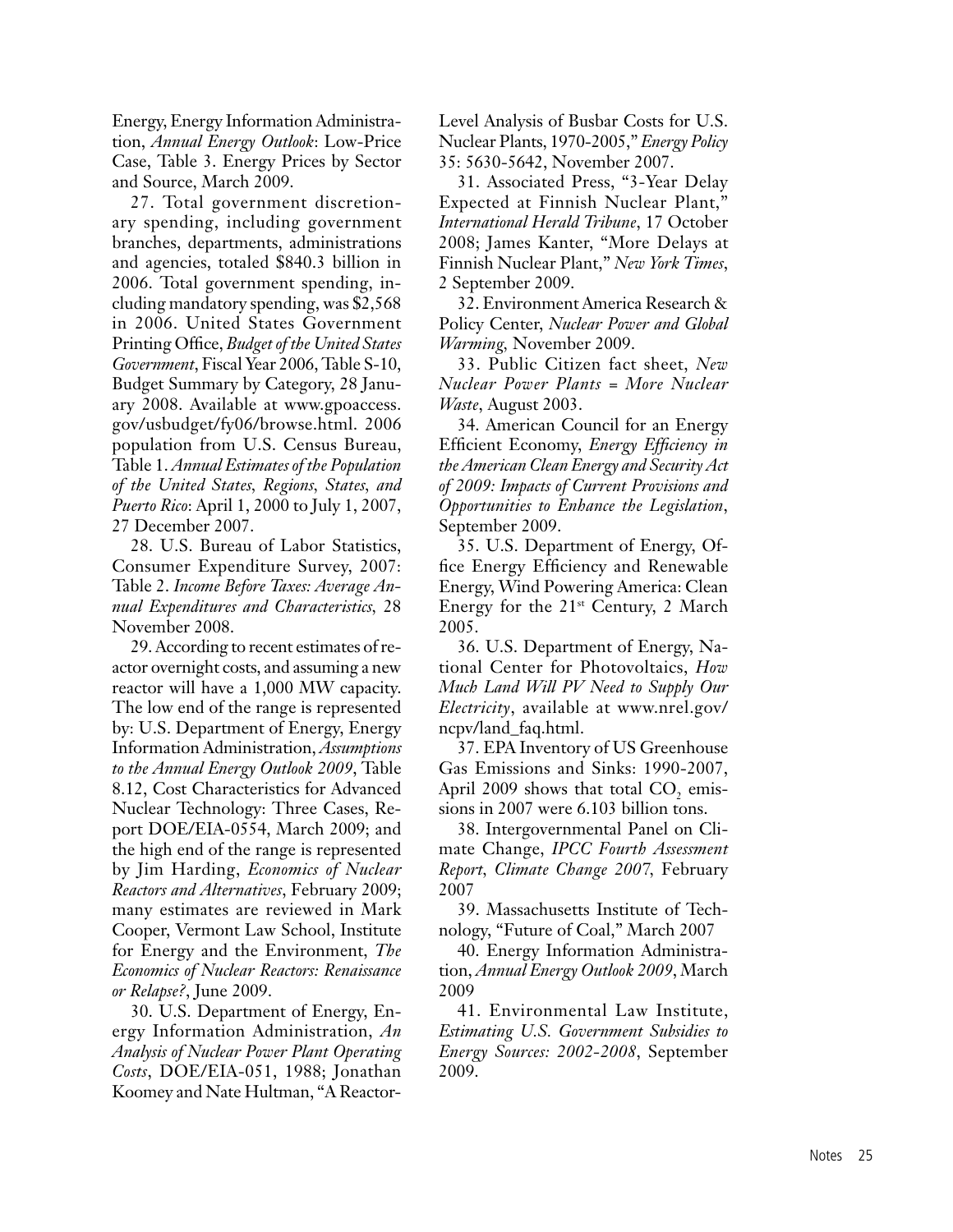Energy, Energy Information Administration, *Annual Energy Outlook*: Low-Price Case, Table 3. Energy Prices by Sector and Source, March 2009.

27. Total government discretionary spending, including government branches, departments, administrations and agencies, totaled $840.3 billion in 2006. Total government spending, including mandatory spending, was $2,568 in 2006. United States Government Printing Office, *Budget of the United States Government*, Fiscal Year 2006, Table S-10, Budget Summary by Category, 28 January 2008. Available at www.gpoaccess.gov/usbudget/fy06/browse.html. 2006 population from U.S. Census Bureau, Table 1. *Annual Estimates of the Population of the United States, Regions, States, and Puerto Rico*: April 1, 2000 to July 1, 2007, 27 December 2007.

28. U.S. Bureau of Labor Statistics, Consumer Expenditure Survey, 2007: Table 2. *Income Before Taxes: Average Annual Expenditures and Characteristics*, 28 November 2008.

29. According to recent estimates of reactor overnight costs, and assuming a new reactor will have a 1,000 MW capacity. The low end of the range is represented by: U.S. Department of Energy, Energy Information Administration, *Assumptions to the Annual Energy Outlook 2009*, Table 8.12, Cost Characteristics for Advanced Nuclear Technology: Three Cases, Report DOE/EIA-0554, March 2009; and the high end of the range is represented by Jim Harding, *Economics of Nuclear Reactors and Alternatives*, February 2009; many estimates are reviewed in Mark Cooper, Vermont Law School, Institute for Energy and the Environment, *The Economics of Nuclear Reactors: Renaissance or Relapse?*, June 2009.

30. U.S. Department of Energy, Energy Information Administration, *An Analysis of Nuclear Power Plant Operating Costs*, DOE/EIA-051, 1988; Jonathan Koomey and Nate Hultman, "A Reactor-Level Analysis of Busbar Costs for U.S. Nuclear Plants, 1970-2005," *Energy Policy* 35: 5630-5642, November 2007.

31. Associated Press, "3-Year Delay Expected at Finnish Nuclear Plant," *International Herald Tribune*, 17 October 2008; James Kanter, "More Delays at Finnish Nuclear Plant," *New York Times*, 2 September 2009.

32. Environment America Research & Policy Center, *Nuclear Power and Global Warming*, November 2009.

33. Public Citizen fact sheet, *New Nuclear Power Plants = More Nuclear Waste*, August 2003.

34. American Council for an Energy Efficient Economy, *Energy Efficiency in the American Clean Energy and Security Act of 2009: Impacts of Current Provisions and Opportunities to Enhance the Legislation*, September 2009.

35. U.S. Department of Energy, Office Energy Efficiency and Renewable Energy, Wind Powering America: Clean Energy for the 21st Century, 2 March 2005.

36. U.S. Department of Energy, National Center for Photovoltaics, *How Much Land Will PV Need to Supply Our Electricity*, available at www.nrel.gov/ncpv/land_faq.html.

37. EPA Inventory of US Greenhouse Gas Emissions and Sinks: 1990-2007, April 2009 shows that total $CO_2$ emissions in 2007 were 6.103 billion tons.

38. Intergovernmental Panel on Climate Change, *IPCC Fourth Assessment Report*, *Climate Change 2007*, February 2007

39. Massachusetts Institute of Technology, "Future of Coal," March 2007

40. Energy Information Administration, *Annual Energy Outlook 2009*, March 2009

41. Environmental Law Institute, *Estimating U.S. Government Subsidies to Energy Sources: 2002-2008*, September 2009.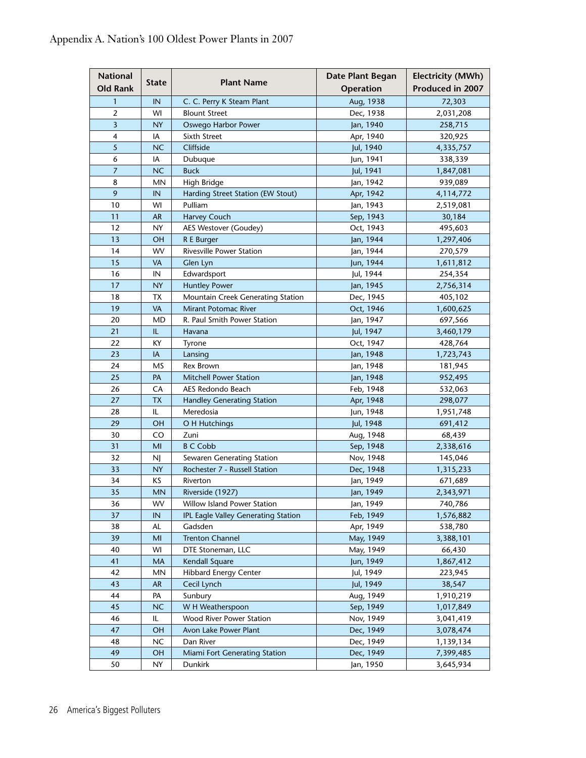# Appendix A. Nation's 100 Oldest Power Plants in 2007

| National Old Rank | State | Plant Name | Date Plant Began Operation | Electricity (MWh) Produced in 2007 |
|---|---|---|---|---|
| 1 | IN | C. C. Perry K Steam Plant | Aug, 1938 | 72,303 |
| 2 | WI | Blount Street | Dec, 1938 | 2,031,208 |
| 3 | NY | Oswego Harbor Power | Jan, 1940 | 258,715 |
| 4 | IA | Sixth Street | Apr, 1940 | 320,925 |
| 5 | NC | Cliffside | Jul, 1940 | 4,335,757 |
| 6 | IA | Dubuque | Jun, 1941 | 338,339 |
| 7 | NC | Buck | Jul, 1941 | 1,847,081 |
| 8 | MN | High Bridge | Jan, 1942 | 939,089 |
| 9 | IN | Harding Street Station (EW Stout) | Apr, 1942 | 4,114,772 |
| 10 | WI | Pulliam | Jan, 1943 | 2,519,081 |
| 11 | AR | Harvey Couch | Sep, 1943 | 30,184 |
| 12 | NY | AES Westover (Goudey) | Oct, 1943 | 495,603 |
| 13 | OH | R E Burger | Jan, 1944 | 1,297,406 |
| 14 | WV | Rivesville Power Station | Jan, 1944 | 270,579 |
| 15 | VA | Glen Lyn | Jun, 1944 | 1,611,812 |
| 16 | IN | Edwardsport | Jul, 1944 | 254,354 |
| 17 | NY | Huntley Power | Jan, 1945 | 2,756,314 |
| 18 | TX | Mountain Creek Generating Station | Dec, 1945 | 405,102 |
| 19 | VA | Mirant Potomac River | Oct, 1946 | 1,600,625 |
| 20 | MD | R. Paul Smith Power Station | Jan, 1947 | 697,566 |
| 21 | IL | Havana | Jul, 1947 | 3,460,179 |
| 22 | KY | Tyrone | Oct, 1947 | 428,764 |
| 23 | IA | Lansing | Jan, 1948 | 1,723,743 |
| 24 | MS | Rex Brown | Jan, 1948 | 181,945 |
| 25 | PA | Mitchell Power Station | Jan, 1948 | 952,495 |
| 26 | CA | AES Redondo Beach | Feb, 1948 | 532,063 |
| 27 | TX | Handley Generating Station | Apr, 1948 | 298,077 |
| 28 | IL | Meredosia | Jun, 1948 | 1,951,748 |
| 29 | OH | O H Hutchings | Jul, 1948 | 691,412 |
| 30 | CO | Zuni | Aug, 1948 | 68,439 |
| 31 | MI | B C Cobb | Sep, 1948 | 2,338,616 |
| 32 | NJ | Sewaren Generating Station | Nov, 1948 | 145,046 |
| 33 | NY | Rochester 7 - Russell Station | Dec, 1948 | 1,315,233 |
| 34 | KS | Riverton | Jan, 1949 | 671,689 |
| 35 | MN | Riverside (1927) | Jan, 1949 | 2,343,971 |
| 36 | WV | Willow Island Power Station | Jan, 1949 | 740,786 |
| 37 | IN | IPL Eagle Valley Generating Station | Feb, 1949 | 1,576,882 |
| 38 | AL | Gadsden | Apr, 1949 | 538,780 |
| 39 | MI | Trenton Channel | May, 1949 | 3,388,101 |
| 40 | WI | DTE Stoneman, LLC | May, 1949 | 66,430 |
| 41 | MA | Kendall Square | Jun, 1949 | 1,867,412 |
| 42 | MN | Hibbard Energy Center | Jul, 1949 | 223,945 |
| 43 | AR | Cecil Lynch | Jul, 1949 | 38,547 |
| 44 | PA | Sunbury | Aug, 1949 | 1,910,219 |
| 45 | NC | W H Weatherspoon | Sep, 1949 | 1,017,849 |
| 46 | IL | Wood River Power Station | Nov, 1949 | 3,041,419 |
| 47 | OH | Avon Lake Power Plant | Dec, 1949 | 3,078,474 |
| 48 | NC | Dan River | Dec, 1949 | 1,139,134 |
| 49 | OH | Miami Fort Generating Station | Dec, 1949 | 7,399,485 |
| 50 | NY | Dunkirk | Jan, 1950 | 3,645,934 |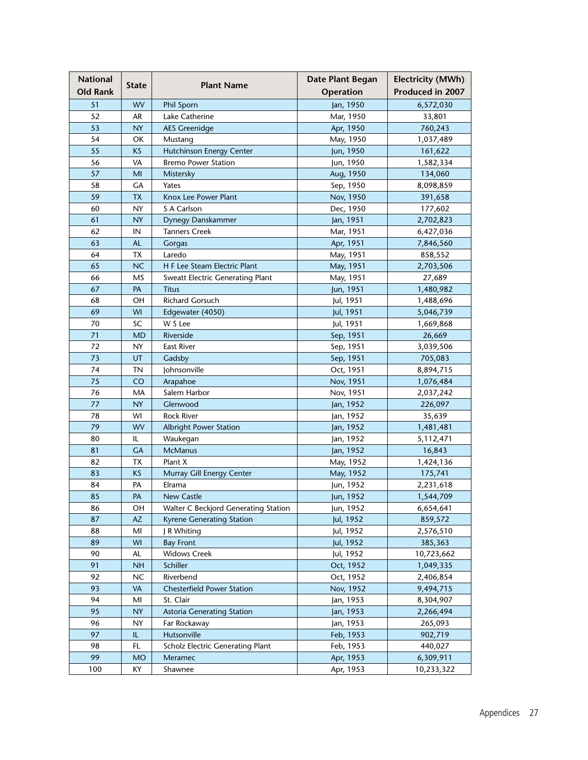| National Old Rank | State | Plant Name | Date Plant Began Operation | Electricity (MWh) Produced in 2007 |
|---|---|---|---|---|
| 51 | WV | Phil Sporn | Jan, 1950 | 6,572,030 |
| 52 | AR | Lake Catherine | Mar, 1950 | 33,801 |
| 53 | NY | AES Greenidge | Apr, 1950 | 760,243 |
| 54 | OK | Mustang | May, 1950 | 1,037,489 |
| 55 | KS | Hutchinson Energy Center | Jun, 1950 | 161,622 |
| 56 | VA | Bremo Power Station | Jun, 1950 | 1,582,334 |
| 57 | MI | Mistersky | Aug, 1950 | 134,060 |
| 58 | GA | Yates | Sep, 1950 | 8,098,859 |
| 59 | TX | Knox Lee Power Plant | Nov, 1950 | 391,658 |
| 60 | NY | S A Carlson | Dec, 1950 | 177,602 |
| 61 | NY | Dynegy Danskammer | Jan, 1951 | 2,702,823 |
| 62 | IN | Tanners Creek | Mar, 1951 | 6,427,036 |
| 63 | AL | Gorgas | Apr, 1951 | 7,846,560 |
| 64 | TX | Laredo | May, 1951 | 858,552 |
| 65 | NC | H F Lee Steam Electric Plant | May, 1951 | 2,703,506 |
| 66 | MS | Sweatt Electric Generating Plant | May, 1951 | 27,689 |
| 67 | PA | Titus | Jun, 1951 | 1,480,982 |
| 68 | OH | Richard Gorsuch | Jul, 1951 | 1,488,696 |
| 69 | WI | Edgewater (4050) | Jul, 1951 | 5,046,739 |
| 70 | SC | W S Lee | Jul, 1951 | 1,669,868 |
| 71 | MD | Riverside | Sep, 1951 | 26,669 |
| 72 | NY | East River | Sep, 1951 | 3,039,506 |
| 73 | UT | Gadsby | Sep, 1951 | 705,083 |
| 74 | TN | Johnsonville | Oct, 1951 | 8,894,715 |
| 75 | CO | Arapahoe | Nov, 1951 | 1,076,484 |
| 76 | MA | Salem Harbor | Nov, 1951 | 2,037,242 |
| 77 | NY | Glenwood | Jan, 1952 | 226,097 |
| 78 | WI | Rock River | Jan, 1952 | 35,639 |
| 79 | WV | Albright Power Station | Jan, 1952 | 1,481,481 |
| 80 | IL | Waukegan | Jan, 1952 | 5,112,471 |
| 81 | GA | McManus | Jan, 1952 | 16,843 |
| 82 | TX | Plant X | May, 1952 | 1,424,136 |
| 83 | KS | Murray Gill Energy Center | May, 1952 | 175,741 |
| 84 | PA | Elrama | Jun, 1952 | 2,231,618 |
| 85 | PA | New Castle | Jun, 1952 | 1,544,709 |
| 86 | OH | Walter C Beckjord Generating Station | Jun, 1952 | 6,654,641 |
| 87 | AZ | Kyrene Generating Station | Jul, 1952 | 859,572 |
| 88 | MI | J R Whiting | Jul, 1952 | 2,576,510 |
| 89 | WI | Bay Front | Jul, 1952 | 385,363 |
| 90 | AL | Widows Creek | Jul, 1952 | 10,723,662 |
| 91 | NH | Schiller | Oct, 1952 | 1,049,335 |
| 92 | NC | Riverbend | Oct, 1952 | 2,406,854 |
| 93 | VA | Chesterfield Power Station | Nov, 1952 | 9,494,715 |
| 94 | MI | St. Clair | Jan, 1953 | 8,304,907 |
| 95 | NY | Astoria Generating Station | Jan, 1953 | 2,266,494 |
| 96 | NY | Far Rockaway | Jan, 1953 | 265,093 |
| 97 | IL | Hutsonville | Feb, 1953 | 902,719 |
| 98 | FL | Scholz Electric Generating Plant | Feb, 1953 | 440,027 |
| 99 | MO | Meramec | Apr, 1953 | 6,309,911 |
| 100 | KY | Shawnee | Apr, 1953 | 10,233,322 |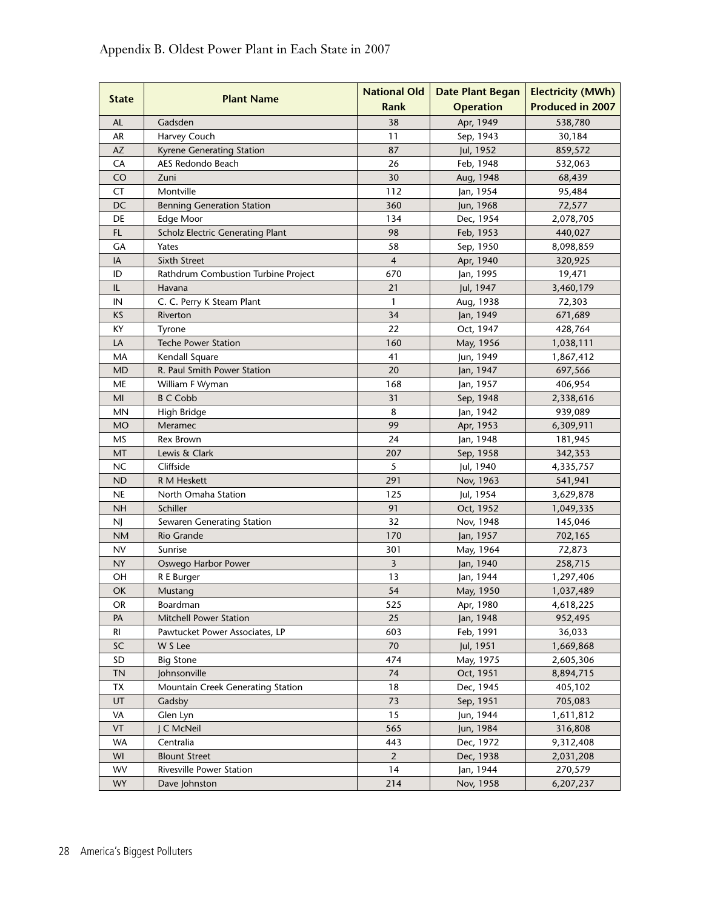# Appendix B. Oldest Power Plant in Each State in 2007

| State | Plant Name | National Old Rank | Date Plant Began Operation | Electricity (MWh) Produced in 2007 |
|---|---|---|---|---|
| AL | Gadsden | 38 | Apr, 1949 | 538,780 |
| AR | Harvey Couch | 11 | Sep, 1943 | 30,184 |
| AZ | Kyrene Generating Station | 87 | Jul, 1952 | 859,572 |
| CA | AES Redondo Beach | 26 | Feb, 1948 | 532,063 |
| CO | Zuni | 30 | Aug, 1948 | 68,439 |
| CT | Montville | 112 | Jan, 1954 | 95,484 |
| DC | Benning Generation Station | 360 | Jun, 1968 | 72,577 |
| DE | Edge Moor | 134 | Dec, 1954 | 2,078,705 |
| FL | Scholz Electric Generating Plant | 98 | Feb, 1953 | 440,027 |
| GA | Yates | 58 | Sep, 1950 | 8,098,859 |
| IA | Sixth Street | 4 | Apr, 1940 | 320,925 |
| ID | Rathdrum Combustion Turbine Project | 670 | Jan, 1995 | 19,471 |
| IL | Havana | 21 | Jul, 1947 | 3,460,179 |
| IN | C. C. Perry K Steam Plant | 1 | Aug, 1938 | 72,303 |
| KS | Riverton | 34 | Jan, 1949 | 671,689 |
| KY | Tyrone | 22 | Oct, 1947 | 428,764 |
| LA | Teche Power Station | 160 | May, 1956 | 1,038,111 |
| MA | Kendall Square | 41 | Jun, 1949 | 1,867,412 |
| MD | R. Paul Smith Power Station | 20 | Jan, 1947 | 697,566 |
| ME | William F Wyman | 168 | Jan, 1957 | 406,954 |
| MI | B C Cobb | 31 | Sep, 1948 | 2,338,616 |
| MN | High Bridge | 8 | Jan, 1942 | 939,089 |
| MO | Meramec | 99 | Apr, 1953 | 6,309,911 |
| MS | Rex Brown | 24 | Jan, 1948 | 181,945 |
| MT | Lewis & Clark | 207 | Sep, 1958 | 342,353 |
| NC | Cliffside | 5 | Jul, 1940 | 4,335,757 |
| ND | R M Heskett | 291 | Nov, 1963 | 541,941 |
| NE | North Omaha Station | 125 | Jul, 1954 | 3,629,878 |
| NH | Schiller | 91 | Oct, 1952 | 1,049,335 |
| NJ | Sewaren Generating Station | 32 | Nov, 1948 | 145,046 |
| NM | Rio Grande | 170 | Jan, 1957 | 702,165 |
| NV | Sunrise | 301 | May, 1964 | 72,873 |
| NY | Oswego Harbor Power | 3 | Jan, 1940 | 258,715 |
| OH | R E Burger | 13 | Jan, 1944 | 1,297,406 |
| OK | Mustang | 54 | May, 1950 | 1,037,489 |
| OR | Boardman | 525 | Apr, 1980 | 4,618,225 |
| PA | Mitchell Power Station | 25 | Jan, 1948 | 952,495 |
| RI | Pawtucket Power Associates, LP | 603 | Feb, 1991 | 36,033 |
| SC | W S Lee | 70 | Jul, 1951 | 1,669,868 |
| SD | Big Stone | 474 | May, 1975 | 2,605,306 |
| TN | Johnsonville | 74 | Oct, 1951 | 8,894,715 |
| TX | Mountain Creek Generating Station | 18 | Dec, 1945 | 405,102 |
| UT | Gadsby | 73 | Sep, 1951 | 705,083 |
| VA | Glen Lyn | 15 | Jun, 1944 | 1,611,812 |
| VT | J C McNeil | 565 | Jun, 1984 | 316,808 |
| WA | Centralia | 443 | Dec, 1972 | 9,312,408 |
| WI | Blount Street | 2 | Dec, 1938 | 2,031,208 |
| WV | Rivesville Power Station | 14 | Jan, 1944 | 270,579 |
| WY | Dave Johnston | 214 | Nov, 1958 | 6,207,237 |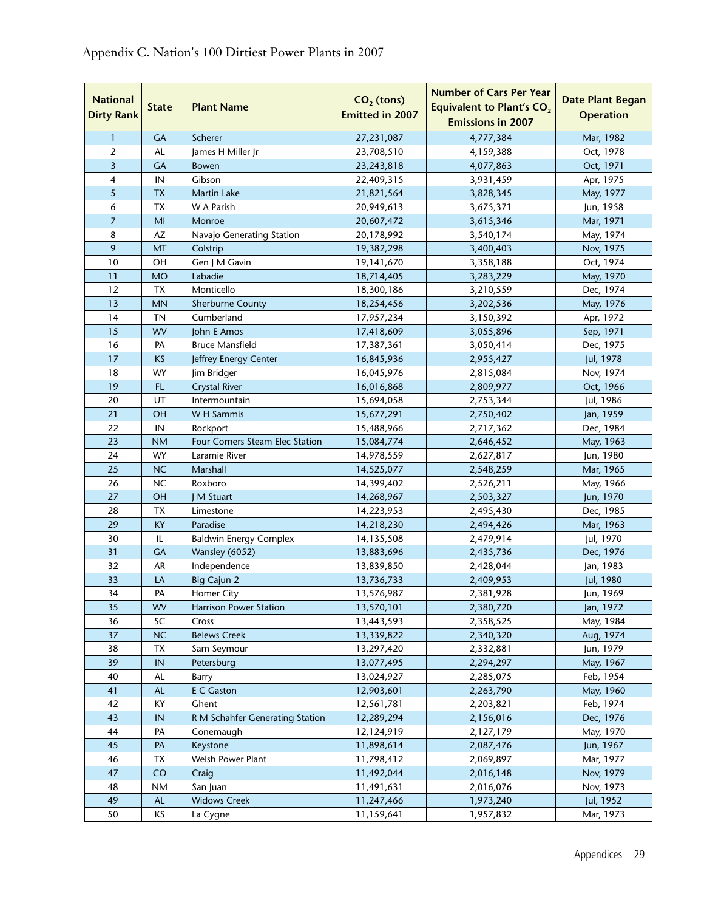# Appendix C. Nation's 100 Dirtiest Power Plants in 2007

| National Dirty Rank | State | Plant Name | $CO_2$ (tons) Emitted in 2007 | Number of Cars Per Year Equivalent to Plant's $CO_2$ Emissions in 2007 | Date Plant Began Operation |
|---|---|---|---|---|---|
| 1 | GA | Scherer | 27,231,087 | 4,777,384 | Mar, 1982 |
| 2 | AL | James H Miller Jr | 23,708,510 | 4,159,388 | Oct, 1978 |
| 3 | GA | Bowen | 23,243,818 | 4,077,863 | Oct, 1971 |
| 4 | IN | Gibson | 22,409,315 | 3,931,459 | Apr, 1975 |
| 5 | TX | Martin Lake | 21,821,564 | 3,828,345 | May, 1977 |
| 6 | TX | W A Parish | 20,949,613 | 3,675,371 | Jun, 1958 |
| 7 | MI | Monroe | 20,607,472 | 3,615,346 | Mar, 1971 |
| 8 | AZ | Navajo Generating Station | 20,178,992 | 3,540,174 | May, 1974 |
| 9 | MT | Colstrip | 19,382,298 | 3,400,403 | Nov, 1975 |
| 10 | OH | Gen J M Gavin | 19,141,670 | 3,358,188 | Oct, 1974 |
| 11 | MO | Labadie | 18,714,405 | 3,283,229 | May, 1970 |
| 12 | TX | Monticello | 18,300,186 | 3,210,559 | Dec, 1974 |
| 13 | MN | Sherburne County | 18,254,456 | 3,202,536 | May, 1976 |
| 14 | TN | Cumberland | 17,957,234 | 3,150,392 | Apr, 1972 |
| 15 | WV | John E Amos | 17,418,609 | 3,055,896 | Sep, 1971 |
| 16 | PA | Bruce Mansfield | 17,387,361 | 3,050,414 | Dec, 1975 |
| 17 | KS | Jeffrey Energy Center | 16,845,936 | 2,955,427 | Jul, 1978 |
| 18 | WY | Jim Bridger | 16,045,976 | 2,815,084 | Nov, 1974 |
| 19 | FL | Crystal River | 16,016,868 | 2,809,977 | Oct, 1966 |
| 20 | UT | Intermountain | 15,694,058 | 2,753,344 | Jul, 1986 |
| 21 | OH | W H Sammis | 15,677,291 | 2,750,402 | Jan, 1959 |
| 22 | IN | Rockport | 15,488,966 | 2,717,362 | Dec, 1984 |
| 23 | NM | Four Corners Steam Elec Station | 15,084,774 | 2,646,452 | May, 1963 |
| 24 | WY | Laramie River | 14,978,559 | 2,627,817 | Jun, 1980 |
| 25 | NC | Marshall | 14,525,077 | 2,548,259 | Mar, 1965 |
| 26 | NC | Roxboro | 14,399,402 | 2,526,211 | May, 1966 |
| 27 | OH | J M Stuart | 14,268,967 | 2,503,327 | Jun, 1970 |
| 28 | TX | Limestone | 14,223,953 | 2,495,430 | Dec, 1985 |
| 29 | KY | Paradise | 14,218,230 | 2,494,426 | Mar, 1963 |
| 30 | IL | Baldwin Energy Complex | 14,135,508 | 2,479,914 | Jul, 1970 |
| 31 | GA | Wansley (6052) | 13,883,696 | 2,435,736 | Dec, 1976 |
| 32 | AR | Independence | 13,839,850 | 2,428,044 | Jan, 1983 |
| 33 | LA | Big Cajun 2 | 13,736,733 | 2,409,953 | Jul, 1980 |
| 34 | PA | Homer City | 13,576,987 | 2,381,928 | Jun, 1969 |
| 35 | WV | Harrison Power Station | 13,570,101 | 2,380,720 | Jan, 1972 |
| 36 | SC | Cross | 13,443,593 | 2,358,525 | May, 1984 |
| 37 | NC | Belews Creek | 13,339,822 | 2,340,320 | Aug, 1974 |
| 38 | TX | Sam Seymour | 13,297,420 | 2,332,881 | Jun, 1979 |
| 39 | IN | Petersburg | 13,077,495 | 2,294,297 | May, 1967 |
| 40 | AL | Barry | 13,024,927 | 2,285,075 | Feb, 1954 |
| 41 | AL | E C Gaston | 12,903,601 | 2,263,790 | May, 1960 |
| 42 | KY | Ghent | 12,561,781 | 2,203,821 | Feb, 1974 |
| 43 | IN | R M Schahfer Generating Station | 12,289,294 | 2,156,016 | Dec, 1976 |
| 44 | PA | Conemaugh | 12,124,919 | 2,127,179 | May, 1970 |
| 45 | PA | Keystone | 11,898,614 | 2,087,476 | Jun, 1967 |
| 46 | TX | Welsh Power Plant | 11,798,412 | 2,069,897 | Mar, 1977 |
| 47 | CO | Craig | 11,492,044 | 2,016,148 | Nov, 1979 |
| 48 | NM | San Juan | 11,491,631 | 2,016,076 | Nov, 1973 |
| 49 | AL | Widows Creek | 11,247,466 | 1,973,240 | Jul, 1952 |
| 50 | KS | La Cygne | 11,159,641 | 1,957,832 | Mar, 1973 |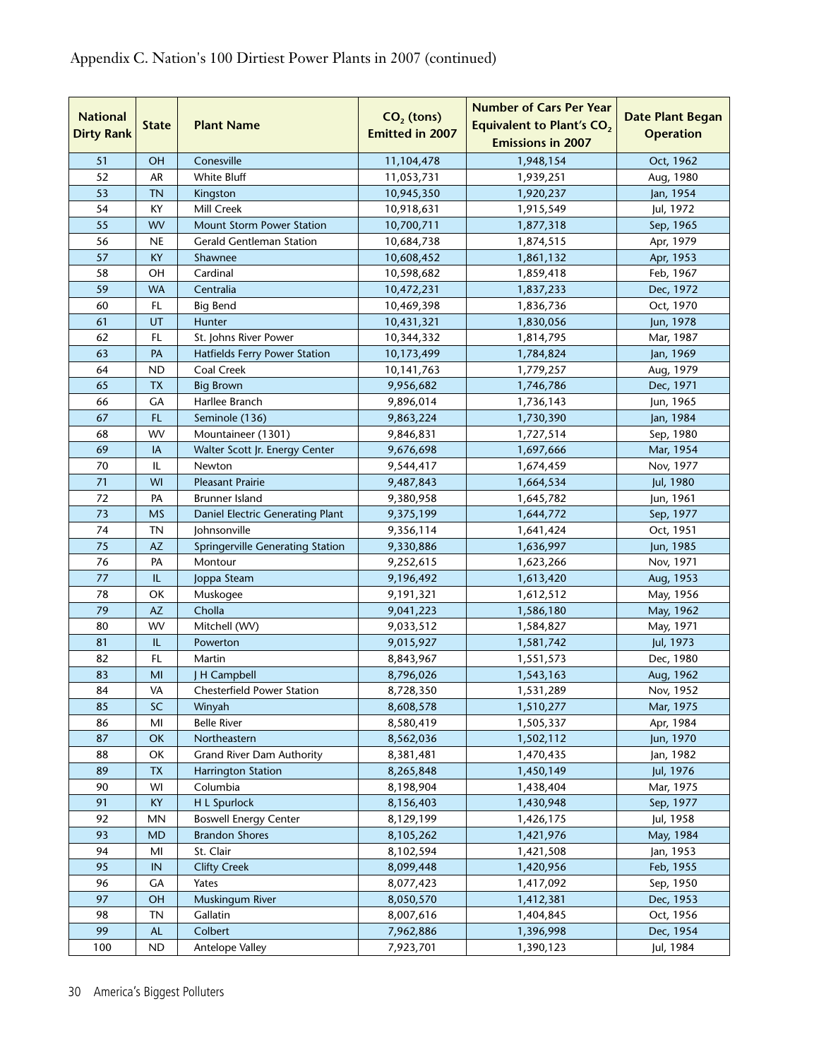Appendix C. Nation's 100 Dirtiest Power Plants in 2007 (continued)

| National Dirty Rank | State | Plant Name | $CO_2$ (tons) Emitted in 2007 | Number of Cars Per Year Equivalent to Plant's $CO_2$ Emissions in 2007 | Date Plant Began Operation |
|---|---|---|---|---|---|
| 51 | OH | Conesville | 11,104,478 | 1,948,154 | Oct, 1962 |
| 52 | AR | White Bluff | 11,053,731 | 1,939,251 | Aug, 1980 |
| 53 | TN | Kingston | 10,945,350 | 1,920,237 | Jan, 1954 |
| 54 | KY | Mill Creek | 10,918,631 | 1,915,549 | Jul, 1972 |
| 55 | WV | Mount Storm Power Station | 10,700,711 | 1,877,318 | Sep, 1965 |
| 56 | NE | Gerald Gentleman Station | 10,684,738 | 1,874,515 | Apr, 1979 |
| 57 | KY | Shawnee | 10,608,452 | 1,861,132 | Apr, 1953 |
| 58 | OH | Cardinal | 10,598,682 | 1,859,418 | Feb, 1967 |
| 59 | WA | Centralia | 10,472,231 | 1,837,233 | Dec, 1972 |
| 60 | FL | Big Bend | 10,469,398 | 1,836,736 | Oct, 1970 |
| 61 | UT | Hunter | 10,431,321 | 1,830,056 | Jun, 1978 |
| 62 | FL | St. Johns River Power | 10,344,332 | 1,814,795 | Mar, 1987 |
| 63 | PA | Hatfields Ferry Power Station | 10,173,499 | 1,784,824 | Jan, 1969 |
| 64 | ND | Coal Creek | 10,141,763 | 1,779,257 | Aug, 1979 |
| 65 | TX | Big Brown | 9,956,682 | 1,746,786 | Dec, 1971 |
| 66 | GA | Harllee Branch | 9,896,014 | 1,736,143 | Jun, 1965 |
| 67 | FL | Seminole (136) | 9,863,224 | 1,730,390 | Jan, 1984 |
| 68 | WV | Mountaineer (1301) | 9,846,831 | 1,727,514 | Sep, 1980 |
| 69 | IA | Walter Scott Jr. Energy Center | 9,676,698 | 1,697,666 | Mar, 1954 |
| 70 | IL | Newton | 9,544,417 | 1,674,459 | Nov, 1977 |
| 71 | WI | Pleasant Prairie | 9,487,843 | 1,664,534 | Jul, 1980 |
| 72 | PA | Brunner Island | 9,380,958 | 1,645,782 | Jun, 1961 |
| 73 | MS | Daniel Electric Generating Plant | 9,375,199 | 1,644,772 | Sep, 1977 |
| 74 | TN | Johnsonville | 9,356,114 | 1,641,424 | Oct, 1951 |
| 75 | AZ | Springerville Generating Station | 9,330,886 | 1,636,997 | Jun, 1985 |
| 76 | PA | Montour | 9,252,615 | 1,623,266 | Nov, 1971 |
| 77 | IL | Joppa Steam | 9,196,492 | 1,613,420 | Aug, 1953 |
| 78 | OK | Muskogee | 9,191,321 | 1,612,512 | May, 1956 |
| 79 | AZ | Cholla | 9,041,223 | 1,586,180 | May, 1962 |
| 80 | WV | Mitchell (WV) | 9,033,512 | 1,584,827 | May, 1971 |
| 81 | IL | Powerton | 9,015,927 | 1,581,742 | Jul, 1973 |
| 82 | FL | Martin | 8,843,967 | 1,551,573 | Dec, 1980 |
| 83 | MI | J H Campbell | 8,796,026 | 1,543,163 | Aug, 1962 |
| 84 | VA | Chesterfield Power Station | 8,728,350 | 1,531,289 | Nov, 1952 |
| 85 | SC | Winyah | 8,608,578 | 1,510,277 | Mar, 1975 |
| 86 | MI | Belle River | 8,580,419 | 1,505,337 | Apr, 1984 |
| 87 | OK | Northeastern | 8,562,036 | 1,502,112 | Jun, 1970 |
| 88 | OK | Grand River Dam Authority | 8,381,481 | 1,470,435 | Jan, 1982 |
| 89 | TX | Harrington Station | 8,265,848 | 1,450,149 | Jul, 1976 |
| 90 | WI | Columbia | 8,198,904 | 1,438,404 | Mar, 1975 |
| 91 | KY | H L Spurlock | 8,156,403 | 1,430,948 | Sep, 1977 |
| 92 | MN | Boswell Energy Center | 8,129,199 | 1,426,175 | Jul, 1958 |
| 93 | MD | Brandon Shores | 8,105,262 | 1,421,976 | May, 1984 |
| 94 | MI | St. Clair | 8,102,594 | 1,421,508 | Jan, 1953 |
| 95 | IN | Clifty Creek | 8,099,448 | 1,420,956 | Feb, 1955 |
| 96 | GA | Yates | 8,077,423 | 1,417,092 | Sep, 1950 |
| 97 | OH | Muskingum River | 8,050,570 | 1,412,381 | Dec, 1953 |
| 98 | TN | Gallatin | 8,007,616 | 1,404,845 | Oct, 1956 |
| 99 | AL | Colbert | 7,962,886 | 1,396,998 | Dec, 1954 |
| 100 | ND | Antelope Valley | 7,923,701 | 1,390,123 | Jul, 1984 |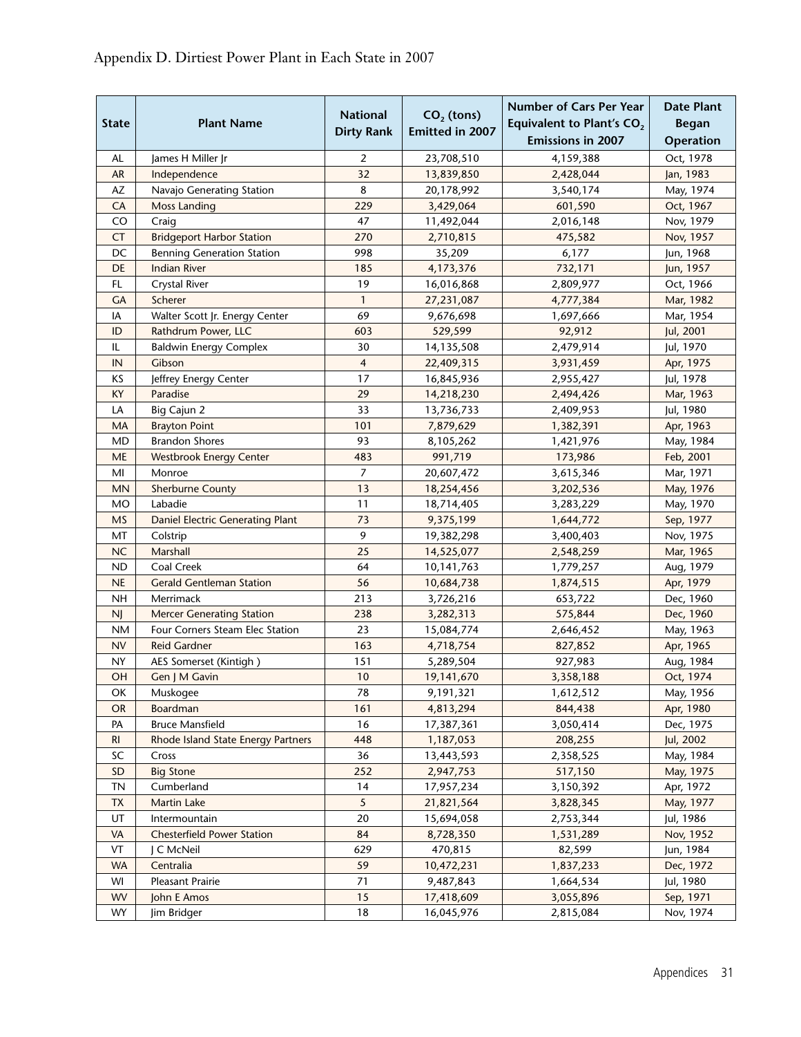## Appendix D. Dirtiest Power Plant in Each State in 2007

| State | Plant Name | National Dirty Rank | $CO_2$ (tons) Emitted in 2007 | Number of Cars Per Year Equivalent to Plant's $CO_2$ Emissions in 2007 | Date Plant Began Operation |
|---|---|---|---|---|---|
| AL | James H Miller Jr | 2 | 23,708,510 | 4,159,388 | Oct, 1978 |
| AR | Independence | 32 | 13,839,850 | 2,428,044 | Jan, 1983 |
| AZ | Navajo Generating Station | 8 | 20,178,992 | 3,540,174 | May, 1974 |
| CA | Moss Landing | 229 | 3,429,064 | 601,590 | Oct, 1967 |
| CO | Craig | 47 | 11,492,044 | 2,016,148 | Nov, 1979 |
| CT | Bridgeport Harbor Station | 270 | 2,710,815 | 475,582 | Nov, 1957 |
| DC | Benning Generation Station | 998 | 35,209 | 6,177 | Jun, 1968 |
| DE | Indian River | 185 | 4,173,376 | 732,171 | Jun, 1957 |
| FL | Crystal River | 19 | 16,016,868 | 2,809,977 | Oct, 1966 |
| GA | Scherer | 1 | 27,231,087 | 4,777,384 | Mar, 1982 |
| IA | Walter Scott Jr. Energy Center | 69 | 9,676,698 | 1,697,666 | Mar, 1954 |
| ID | Rathdrum Power, LLC | 603 | 529,599 | 92,912 | Jul, 2001 |
| IL | Baldwin Energy Complex | 30 | 14,135,508 | 2,479,914 | Jul, 1970 |
| IN | Gibson | 4 | 22,409,315 | 3,931,459 | Apr, 1975 |
| KS | Jeffrey Energy Center | 17 | 16,845,936 | 2,955,427 | Jul, 1978 |
| KY | Paradise | 29 | 14,218,230 | 2,494,426 | Mar, 1963 |
| LA | Big Cajun 2 | 33 | 13,736,733 | 2,409,953 | Jul, 1980 |
| MA | Brayton Point | 101 | 7,879,629 | 1,382,391 | Apr, 1963 |
| MD | Brandon Shores | 93 | 8,105,262 | 1,421,976 | May, 1984 |
| ME | Westbrook Energy Center | 483 | 991,719 | 173,986 | Feb, 2001 |
| MI | Monroe | 7 | 20,607,472 | 3,615,346 | Mar, 1971 |
| MN | Sherburne County | 13 | 18,254,456 | 3,202,536 | May, 1976 |
| MO | Labadie | 11 | 18,714,405 | 3,283,229 | May, 1970 |
| MS | Daniel Electric Generating Plant | 73 | 9,375,199 | 1,644,772 | Sep, 1977 |
| MT | Colstrip | 9 | 19,382,298 | 3,400,403 | Nov, 1975 |
| NC | Marshall | 25 | 14,525,077 | 2,548,259 | Mar, 1965 |
| ND | Coal Creek | 64 | 10,141,763 | 1,779,257 | Aug, 1979 |
| NE | Gerald Gentleman Station | 56 | 10,684,738 | 1,874,515 | Apr, 1979 |
| NH | Merrimack | 213 | 3,726,216 | 653,722 | Dec, 1960 |
| NJ | Mercer Generating Station | 238 | 3,282,313 | 575,844 | Dec, 1960 |
| NM | Four Corners Steam Elec Station | 23 | 15,084,774 | 2,646,452 | May, 1963 |
| NV | Reid Gardner | 163 | 4,718,754 | 827,852 | Apr, 1965 |
| NY | AES Somerset (Kintigh ) | 151 | 5,289,504 | 927,983 | Aug, 1984 |
| OH | Gen J M Gavin | 10 | 19,141,670 | 3,358,188 | Oct, 1974 |
| OK | Muskogee | 78 | 9,191,321 | 1,612,512 | May, 1956 |
| OR | Boardman | 161 | 4,813,294 | 844,438 | Apr, 1980 |
| PA | Bruce Mansfield | 16 | 17,387,361 | 3,050,414 | Dec, 1975 |
| RI | Rhode Island State Energy Partners | 448 | 1,187,053 | 208,255 | Jul, 2002 |
| SC | Cross | 36 | 13,443,593 | 2,358,525 | May, 1984 |
| SD | Big Stone | 252 | 2,947,753 | 517,150 | May, 1975 |
| TN | Cumberland | 14 | 17,957,234 | 3,150,392 | Apr, 1972 |
| TX | Martin Lake | 5 | 21,821,564 | 3,828,345 | May, 1977 |
| UT | Intermountain | 20 | 15,694,058 | 2,753,344 | Jul, 1986 |
| VA | Chesterfield Power Station | 84 | 8,728,350 | 1,531,289 | Nov, 1952 |
| VT | J C McNeil | 629 | 470,815 | 82,599 | Jun, 1984 |
| WA | Centralia | 59 | 10,472,231 | 1,837,233 | Dec, 1972 |
| WI | Pleasant Prairie | 71 | 9,487,843 | 1,664,534 | Jul, 1980 |
| WV | John E Amos | 15 | 17,418,609 | 3,055,896 | Sep, 1971 |
| WY | Jim Bridger | 18 | 16,045,976 | 2,815,084 | Nov, 1974 |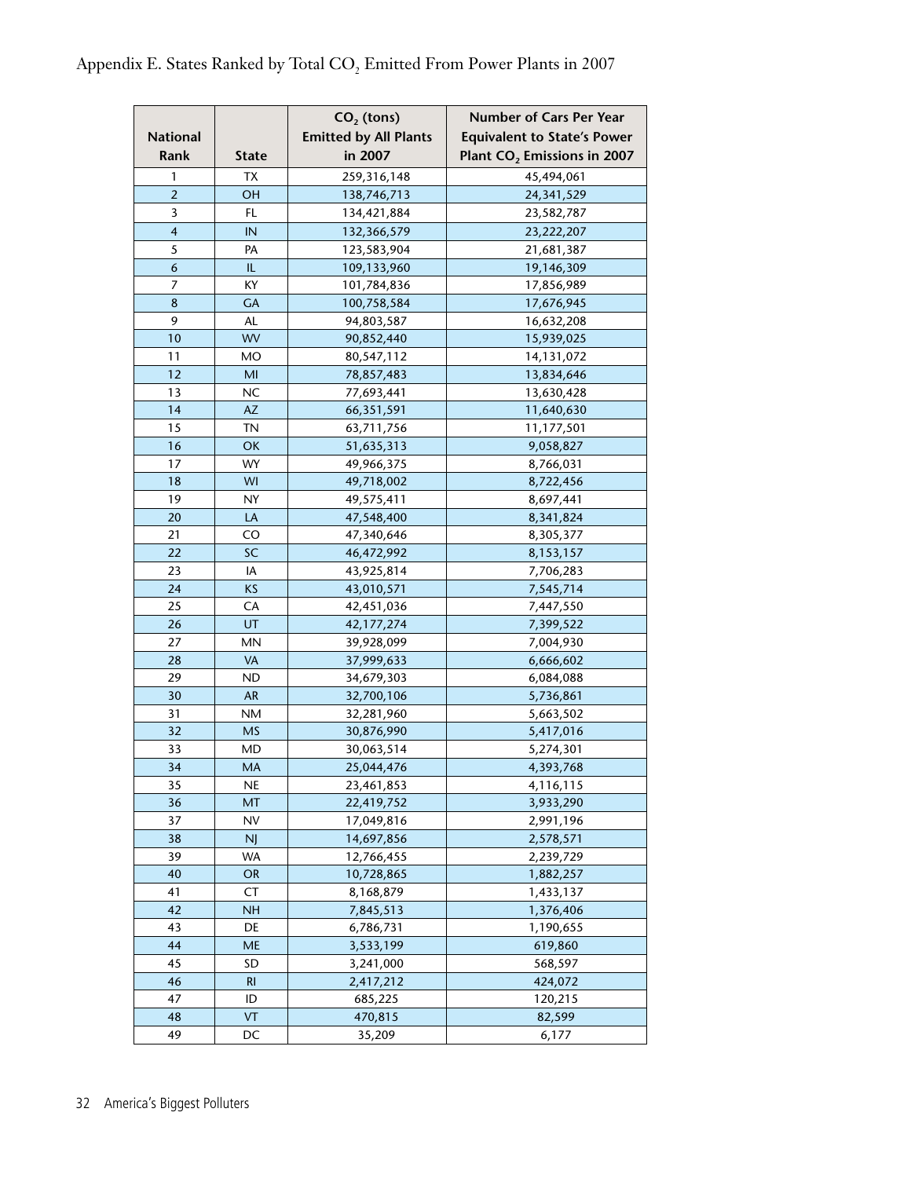# Appendix E. States Ranked by Total $CO_2$ Emitted From Power Plants in 2007

| National Rank | State | $CO_2$ (tons) Emitted by All Plants in 2007 | Number of Cars Per Year Equivalent to State's Power Plant $CO_2$ Emissions in 2007 |
|---|---|---|---|
| 1 | TX | 259,316,148 | 45,494,061 |
| 2 | OH | 138,746,713 | 24,341,529 |
| 3 | FL | 134,421,884 | 23,582,787 |
| 4 | IN | 132,366,579 | 23,222,207 |
| 5 | PA | 123,583,904 | 21,681,387 |
| 6 | IL | 109,133,960 | 19,146,309 |
| 7 | KY | 101,784,836 | 17,856,989 |
| 8 | GA | 100,758,584 | 17,676,945 |
| 9 | AL | 94,803,587 | 16,632,208 |
| 10 | WV | 90,852,440 | 15,939,025 |
| 11 | MO | 80,547,112 | 14,131,072 |
| 12 | MI | 78,857,483 | 13,834,646 |
| 13 | NC | 77,693,441 | 13,630,428 |
| 14 | AZ | 66,351,591 | 11,640,630 |
| 15 | TN | 63,711,756 | 11,177,501 |
| 16 | OK | 51,635,313 | 9,058,827 |
| 17 | WY | 49,966,375 | 8,766,031 |
| 18 | WI | 49,718,002 | 8,722,456 |
| 19 | NY | 49,575,411 | 8,697,441 |
| 20 | LA | 47,548,400 | 8,341,824 |
| 21 | CO | 47,340,646 | 8,305,377 |
| 22 | SC | 46,472,992 | 8,153,157 |
| 23 | IA | 43,925,814 | 7,706,283 |
| 24 | KS | 43,010,571 | 7,545,714 |
| 25 | CA | 42,451,036 | 7,447,550 |
| 26 | UT | 42,177,274 | 7,399,522 |
| 27 | MN | 39,928,099 | 7,004,930 |
| 28 | VA | 37,999,633 | 6,666,602 |
| 29 | ND | 34,679,303 | 6,084,088 |
| 30 | AR | 32,700,106 | 5,736,861 |
| 31 | NM | 32,281,960 | 5,663,502 |
| 32 | MS | 30,876,990 | 5,417,016 |
| 33 | MD | 30,063,514 | 5,274,301 |
| 34 | MA | 25,044,476 | 4,393,768 |
| 35 | NE | 23,461,853 | 4,116,115 |
| 36 | MT | 22,419,752 | 3,933,290 |
| 37 | NV | 17,049,816 | 2,991,196 |
| 38 | NJ | 14,697,856 | 2,578,571 |
| 39 | WA | 12,766,455 | 2,239,729 |
| 40 | OR | 10,728,865 | 1,882,257 |
| 41 | CT | 8,168,879 | 1,433,137 |
| 42 | NH | 7,845,513 | 1,376,406 |
| 43 | DE | 6,786,731 | 1,190,655 |
| 44 | ME | 3,533,199 | 619,860 |
| 45 | SD | 3,241,000 | 568,597 |
| 46 | RI | 2,417,212 | 424,072 |
| 47 | ID | 685,225 | 120,215 |
| 48 | VT | 470,815 | 82,599 |
| 49 | DC | 35,209 | 6,177 |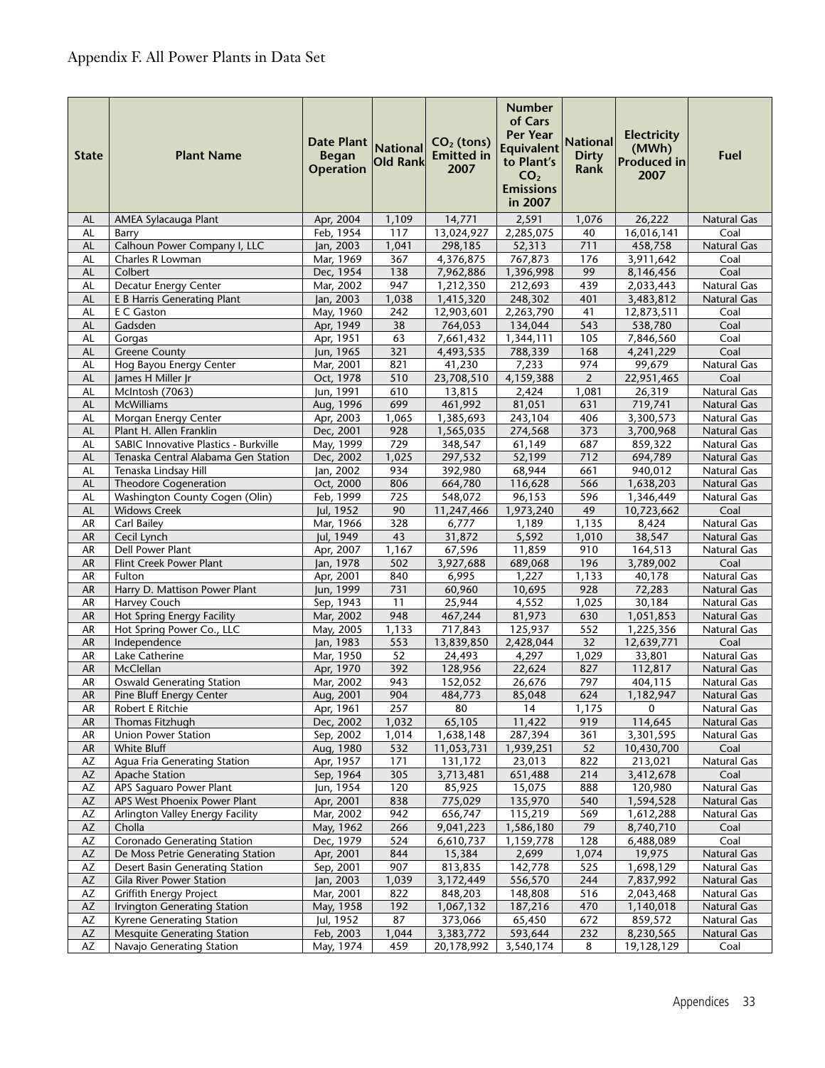# Appendix F. All Power Plants in Data Set

| State | Plant Name | Date Plant Began Operation | National Old Rank | $CO_2$ (tons) Emitted in 2007 | Number of Cars Per Year Equivalent to Plant's $CO_2$ Emissions in 2007 | National Dirty Rank | Electricity (MWh) Produced in 2007 | Fuel |
|---|---|---|---|---|---|---|---|---|
| AL | AMEA Sylacauga Plant | Apr, 2004 | 1,109 | 14,771 | 2,591 | 1,076 | 26,222 | Natural Gas |
| AL | Barry | Feb, 1954 | 117 | 13,024,927 | 2,285,075 | 40 | 16,016,141 | Coal |
| AL | Calhoun Power Company I, LLC | Jan, 2003 | 1,041 | 298,185 | 52,313 | 711 | 458,758 | Natural Gas |
| AL | Charles R Lowman | Mar, 1969 | 367 | 4,376,875 | 767,873 | 176 | 3,911,642 | Coal |
| AL | Colbert | Dec, 1954 | 138 | 7,962,886 | 1,396,998 | 99 | 8,146,456 | Coal |
| AL | Decatur Energy Center | Mar, 2002 | 947 | 1,212,350 | 212,693 | 439 | 2,033,443 | Natural Gas |
| AL | E B Harris Generating Plant | Jan, 2003 | 1,038 | 1,415,320 | 248,302 | 401 | 3,483,812 | Natural Gas |
| AL | E C Gaston | May, 1960 | 242 | 12,903,601 | 2,263,790 | 41 | 12,873,511 | Coal |
| AL | Gadsden | Apr, 1949 | 38 | 764,053 | 134,044 | 543 | 538,780 | Coal |
| AL | Gorgas | Apr, 1951 | 63 | 7,661,432 | 1,344,111 | 105 | 7,846,560 | Coal |
| AL | Greene County | Jun, 1965 | 321 | 4,493,535 | 788,339 | 168 | 4,241,229 | Coal |
| AL | Hog Bayou Energy Center | Mar, 2001 | 821 | 41,230 | 7,233 | 974 | 99,679 | Natural Gas |
| AL | James H Miller Jr | Oct, 1978 | 510 | 23,708,510 | 4,159,388 | 2 | 22,951,465 | Coal |
| AL | McIntosh (7063) | Jun, 1991 | 610 | 13,815 | 2,424 | 1,081 | 26,319 | Natural Gas |
| AL | McWilliams | Aug, 1996 | 699 | 461,992 | 81,051 | 631 | 719,741 | Natural Gas |
| AL | Morgan Energy Center | Apr, 2003 | 1,065 | 1,385,693 | 243,104 | 406 | 3,300,573 | Natural Gas |
| AL | Plant H. Allen Franklin | Dec, 2001 | 928 | 1,565,035 | 274,568 | 373 | 3,700,968 | Natural Gas |
| AL | SABIC Innovative Plastics - Burkville | May, 1999 | 729 | 348,547 | 61,149 | 687 | 859,322 | Natural Gas |
| AL | Tenaska Central Alabama Gen Station | Dec, 2002 | 1,025 | 297,532 | 52,199 | 712 | 694,789 | Natural Gas |
| AL | Tenaska Lindsay Hill | Jan, 2002 | 934 | 392,980 | 68,944 | 661 | 940,012 | Natural Gas |
| AL | Theodore Cogeneration | Oct, 2000 | 806 | 664,780 | 116,628 | 566 | 1,638,203 | Natural Gas |
| AL | Washington County Cogen (Olin) | Feb, 1999 | 725 | 548,072 | 96,153 | 596 | 1,346,449 | Natural Gas |
| AL | Widows Creek | Jul, 1952 | 90 | 11,247,466 | 1,973,240 | 49 | 10,723,662 | Coal |
| AR | Carl Bailey | Mar, 1966 | 328 | 6,777 | 1,189 | 1,135 | 8,424 | Natural Gas |
| AR | Cecil Lynch | Jul, 1949 | 43 | 31,872 | 5,592 | 1,010 | 38,547 | Natural Gas |
| AR | Dell Power Plant | Apr, 2007 | 1,167 | 67,596 | 11,859 | 910 | 164,513 | Natural Gas |
| AR | Flint Creek Power Plant | Jan, 1978 | 502 | 3,927,688 | 689,068 | 196 | 3,789,002 | Coal |
| AR | Fulton | Apr, 2001 | 840 | 6,995 | 1,227 | 1,133 | 40,178 | Natural Gas |
| AR | Harry D. Mattison Power Plant | Jun, 1999 | 731 | 60,960 | 10,695 | 928 | 72,283 | Natural Gas |
| AR | Harvey Couch | Sep, 1943 | 11 | 25,944 | 4,552 | 1,025 | 30,184 | Natural Gas |
| AR | Hot Spring Energy Facility | Mar, 2002 | 948 | 467,244 | 81,973 | 630 | 1,051,853 | Natural Gas |
| AR | Hot Spring Power Co., LLC | May, 2005 | 1,133 | 717,843 | 125,937 | 552 | 1,225,356 | Natural Gas |
| AR | Independence | Jan, 1983 | 553 | 13,839,850 | 2,428,044 | 32 | 12,639,771 | Coal |
| AR | Lake Catherine | Mar, 1950 | 52 | 24,493 | 4,297 | 1,029 | 33,801 | Natural Gas |
| AR | McClellan | Apr, 1970 | 392 | 128,956 | 22,624 | 827 | 112,817 | Natural Gas |
| AR | Oswald Generating Station | Mar, 2002 | 943 | 152,052 | 26,676 | 797 | 404,115 | Natural Gas |
| AR | Pine Bluff Energy Center | Aug, 2001 | 904 | 484,773 | 85,048 | 624 | 1,182,947 | Natural Gas |
| AR | Robert E Ritchie | Apr, 1961 | 257 | 80 | 14 | 1,175 | 0 | Natural Gas |
| AR | Thomas Fitzhugh | Dec, 2002 | 1,032 | 65,105 | 11,422 | 919 | 114,645 | Natural Gas |
| AR | Union Power Station | Sep, 2002 | 1,014 | 1,638,148 | 287,394 | 361 | 3,301,595 | Natural Gas |
| AR | White Bluff | Aug, 1980 | 532 | 11,053,731 | 1,939,251 | 52 | 10,430,700 | Coal |
| AZ | Agua Fria Generating Station | Apr, 1957 | 171 | 131,172 | 23,013 | 822 | 213,021 | Natural Gas |
| AZ | Apache Station | Sep, 1964 | 305 | 3,713,481 | 651,488 | 214 | 3,412,678 | Coal |
| AZ | APS Saguaro Power Plant | Jun, 1954 | 120 | 85,925 | 15,075 | 888 | 120,980 | Natural Gas |
| AZ | APS West Phoenix Power Plant | Apr, 2001 | 838 | 775,029 | 135,970 | 540 | 1,594,528 | Natural Gas |
| AZ | Arlington Valley Energy Facility | Mar, 2002 | 942 | 656,747 | 115,219 | 569 | 1,612,288 | Natural Gas |
| AZ | Cholla | May, 1962 | 266 | 9,041,223 | 1,586,180 | 79 | 8,740,710 | Coal |
| AZ | Coronado Generating Station | Dec, 1979 | 524 | 6,610,737 | 1,159,778 | 128 | 6,488,089 | Coal |
| AZ | De Moss Petrie Generating Station | Apr, 2001 | 844 | 15,384 | 2,699 | 1,074 | 19,975 | Natural Gas |
| AZ | Desert Basin Generating Station | Sep, 2001 | 907 | 813,835 | 142,778 | 525 | 1,698,129 | Natural Gas |
| AZ | Gila River Power Station | Jan, 2003 | 1,039 | 3,172,449 | 556,570 | 244 | 7,837,992 | Natural Gas |
| AZ | Griffith Energy Project | Mar, 2001 | 822 | 848,203 | 148,808 | 516 | 2,043,468 | Natural Gas |
| AZ | Irvington Generating Station | May, 1958 | 192 | 1,067,132 | 187,216 | 470 | 1,140,018 | Natural Gas |
| AZ | Kyrene Generating Station | Jul, 1952 | 87 | 373,066 | 65,450 | 672 | 859,572 | Natural Gas |
| AZ | Mesquite Generating Station | Feb, 2003 | 1,044 | 3,383,772 | 593,644 | 232 | 8,230,565 | Natural Gas |
| AZ | Navajo Generating Station | May, 1974 | 459 | 20,178,992 | 3,540,174 | 8 | 19,128,129 | Coal |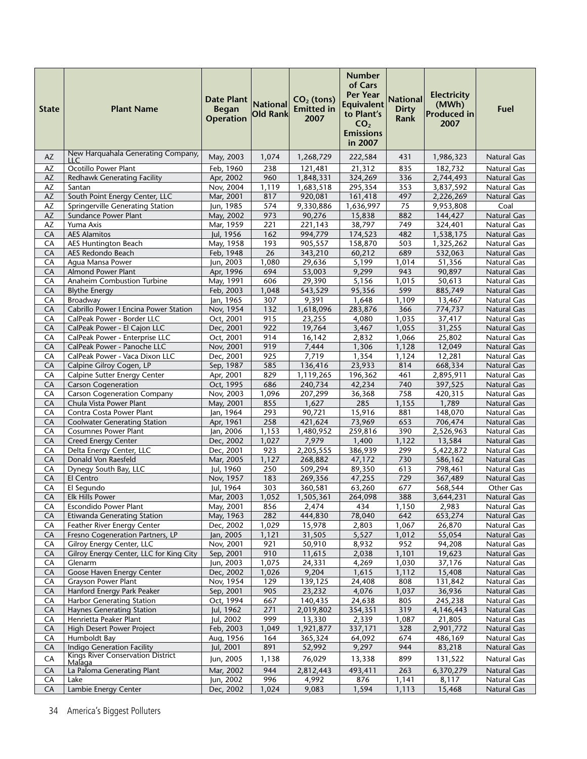| State | Plant Name | Date Plant Began Operation | National Old Rank | $CO_2$ (tons) Emitted in 2007 | Number of Cars Per Year Equivalent to Plant's $CO_2$ Emissions in 2007 | National Dirty Rank | Electricity (MWh) Produced in 2007 | Fuel |
|---|---|---|---|---|---|---|---|---|
| AZ | New Harquahala Generating Company, LLC | May, 2003 | 1,074 | 1,268,729 | 222,584 | 431 | 1,986,323 | Natural Gas |
| AZ | Ocotillo Power Plant | Feb, 1960 | 238 | 121,481 | 21,312 | 835 | 182,732 | Natural Gas |
| AZ | Redhawk Generating Facility | Apr, 2002 | 960 | 1,848,331 | 324,269 | 336 | 2,744,493 | Natural Gas |
| AZ | Santan | Nov, 2004 | 1,119 | 1,683,518 | 295,354 | 353 | 3,837,592 | Natural Gas |
| AZ | South Point Energy Center, LLC | Mar, 2001 | 817 | 920,081 | 161,418 | 497 | 2,226,269 | Natural Gas |
| AZ | Springerville Generating Station | Jun, 1985 | 574 | 9,330,886 | 1,636,997 | 75 | 9,953,808 | Coal |
| AZ | Sundance Power Plant | May, 2002 | 973 | 90,276 | 15,838 | 882 | 144,427 | Natural Gas |
| AZ | Yuma Axis | Mar, 1959 | 221 | 221,143 | 38,797 | 749 | 324,401 | Natural Gas |
| CA | AES Alamitos | Jul, 1956 | 162 | 994,779 | 174,523 | 482 | 1,538,175 | Natural Gas |
| CA | AES Huntington Beach | May, 1958 | 193 | 905,557 | 158,870 | 503 | 1,325,262 | Natural Gas |
| CA | AES Redondo Beach | Feb, 1948 | 26 | 343,210 | 60,212 | 689 | 532,063 | Natural Gas |
| CA | Agua Mansa Power | Jun, 2003 | 1,080 | 29,636 | 5,199 | 1,014 | 51,356 | Natural Gas |
| CA | Almond Power Plant | Apr, 1996 | 694 | 53,003 | 9,299 | 943 | 90,897 | Natural Gas |
| CA | Anaheim Combustion Turbine | May, 1991 | 606 | 29,390 | 5,156 | 1,015 | 50,613 | Natural Gas |
| CA | Blythe Energy | Feb, 2003 | 1,048 | 543,529 | 95,356 | 599 | 885,749 | Natural Gas |
| CA | Broadway | Jan, 1965 | 307 | 9,391 | 1,648 | 1,109 | 13,467 | Natural Gas |
| CA | Cabrillo Power I Encina Power Station | Nov, 1954 | 132 | 1,618,096 | 283,876 | 366 | 774,737 | Natural Gas |
| CA | CalPeak Power - Border LLC | Oct, 2001 | 915 | 23,255 | 4,080 | 1,035 | 37,417 | Natural Gas |
| CA | CalPeak Power - El Cajon LLC | Dec, 2001 | 922 | 19,764 | 3,467 | 1,055 | 31,255 | Natural Gas |
| CA | CalPeak Power - Enterprise LLC | Oct, 2001 | 914 | 16,142 | 2,832 | 1,066 | 25,802 | Natural Gas |
| CA | CalPeak Power - Panoche LLC | Nov, 2001 | 919 | 7,444 | 1,306 | 1,128 | 12,049 | Natural Gas |
| CA | CalPeak Power - Vaca Dixon LLC | Dec, 2001 | 925 | 7,719 | 1,354 | 1,124 | 12,281 | Natural Gas |
| CA | Calpine Gilroy Cogen, LP | Sep, 1987 | 585 | 136,416 | 23,933 | 814 | 668,334 | Natural Gas |
| CA | Calpine Sutter Energy Center | Apr, 2001 | 829 | 1,119,265 | 196,362 | 461 | 2,895,911 | Natural Gas |
| CA | Carson Cogeneration | Oct, 1995 | 686 | 240,734 | 42,234 | 740 | 397,525 | Natural Gas |
| CA | Carson Cogeneration Company | Nov, 2003 | 1,096 | 207,299 | 36,368 | 758 | 420,315 | Natural Gas |
| CA | Chula Vista Power Plant | May, 2001 | 855 | 1,627 | 285 | 1,155 | 1,789 | Natural Gas |
| CA | Contra Costa Power Plant | Jan, 1964 | 293 | 90,721 | 15,916 | 881 | 148,070 | Natural Gas |
| CA | Coolwater Generating Station | Apr, 1961 | 258 | 421,624 | 73,969 | 653 | 706,474 | Natural Gas |
| CA | Cosumnes Power Plant | Jan, 2006 | 1,153 | 1,480,952 | 259,816 | 390 | 2,526,963 | Natural Gas |
| CA | Creed Energy Center | Dec, 2002 | 1,027 | 7,979 | 1,400 | 1,122 | 13,584 | Natural Gas |
| CA | Delta Energy Center, LLC | Dec, 2001 | 923 | 2,205,555 | 386,939 | 299 | 5,422,872 | Natural Gas |
| CA | Donald Von Raesfeld | Mar, 2005 | 1,127 | 268,882 | 47,172 | 730 | 586,162 | Natural Gas |
| CA | Dynegy South Bay, LLC | Jul, 1960 | 250 | 509,294 | 89,350 | 613 | 798,461 | Natural Gas |
| CA | El Centro | Nov, 1957 | 183 | 269,356 | 47,255 | 729 | 367,489 | Natural Gas |
| CA | El Segundo | Jul, 1964 | 303 | 360,581 | 63,260 | 677 | 568,544 | Other Gas |
| CA | Elk Hills Power | Mar, 2003 | 1,052 | 1,505,361 | 264,098 | 388 | 3,644,231 | Natural Gas |
| CA | Escondido Power Plant | May, 2001 | 856 | 2,474 | 434 | 1,150 | 2,983 | Natural Gas |
| CA | Etiwanda Generating Station | May, 1963 | 282 | 444,830 | 78,040 | 642 | 653,274 | Natural Gas |
| CA | Feather River Energy Center | Dec, 2002 | 1,029 | 15,978 | 2,803 | 1,067 | 26,870 | Natural Gas |
| CA | Fresno Cogeneration Partners, LP | Jan, 2005 | 1,121 | 31,505 | 5,527 | 1,012 | 55,054 | Natural Gas |
| CA | Gilroy Energy Center, LLC | Nov, 2001 | 921 | 50,910 | 8,932 | 952 | 94,208 | Natural Gas |
| CA | Gilroy Energy Center, LLC for King City | Sep, 2001 | 910 | 11,615 | 2,038 | 1,101 | 19,623 | Natural Gas |
| CA | Glenarm | Jun, 2003 | 1,075 | 24,331 | 4,269 | 1,030 | 37,176 | Natural Gas |
| CA | Goose Haven Energy Center | Dec, 2002 | 1,026 | 9,204 | 1,615 | 1,112 | 15,408 | Natural Gas |
| CA | Grayson Power Plant | Nov, 1954 | 129 | 139,125 | 24,408 | 808 | 131,842 | Natural Gas |
| CA | Hanford Energy Park Peaker | Sep, 2001 | 905 | 23,232 | 4,076 | 1,037 | 36,936 | Natural Gas |
| CA | Harbor Generating Station | Oct, 1994 | 667 | 140,435 | 24,638 | 805 | 245,238 | Natural Gas |
| CA | Haynes Generating Station | Jul, 1962 | 271 | 2,019,802 | 354,351 | 319 | 4,146,443 | Natural Gas |
| CA | Henrietta Peaker Plant | Jul, 2002 | 999 | 13,330 | 2,339 | 1,087 | 21,805 | Natural Gas |
| CA | High Desert Power Project | Feb, 2003 | 1,049 | 1,921,877 | 337,171 | 328 | 2,901,772 | Natural Gas |
| CA | Humboldt Bay | Aug, 1956 | 164 | 365,324 | 64,092 | 674 | 486,169 | Natural Gas |
| CA | Indigo Generation Facility | Jul, 2001 | 891 | 52,992 | 9,297 | 944 | 83,218 | Natural Gas |
| CA | Kings River Conservation District Malaga | Jun, 2005 | 1,138 | 76,029 | 13,338 | 899 | 131,522 | Natural Gas |
| CA | La Paloma Generating Plant | Mar, 2002 | 944 | 2,812,443 | 493,411 | 263 | 6,370,279 | Natural Gas |
| CA | Lake | Jun, 2002 | 996 | 4,992 | 876 | 1,141 | 8,117 | Natural Gas |
| CA | Lambie Energy Center | Dec, 2002 | 1,024 | 9,083 | 1,594 | 1,113 | 15,468 | Natural Gas |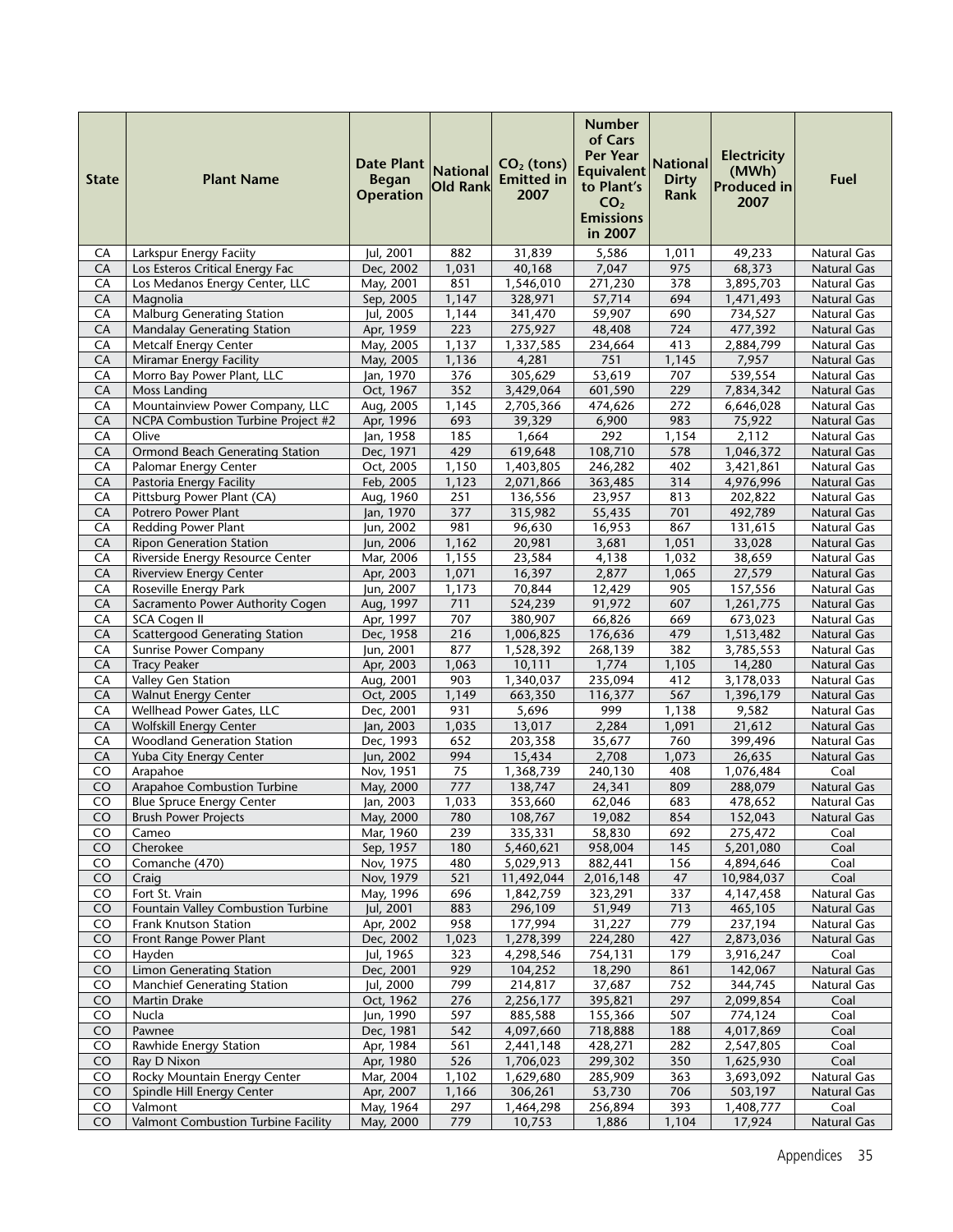| State | Plant Name | Date Plant Began Operation | National Old Rank | $CO_2$ (tons) Emitted in 2007 | Number of Cars Per Year Equivalent to Plant's $CO_2$ Emissions in 2007 | National Dirty Rank | Electricity (MWh) Produced in 2007 | Fuel |
|---|---|---|---|---|---|---|---|---|
| CA | Larkspur Energy Faciity | Jul, 2001 | 882 | 31,839 | 5,586 | 1,011 | 49,233 | Natural Gas |
| CA | Los Esteros Critical Energy Fac | Dec, 2002 | 1,031 | 40,168 | 7,047 | 975 | 68,373 | Natural Gas |
| CA | Los Medanos Energy Center, LLC | May, 2001 | 851 | 1,546,010 | 271,230 | 378 | 3,895,703 | Natural Gas |
| CA | Magnolia | Sep, 2005 | 1,147 | 328,971 | 57,714 | 694 | 1,471,493 | Natural Gas |
| CA | Malburg Generating Station | Jul, 2005 | 1,144 | 341,470 | 59,907 | 690 | 734,527 | Natural Gas |
| CA | Mandalay Generating Station | Apr, 1959 | 223 | 275,927 | 48,408 | 724 | 477,392 | Natural Gas |
| CA | Metcalf Energy Center | May, 2005 | 1,137 | 1,337,585 | 234,664 | 413 | 2,884,799 | Natural Gas |
| CA | Miramar Energy Facility | May, 2005 | 1,136 | 4,281 | 751 | 1,145 | 7,957 | Natural Gas |
| CA | Morro Bay Power Plant, LLC | Jan, 1970 | 376 | 305,629 | 53,619 | 707 | 539,554 | Natural Gas |
| CA | Moss Landing | Oct, 1967 | 352 | 3,429,064 | 601,590 | 229 | 7,834,342 | Natural Gas |
| CA | Mountainview Power Company, LLC | Aug, 2005 | 1,145 | 2,705,366 | 474,626 | 272 | 6,646,028 | Natural Gas |
| CA | NCPA Combustion Turbine Project #2 | Apr, 1996 | 693 | 39,329 | 6,900 | 983 | 75,922 | Natural Gas |
| CA | Olive | Jan, 1958 | 185 | 1,664 | 292 | 1,154 | 2,112 | Natural Gas |
| CA | Ormond Beach Generating Station | Dec, 1971 | 429 | 619,648 | 108,710 | 578 | 1,046,372 | Natural Gas |
| CA | Palomar Energy Center | Oct, 2005 | 1,150 | 1,403,805 | 246,282 | 402 | 3,421,861 | Natural Gas |
| CA | Pastoria Energy Facility | Feb, 2005 | 1,123 | 2,071,866 | 363,485 | 314 | 4,976,996 | Natural Gas |
| CA | Pittsburg Power Plant (CA) | Aug, 1960 | 251 | 136,556 | 23,957 | 813 | 202,822 | Natural Gas |
| CA | Potrero Power Plant | Jan, 1970 | 377 | 315,982 | 55,435 | 701 | 492,789 | Natural Gas |
| CA | Redding Power Plant | Jun, 2002 | 981 | 96,630 | 16,953 | 867 | 131,615 | Natural Gas |
| CA | Ripon Generation Station | Jun, 2006 | 1,162 | 20,981 | 3,681 | 1,051 | 33,028 | Natural Gas |
| CA | Riverside Energy Resource Center | Mar, 2006 | 1,155 | 23,584 | 4,138 | 1,032 | 38,659 | Natural Gas |
| CA | Riverview Energy Center | Apr, 2003 | 1,071 | 16,397 | 2,877 | 1,065 | 27,579 | Natural Gas |
| CA | Roseville Energy Park | Jun, 2007 | 1,173 | 70,844 | 12,429 | 905 | 157,556 | Natural Gas |
| CA | Sacramento Power Authority Cogen | Aug, 1997 | 711 | 524,239 | 91,972 | 607 | 1,261,775 | Natural Gas |
| CA | SCA Cogen II | Apr, 1997 | 707 | 380,907 | 66,826 | 669 | 673,023 | Natural Gas |
| CA | Scattergood Generating Station | Dec, 1958 | 216 | 1,006,825 | 176,636 | 479 | 1,513,482 | Natural Gas |
| CA | Sunrise Power Company | Jun, 2001 | 877 | 1,528,392 | 268,139 | 382 | 3,785,553 | Natural Gas |
| CA | Tracy Peaker | Apr, 2003 | 1,063 | 10,111 | 1,774 | 1,105 | 14,280 | Natural Gas |
| CA | Valley Gen Station | Aug, 2001 | 903 | 1,340,037 | 235,094 | 412 | 3,178,033 | Natural Gas |
| CA | Walnut Energy Center | Oct, 2005 | 1,149 | 663,350 | 116,377 | 567 | 1,396,179 | Natural Gas |
| CA | Wellhead Power Gates, LLC | Dec, 2001 | 931 | 5,696 | 999 | 1,138 | 9,582 | Natural Gas |
| CA | Wolfskill Energy Center | Jan, 2003 | 1,035 | 13,017 | 2,284 | 1,091 | 21,612 | Natural Gas |
| CA | Woodland Generation Station | Dec, 1993 | 652 | 203,358 | 35,677 | 760 | 399,496 | Natural Gas |
| CA | Yuba City Energy Center | Jun, 2002 | 994 | 15,434 | 2,708 | 1,073 | 26,635 | Natural Gas |
| CO | Arapahoe | Nov, 1951 | 75 | 1,368,739 | 240,130 | 408 | 1,076,484 | Coal |
| CO | Arapahoe Combustion Turbine | May, 2000 | 777 | 138,747 | 24,341 | 809 | 288,079 | Natural Gas |
| CO | Blue Spruce Energy Center | Jan, 2003 | 1,033 | 353,660 | 62,046 | 683 | 478,652 | Natural Gas |
| CO | Brush Power Projects | May, 2000 | 780 | 108,767 | 19,082 | 854 | 152,043 | Natural Gas |
| CO | Cameo | Mar, 1960 | 239 | 335,331 | 58,830 | 692 | 275,472 | Coal |
| CO | Cherokee | Sep, 1957 | 180 | 5,460,621 | 958,004 | 145 | 5,201,080 | Coal |
| CO | Comanche (470) | Nov, 1975 | 480 | 5,029,913 | 882,441 | 156 | 4,894,646 | Coal |
| CO | Craig | Nov, 1979 | 521 | 11,492,044 | 2,016,148 | 47 | 10,984,037 | Coal |
| CO | Fort St. Vrain | May, 1996 | 696 | 1,842,759 | 323,291 | 337 | 4,147,458 | Natural Gas |
| CO | Fountain Valley Combustion Turbine | Jul, 2001 | 883 | 296,109 | 51,949 | 713 | 465,105 | Natural Gas |
| CO | Frank Knutson Station | Apr, 2002 | 958 | 177,994 | 31,227 | 779 | 237,194 | Natural Gas |
| CO | Front Range Power Plant | Dec, 2002 | 1,023 | 1,278,399 | 224,280 | 427 | 2,873,036 | Natural Gas |
| CO | Hayden | Jul, 1965 | 323 | 4,298,546 | 754,131 | 179 | 3,916,247 | Coal |
| CO | Limon Generating Station | Dec, 2001 | 929 | 104,252 | 18,290 | 861 | 142,067 | Natural Gas |
| CO | Manchief Generating Station | Jul, 2000 | 799 | 214,817 | 37,687 | 752 | 344,745 | Natural Gas |
| CO | Martin Drake | Oct, 1962 | 276 | 2,256,177 | 395,821 | 297 | 2,099,854 | Coal |
| CO | Nucla | Jun, 1990 | 597 | 885,588 | 155,366 | 507 | 774,124 | Coal |
| CO | Pawnee | Dec, 1981 | 542 | 4,097,660 | 718,888 | 188 | 4,017,869 | Coal |
| CO | Rawhide Energy Station | Apr, 1984 | 561 | 2,441,148 | 428,271 | 282 | 2,547,805 | Coal |
| CO | Ray D Nixon | Apr, 1980 | 526 | 1,706,023 | 299,302 | 350 | 1,625,930 | Coal |
| CO | Rocky Mountain Energy Center | Mar, 2004 | 1,102 | 1,629,680 | 285,909 | 363 | 3,693,092 | Natural Gas |
| CO | Spindle Hill Energy Center | Apr, 2007 | 1,166 | 306,261 | 53,730 | 706 | 503,197 | Natural Gas |
| CO | Valmont | May, 1964 | 297 | 1,464,298 | 256,894 | 393 | 1,408,777 | Coal |
| CO | Valmont Combustion Turbine Facility | May, 2000 | 779 | 10,753 | 1,886 | 1,104 | 17,924 | Natural Gas |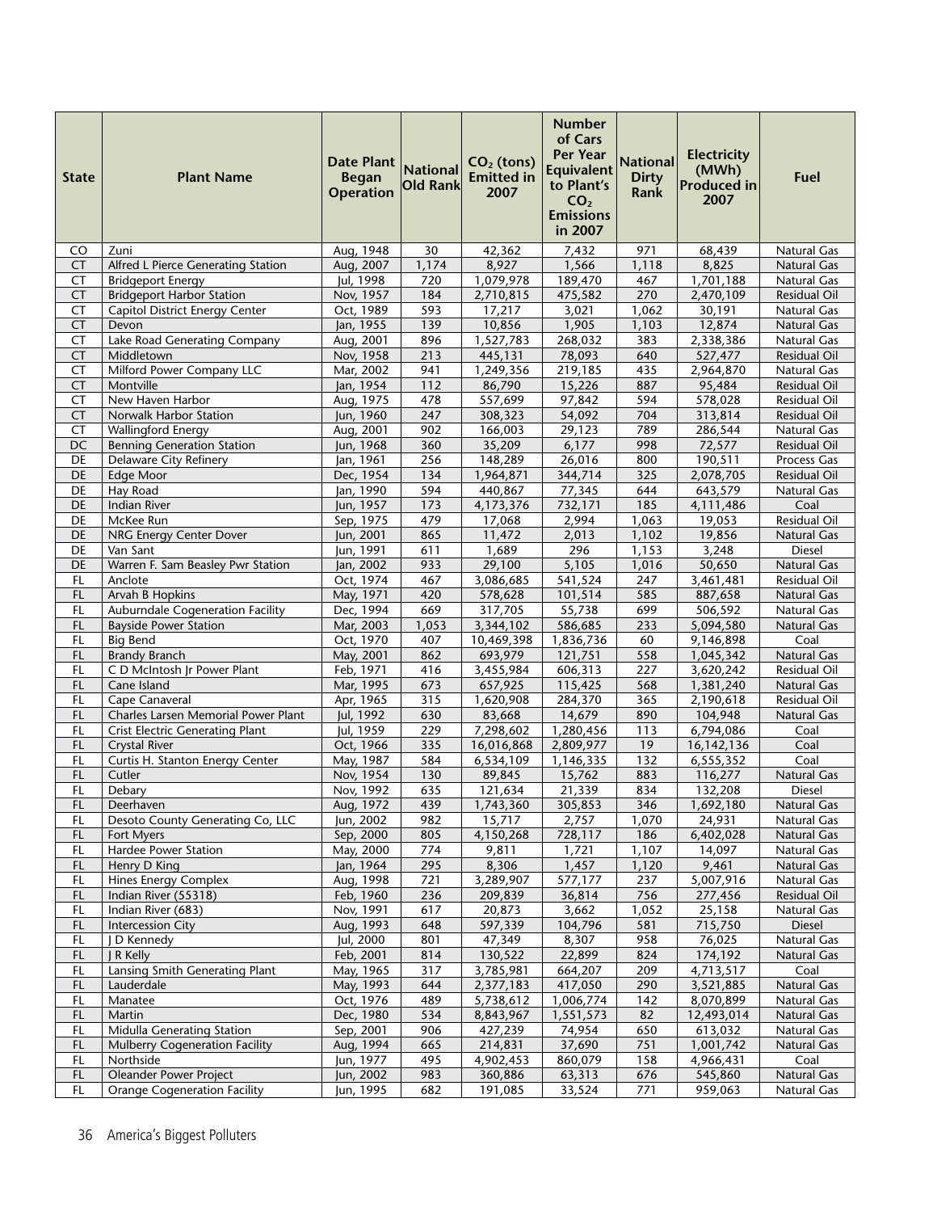| State | Plant Name | Date Plant Began Operation | National Old Rank | $CO_2$ (tons) Emitted in 2007 | Number of Cars Per Year Equivalent to Plant's $CO_2$ Emissions in 2007 | National Dirty Rank | Electricity (MWh) Produced in 2007 | Fuel |
|---|---|---|---|---|---|---|---|---|
| CO | Zuni | Aug, 1948 | 30 | 42,362 | 7,432 | 971 | 68,439 | Natural Gas |
| CT | Alfred L Pierce Generating Station | Aug, 2007 | 1,174 | 8,927 | 1,566 | 1,118 | 8,825 | Natural Gas |
| CT | Bridgeport Energy | Jul, 1998 | 720 | 1,079,978 | 189,470 | 467 | 1,701,188 | Natural Gas |
| CT | Bridgeport Harbor Station | Nov, 1957 | 184 | 2,710,815 | 475,582 | 270 | 2,470,109 | Residual Oil |
| CT | Capitol District Energy Center | Oct, 1989 | 593 | 17,217 | 3,021 | 1,062 | 30,191 | Natural Gas |
| CT | Devon | Jan, 1955 | 139 | 10,856 | 1,905 | 1,103 | 12,874 | Natural Gas |
| CT | Lake Road Generating Company | Aug, 2001 | 896 | 1,527,783 | 268,032 | 383 | 2,338,386 | Natural Gas |
| CT | Middletown | Nov, 1958 | 213 | 445,131 | 78,093 | 640 | 527,477 | Residual Oil |
| CT | Milford Power Company LLC | Mar, 2002 | 941 | 1,249,356 | 219,185 | 435 | 2,964,870 | Natural Gas |
| CT | Montville | Jan, 1954 | 112 | 86,790 | 15,226 | 887 | 95,484 | Residual Oil |
| CT | New Haven Harbor | Aug, 1975 | 478 | 557,699 | 97,842 | 594 | 578,028 | Residual Oil |
| CT | Norwalk Harbor Station | Jun, 1960 | 247 | 308,323 | 54,092 | 704 | 313,814 | Residual Oil |
| CT | Wallingford Energy | Aug, 2001 | 902 | 166,003 | 29,123 | 789 | 286,544 | Natural Gas |
| DC | Benning Generation Station | Jun, 1968 | 360 | 35,209 | 6,177 | 998 | 72,577 | Residual Oil |
| DE | Delaware City Refinery | Jan, 1961 | 256 | 148,289 | 26,016 | 800 | 190,511 | Process Gas |
| DE | Edge Moor | Dec, 1954 | 134 | 1,964,871 | 344,714 | 325 | 2,078,705 | Residual Oil |
| DE | Hay Road | Jan, 1990 | 594 | 440,867 | 77,345 | 644 | 643,579 | Natural Gas |
| DE | Indian River | Jun, 1957 | 173 | 4,173,376 | 732,171 | 185 | 4,111,486 | Coal |
| DE | McKee Run | Sep, 1975 | 479 | 17,068 | 2,994 | 1,063 | 19,053 | Residual Oil |
| DE | NRG Energy Center Dover | Jun, 2001 | 865 | 11,472 | 2,013 | 1,102 | 19,856 | Natural Gas |
| DE | Van Sant | Jun, 1991 | 611 | 1,689 | 296 | 1,153 | 3,248 | Diesel |
| DE | Warren F. Sam Beasley Pwr Station | Jan, 2002 | 933 | 29,100 | 5,105 | 1,016 | 50,650 | Natural Gas |
| FL | Anclote | Oct, 1974 | 467 | 3,086,685 | 541,524 | 247 | 3,461,481 | Residual Oil |
| FL | Arvah B Hopkins | May, 1971 | 420 | 578,628 | 101,514 | 585 | 887,658 | Natural Gas |
| FL | Auburndale Cogeneration Facility | Dec, 1994 | 669 | 317,705 | 55,738 | 699 | 506,592 | Natural Gas |
| FL | Bayside Power Station | Mar, 2003 | 1,053 | 3,344,102 | 586,685 | 233 | 5,094,580 | Natural Gas |
| FL | Big Bend | Oct, 1970 | 407 | 10,469,398 | 1,836,736 | 60 | 9,146,898 | Coal |
| FL | Brandy Branch | May, 2001 | 862 | 693,979 | 121,751 | 558 | 1,045,342 | Natural Gas |
| FL | C D McIntosh Jr Power Plant | Feb, 1971 | 416 | 3,455,984 | 606,313 | 227 | 3,620,242 | Residual Oil |
| FL | Cane Island | Mar, 1995 | 673 | 657,925 | 115,425 | 568 | 1,381,240 | Natural Gas |
| FL | Cape Canaveral | Apr, 1965 | 315 | 1,620,908 | 284,370 | 365 | 2,190,618 | Residual Oil |
| FL | Charles Larsen Memorial Power Plant | Jul, 1992 | 630 | 83,668 | 14,679 | 890 | 104,948 | Natural Gas |
| FL | Crist Electric Generating Plant | Jul, 1959 | 229 | 7,298,602 | 1,280,456 | 113 | 6,794,086 | Coal |
| FL | Crystal River | Oct, 1966 | 335 | 16,016,868 | 2,809,977 | 19 | 16,142,136 | Coal |
| FL | Curtis H. Stanton Energy Center | May, 1987 | 584 | 6,534,109 | 1,146,335 | 132 | 6,555,352 | Coal |
| FL | Cutler | Nov, 1954 | 130 | 89,845 | 15,762 | 883 | 116,277 | Natural Gas |
| FL | Debary | Nov, 1992 | 635 | 121,634 | 21,339 | 834 | 132,208 | Diesel |
| FL | Deerhaven | Aug, 1972 | 439 | 1,743,360 | 305,853 | 346 | 1,692,180 | Natural Gas |
| FL | Desoto County Generating Co, LLC | Jun, 2002 | 982 | 15,717 | 2,757 | 1,070 | 24,931 | Natural Gas |
| FL | Fort Myers | Sep, 2000 | 805 | 4,150,268 | 728,117 | 186 | 6,402,028 | Natural Gas |
| FL | Hardee Power Station | May, 2000 | 774 | 9,811 | 1,721 | 1,107 | 14,097 | Natural Gas |
| FL | Henry D King | Jan, 1964 | 295 | 8,306 | 1,457 | 1,120 | 9,461 | Natural Gas |
| FL | Hines Energy Complex | Aug, 1998 | 721 | 3,289,907 | 577,177 | 237 | 5,007,916 | Natural Gas |
| FL | Indian River (55318) | Feb, 1960 | 236 | 209,839 | 36,814 | 756 | 277,456 | Residual Oil |
| FL | Indian River (683) | Nov, 1991 | 617 | 20,873 | 3,662 | 1,052 | 25,158 | Natural Gas |
| FL | Intercession City | Aug, 1993 | 648 | 597,339 | 104,796 | 581 | 715,750 | Diesel |
| FL | J D Kennedy | Jul, 2000 | 801 | 47,349 | 8,307 | 958 | 76,025 | Natural Gas |
| FL | J R Kelly | Feb, 2001 | 814 | 130,522 | 22,899 | 824 | 174,192 | Natural Gas |
| FL | Lansing Smith Generating Plant | May, 1965 | 317 | 3,785,981 | 664,207 | 209 | 4,713,517 | Coal |
| FL | Lauderdale | May, 1993 | 644 | 2,377,183 | 417,050 | 290 | 3,521,885 | Natural Gas |
| FL | Manatee | Oct, 1976 | 489 | 5,738,612 | 1,006,774 | 142 | 8,070,899 | Natural Gas |
| FL | Martin | Dec, 1980 | 534 | 8,843,967 | 1,551,573 | 82 | 12,493,014 | Natural Gas |
| FL | Midulla Generating Station | Sep, 2001 | 906 | 427,239 | 74,954 | 650 | 613,032 | Natural Gas |
| FL | Mulberry Cogeneration Facility | Aug, 1994 | 665 | 214,831 | 37,690 | 751 | 1,001,742 | Natural Gas |
| FL | Northside | Jun, 1977 | 495 | 4,902,453 | 860,079 | 158 | 4,966,431 | Coal |
| FL | Oleander Power Project | Jun, 2002 | 983 | 360,886 | 63,313 | 676 | 545,860 | Natural Gas |
| FL | Orange Cogeneration Facility | Jun, 1995 | 682 | 191,085 | 33,524 | 771 | 959,063 | Natural Gas |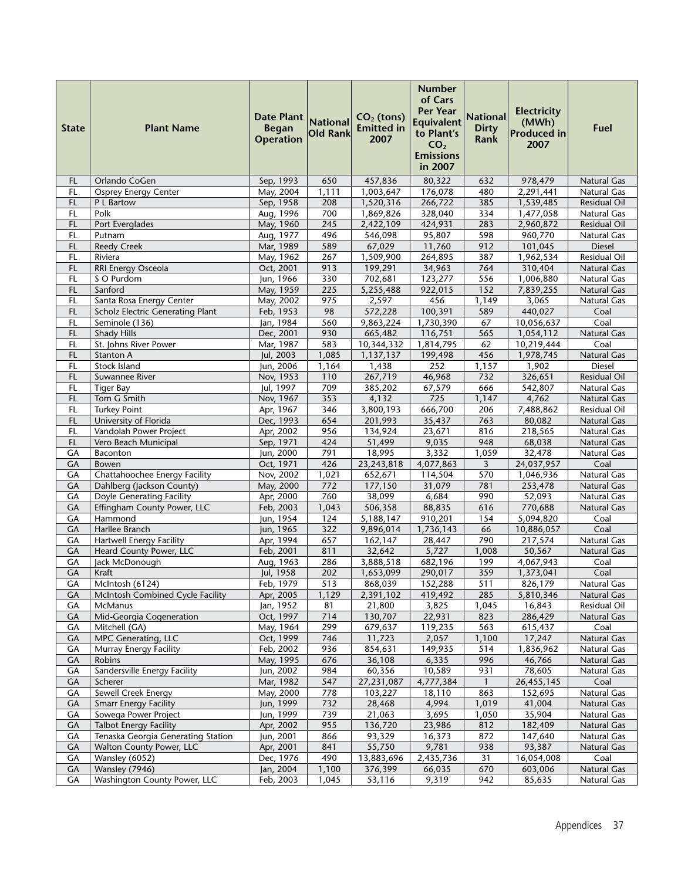| State | Plant Name | Date Plant Began Operation | National Old Rank | $CO_2$ (tons) Emitted in 2007 | Number of Cars Per Year Equivalent to Plant's $CO_2$ Emissions in 2007 | National Dirty Rank | Electricity (MWh) Produced in 2007 | Fuel |
|---|---|---|---|---|---|---|---|---|
| FL | Orlando CoGen | Sep, 1993 | 650 | 457,836 | 80,322 | 632 | 978,479 | Natural Gas |
| FL | Osprey Energy Center | May, 2004 | 1,111 | 1,003,647 | 176,078 | 480 | 2,291,441 | Natural Gas |
| FL | P L Bartow | Sep, 1958 | 208 | 1,520,316 | 266,722 | 385 | 1,539,485 | Residual Oil |
| FL | Polk | Aug, 1996 | 700 | 1,869,826 | 328,040 | 334 | 1,477,058 | Natural Gas |
| FL | Port Everglades | May, 1960 | 245 | 2,422,109 | 424,931 | 283 | 2,960,872 | Residual Oil |
| FL | Putnam | Aug, 1977 | 496 | 546,098 | 95,807 | 598 | 960,770 | Natural Gas |
| FL | Reedy Creek | Mar, 1989 | 589 | 67,029 | 11,760 | 912 | 101,045 | Diesel |
| FL | Riviera | May, 1962 | 267 | 1,509,900 | 264,895 | 387 | 1,962,534 | Residual Oil |
| FL | RRI Energy Osceola | Oct, 2001 | 913 | 199,291 | 34,963 | 764 | 310,404 | Natural Gas |
| FL | S O Purdom | Jun, 1966 | 330 | 702,681 | 123,277 | 556 | 1,006,880 | Natural Gas |
| FL | Sanford | May, 1959 | 225 | 5,255,488 | 922,015 | 152 | 7,839,255 | Natural Gas |
| FL | Santa Rosa Energy Center | May, 2002 | 975 | 2,597 | 456 | 1,149 | 3,065 | Natural Gas |
| FL | Scholz Electric Generating Plant | Feb, 1953 | 98 | 572,228 | 100,391 | 589 | 440,027 | Coal |
| FL | Seminole (136) | Jan, 1984 | 560 | 9,863,224 | 1,730,390 | 67 | 10,056,637 | Coal |
| FL | Shady Hills | Dec, 2001 | 930 | 665,482 | 116,751 | 565 | 1,054,112 | Natural Gas |
| FL | St. Johns River Power | Mar, 1987 | 583 | 10,344,332 | 1,814,795 | 62 | 10,219,444 | Coal |
| FL | Stanton A | Jul, 2003 | 1,085 | 1,137,137 | 199,498 | 456 | 1,978,745 | Natural Gas |
| FL | Stock Island | Jun, 2006 | 1,164 | 1,438 | 252 | 1,157 | 1,902 | Diesel |
| FL | Suwannee River | Nov, 1953 | 110 | 267,719 | 46,968 | 732 | 326,651 | Residual Oil |
| FL | Tiger Bay | Jul, 1997 | 709 | 385,202 | 67,579 | 666 | 542,807 | Natural Gas |
| FL | Tom G Smith | Nov, 1967 | 353 | 4,132 | 725 | 1,147 | 4,762 | Natural Gas |
| FL | Turkey Point | Apr, 1967 | 346 | 3,800,193 | 666,700 | 206 | 7,488,862 | Residual Oil |
| FL | University of Florida | Dec, 1993 | 654 | 201,993 | 35,437 | 763 | 80,082 | Natural Gas |
| FL | Vandolah Power Project | Apr, 2002 | 956 | 134,924 | 23,671 | 816 | 218,565 | Natural Gas |
| FL | Vero Beach Municipal | Sep, 1971 | 424 | 51,499 | 9,035 | 948 | 68,038 | Natural Gas |
| GA | Baconton | Jun, 2000 | 791 | 18,995 | 3,332 | 1,059 | 32,478 | Natural Gas |
| GA | Bowen | Oct, 1971 | 426 | 23,243,818 | 4,077,863 | 3 | 24,037,957 | Coal |
| GA | Chattahoochee Energy Facility | Nov, 2002 | 1,021 | 652,671 | 114,504 | 570 | 1,046,936 | Natural Gas |
| GA | Dahlberg (Jackson County) | May, 2000 | 772 | 177,150 | 31,079 | 781 | 253,478 | Natural Gas |
| GA | Doyle Generating Facility | Apr, 2000 | 760 | 38,099 | 6,684 | 990 | 52,093 | Natural Gas |
| GA | Effingham County Power, LLC | Feb, 2003 | 1,043 | 506,358 | 88,835 | 616 | 770,688 | Natural Gas |
| GA | Hammond | Jun, 1954 | 124 | 5,188,147 | 910,201 | 154 | 5,094,820 | Coal |
| GA | Harllee Branch | Jun, 1965 | 322 | 9,896,014 | 1,736,143 | 66 | 10,886,057 | Coal |
| GA | Hartwell Energy Facility | Apr, 1994 | 657 | 162,147 | 28,447 | 790 | 217,574 | Natural Gas |
| GA | Heard County Power, LLC | Feb, 2001 | 811 | 32,642 | 5,727 | 1,008 | 50,567 | Natural Gas |
| GA | Jack McDonough | Aug, 1963 | 286 | 3,888,518 | 682,196 | 199 | 4,067,943 | Coal |
| GA | Kraft | Jul, 1958 | 202 | 1,653,099 | 290,017 | 359 | 1,373,041 | Coal |
| GA | McIntosh (6124) | Feb, 1979 | 513 | 868,039 | 152,288 | 511 | 826,179 | Natural Gas |
| GA | McIntosh Combined Cycle Facility | Apr, 2005 | 1,129 | 2,391,102 | 419,492 | 285 | 5,810,346 | Natural Gas |
| GA | McManus | Jan, 1952 | 81 | 21,800 | 3,825 | 1,045 | 16,843 | Residual Oil |
| GA | Mid-Georgia Cogeneration | Oct, 1997 | 714 | 130,707 | 22,931 | 823 | 286,429 | Natural Gas |
| GA | Mitchell (GA) | May, 1964 | 299 | 679,637 | 119,235 | 563 | 615,437 | Coal |
| GA | MPC Generating, LLC | Oct, 1999 | 746 | 11,723 | 2,057 | 1,100 | 17,247 | Natural Gas |
| GA | Murray Energy Facility | Feb, 2002 | 936 | 854,631 | 149,935 | 514 | 1,836,962 | Natural Gas |
| GA | Robins | May, 1995 | 676 | 36,108 | 6,335 | 996 | 46,766 | Natural Gas |
| GA | Sandersville Energy Facility | Jun, 2002 | 984 | 60,356 | 10,589 | 931 | 78,605 | Natural Gas |
| GA | Scherer | Mar, 1982 | 547 | 27,231,087 | 4,777,384 | 1 | 26,455,145 | Coal |
| GA | Sewell Creek Energy | May, 2000 | 778 | 103,227 | 18,110 | 863 | 152,695 | Natural Gas |
| GA | Smarr Energy Facility | Jun, 1999 | 732 | 28,468 | 4,994 | 1,019 | 41,004 | Natural Gas |
| GA | Sowega Power Project | Jun, 1999 | 739 | 21,063 | 3,695 | 1,050 | 35,904 | Natural Gas |
| GA | Talbot Energy Facility | Apr, 2002 | 955 | 136,720 | 23,986 | 812 | 182,409 | Natural Gas |
| GA | Tenaska Georgia Generating Station | Jun, 2001 | 866 | 93,329 | 16,373 | 872 | 147,640 | Natural Gas |
| GA | Walton County Power, LLC | Apr, 2001 | 841 | 55,750 | 9,781 | 938 | 93,387 | Natural Gas |
| GA | Wansley (6052) | Dec, 1976 | 490 | 13,883,696 | 2,435,736 | 31 | 16,054,008 | Coal |
| GA | Wansley (7946) | Jan, 2004 | 1,100 | 376,399 | 66,035 | 670 | 603,006 | Natural Gas |
| GA | Washington County Power, LLC | Feb, 2003 | 1,045 | 53,116 | 9,319 | 942 | 85,635 | Natural Gas |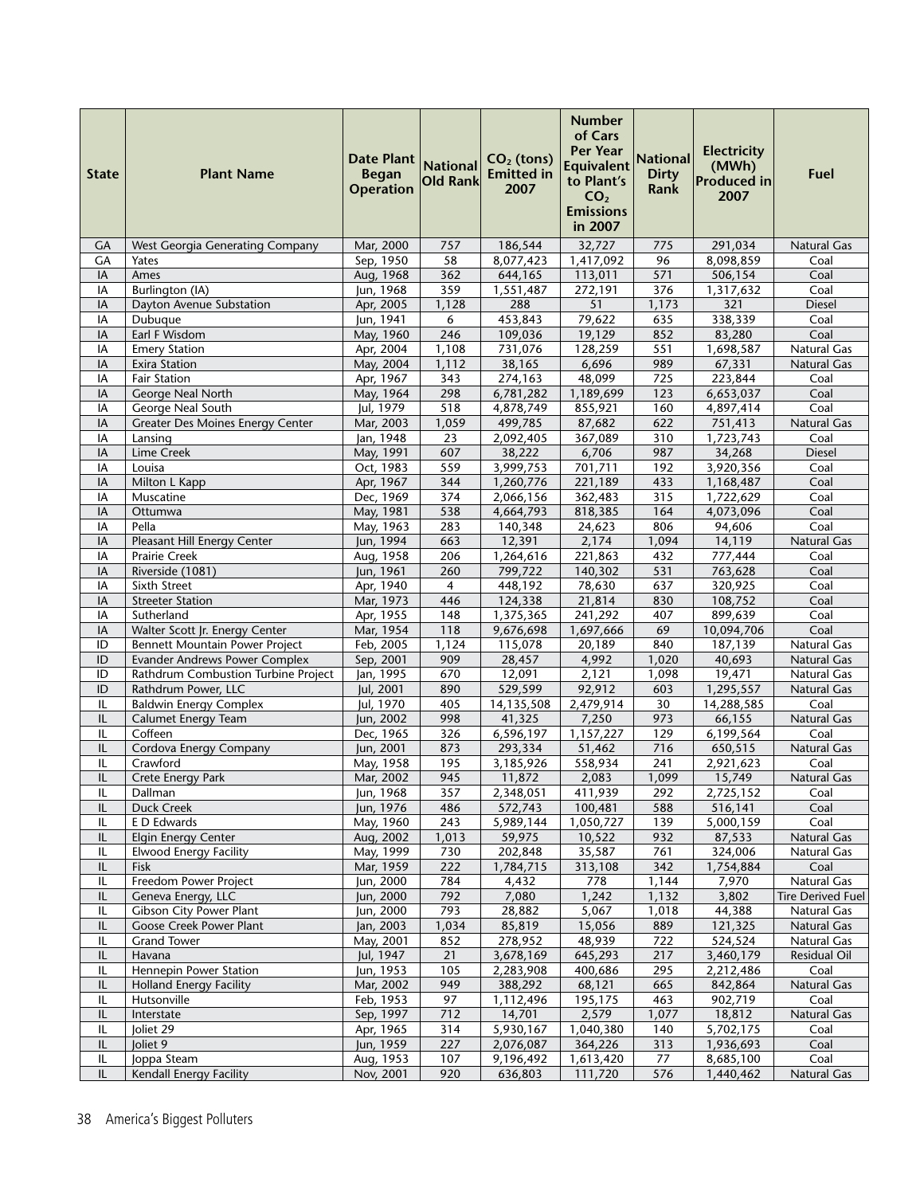| State | Plant Name | Date Plant Began Operation | National Old Rank | $CO_2$ (tons) Emitted in 2007 | Number of Cars Per Year Equivalent to Plant's $CO_2$ Emissions in 2007 | National Dirty Rank | Electricity (MWh) Produced in 2007 | Fuel |
|---|---|---|---|---|---|---|---|---|
| GA | West Georgia Generating Company | Mar, 2000 | 757 | 186,544 | 32,727 | 775 | 291,034 | Natural Gas |
| GA | Yates | Sep, 1950 | 58 | 8,077,423 | 1,417,092 | 96 | 8,098,859 | Coal |
| IA | Ames | Aug, 1968 | 362 | 644,165 | 113,011 | 571 | 506,154 | Coal |
| IA | Burlington (IA) | Jun, 1968 | 359 | 1,551,487 | 272,191 | 376 | 1,317,632 | Coal |
| IA | Dayton Avenue Substation | Apr, 2005 | 1,128 | 288 | 51 | 1,173 | 321 | Diesel |
| IA | Dubuque | Jun, 1941 | 6 | 453,843 | 79,622 | 635 | 338,339 | Coal |
| IA | Earl F Wisdom | May, 1960 | 246 | 109,036 | 19,129 | 852 | 83,280 | Coal |
| IA | Emery Station | Apr, 2004 | 1,108 | 731,076 | 128,259 | 551 | 1,698,587 | Natural Gas |
| IA | Exira Station | May, 2004 | 1,112 | 38,165 | 6,696 | 989 | 67,331 | Natural Gas |
| IA | Fair Station | Apr, 1967 | 343 | 274,163 | 48,099 | 725 | 223,844 | Coal |
| IA | George Neal North | May, 1964 | 298 | 6,781,282 | 1,189,699 | 123 | 6,653,037 | Coal |
| IA | George Neal South | Jul, 1979 | 518 | 4,878,749 | 855,921 | 160 | 4,897,414 | Coal |
| IA | Greater Des Moines Energy Center | Mar, 2003 | 1,059 | 499,785 | 87,682 | 622 | 751,413 | Natural Gas |
| IA | Lansing | Jan, 1948 | 23 | 2,092,405 | 367,089 | 310 | 1,723,743 | Coal |
| IA | Lime Creek | May, 1991 | 607 | 38,222 | 6,706 | 987 | 34,268 | Diesel |
| IA | Louisa | Oct, 1983 | 559 | 3,999,753 | 701,711 | 192 | 3,920,356 | Coal |
| IA | Milton L Kapp | Apr, 1967 | 344 | 1,260,776 | 221,189 | 433 | 1,168,487 | Coal |
| IA | Muscatine | Dec, 1969 | 374 | 2,066,156 | 362,483 | 315 | 1,722,629 | Coal |
| IA | Ottumwa | May, 1981 | 538 | 4,664,793 | 818,385 | 164 | 4,073,096 | Coal |
| IA | Pella | May, 1963 | 283 | 140,348 | 24,623 | 806 | 94,606 | Coal |
| IA | Pleasant Hill Energy Center | Jun, 1994 | 663 | 12,391 | 2,174 | 1,094 | 14,119 | Natural Gas |
| IA | Prairie Creek | Aug, 1958 | 206 | 1,264,616 | 221,863 | 432 | 777,444 | Coal |
| IA | Riverside (1081) | Jun, 1961 | 260 | 799,722 | 140,302 | 531 | 763,628 | Coal |
| IA | Sixth Street | Apr, 1940 | 4 | 448,192 | 78,630 | 637 | 320,925 | Coal |
| IA | Streeter Station | Mar, 1973 | 446 | 124,338 | 21,814 | 830 | 108,752 | Coal |
| IA | Sutherland | Apr, 1955 | 148 | 1,375,365 | 241,292 | 407 | 899,639 | Coal |
| IA | Walter Scott Jr. Energy Center | Mar, 1954 | 118 | 9,676,698 | 1,697,666 | 69 | 10,094,706 | Coal |
| ID | Bennett Mountain Power Project | Feb, 2005 | 1,124 | 115,078 | 20,189 | 840 | 187,139 | Natural Gas |
| ID | Evander Andrews Power Complex | Sep, 2001 | 909 | 28,457 | 4,992 | 1,020 | 40,693 | Natural Gas |
| ID | Rathdrum Combustion Turbine Project | Jan, 1995 | 670 | 12,091 | 2,121 | 1,098 | 19,471 | Natural Gas |
| ID | Rathdrum Power, LLC | Jul, 2001 | 890 | 529,599 | 92,912 | 603 | 1,295,557 | Natural Gas |
| IL | Baldwin Energy Complex | Jul, 1970 | 405 | 14,135,508 | 2,479,914 | 30 | 14,288,585 | Coal |
| IL | Calumet Energy Team | Jun, 2002 | 998 | 41,325 | 7,250 | 973 | 66,155 | Natural Gas |
| IL | Coffeen | Dec, 1965 | 326 | 6,596,197 | 1,157,227 | 129 | 6,199,564 | Coal |
| IL | Cordova Energy Company | Jun, 2001 | 873 | 293,334 | 51,462 | 716 | 650,515 | Natural Gas |
| IL | Crawford | May, 1958 | 195 | 3,185,926 | 558,934 | 241 | 2,921,623 | Coal |
| IL | Crete Energy Park | Mar, 2002 | 945 | 11,872 | 2,083 | 1,099 | 15,749 | Natural Gas |
| IL | Dallman | Jun, 1968 | 357 | 2,348,051 | 411,939 | 292 | 2,725,152 | Coal |
| IL | Duck Creek | Jun, 1976 | 486 | 572,743 | 100,481 | 588 | 516,141 | Coal |
| IL | E D Edwards | May, 1960 | 243 | 5,989,144 | 1,050,727 | 139 | 5,000,159 | Coal |
| IL | Elgin Energy Center | Aug, 2002 | 1,013 | 59,975 | 10,522 | 932 | 87,533 | Natural Gas |
| IL | Elwood Energy Facility | May, 1999 | 730 | 202,848 | 35,587 | 761 | 324,006 | Natural Gas |
| IL | Fisk | Mar, 1959 | 222 | 1,784,715 | 313,108 | 342 | 1,754,884 | Coal |
| IL | Freedom Power Project | Jun, 2000 | 784 | 4,432 | 778 | 1,144 | 7,970 | Natural Gas |
| IL | Geneva Energy, LLC | Jun, 2000 | 792 | 7,080 | 1,242 | 1,132 | 3,802 | Tire Derived Fuel |
| IL | Gibson City Power Plant | Jun, 2000 | 793 | 28,882 | 5,067 | 1,018 | 44,388 | Natural Gas |
| IL | Goose Creek Power Plant | Jan, 2003 | 1,034 | 85,819 | 15,056 | 889 | 121,325 | Natural Gas |
| IL | Grand Tower | May, 2001 | 852 | 278,952 | 48,939 | 722 | 524,524 | Natural Gas |
| IL | Havana | Jul, 1947 | 21 | 3,678,169 | 645,293 | 217 | 3,460,179 | Residual Oil |
| IL | Hennepin Power Station | Jun, 1953 | 105 | 2,283,908 | 400,686 | 295 | 2,212,486 | Coal |
| IL | Holland Energy Facility | Mar, 2002 | 949 | 388,292 | 68,121 | 665 | 842,864 | Natural Gas |
| IL | Hutsonville | Feb, 1953 | 97 | 1,112,496 | 195,175 | 463 | 902,719 | Coal |
| IL | Interstate | Sep, 1997 | 712 | 14,701 | 2,579 | 1,077 | 18,812 | Natural Gas |
| IL | Joliet 29 | Apr, 1965 | 314 | 5,930,167 | 1,040,380 | 140 | 5,702,175 | Coal |
| IL | Joliet 9 | Jun, 1959 | 227 | 2,076,087 | 364,226 | 313 | 1,936,693 | Coal |
| IL | Joppa Steam | Aug, 1953 | 107 | 9,196,492 | 1,613,420 | 77 | 8,685,100 | Coal |
| IL | Kendall Energy Facility | Nov, 2001 | 920 | 636,803 | 111,720 | 576 | 1,440,462 | Natural Gas |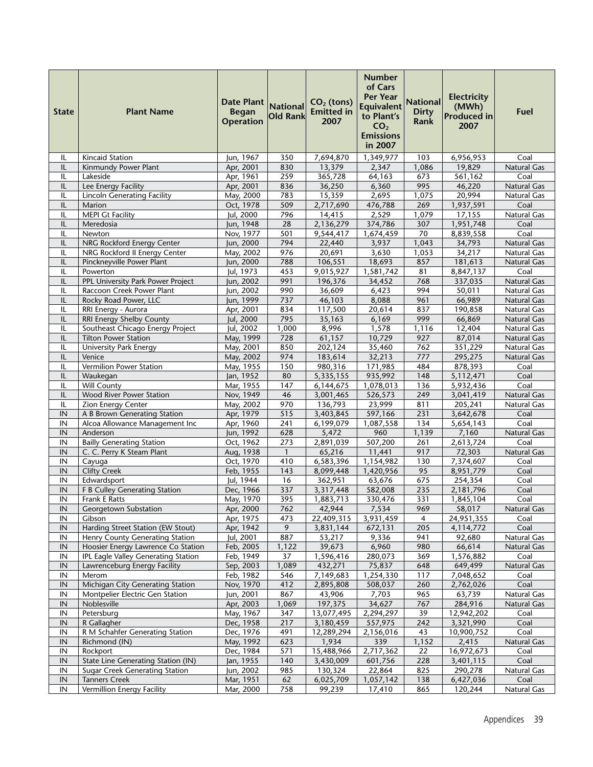| State | Plant Name | Date Plant Began Operation | National Old Rank | $CO_2$ (tons) Emitted in 2007 | Number of Cars Per Year Equivalent to Plant's $CO_2$ Emissions in 2007 | National Dirty Rank | Electricity (MWh) Produced in 2007 | Fuel |
|---|---|---|---|---|---|---|---|---|
| IL | Kincaid Station | Jun, 1967 | 350 | 7,694,870 | 1,349,977 | 103 | 6,956,953 | Coal |
| IL | Kinmundy Power Plant | Apr, 2001 | 830 | 13,379 | 2,347 | 1,086 | 19,829 | Natural Gas |
| IL | Lakeside | Apr, 1961 | 259 | 365,728 | 64,163 | 673 | 561,162 | Coal |
| IL | Lee Energy Facility | Apr, 2001 | 836 | 36,250 | 6,360 | 995 | 46,220 | Natural Gas |
| IL | Lincoln Generating Facility | May, 2000 | 783 | 15,359 | 2,695 | 1,075 | 20,994 | Natural Gas |
| IL | Marion | Oct, 1978 | 509 | 2,717,690 | 476,788 | 269 | 1,937,591 | Coal |
| IL | MEPI Gt Facility | Jul, 2000 | 796 | 14,415 | 2,529 | 1,079 | 17,155 | Natural Gas |
| IL | Meredosia | Jun, 1948 | 28 | 2,136,279 | 374,786 | 307 | 1,951,748 | Coal |
| IL | Newton | Nov, 1977 | 501 | 9,544,417 | 1,674,459 | 70 | 8,839,558 | Coal |
| IL | NRG Rockford Energy Center | Jun, 2000 | 794 | 22,440 | 3,937 | 1,043 | 34,793 | Natural Gas |
| IL | NRG Rockford II Energy Center | May, 2002 | 976 | 20,691 | 3,630 | 1,053 | 34,217 | Natural Gas |
| IL | Pinckneyville Power Plant | Jun, 2000 | 788 | 106,551 | 18,693 | 857 | 181,613 | Natural Gas |
| IL | Powerton | Jul, 1973 | 453 | 9,015,927 | 1,581,742 | 81 | 8,847,137 | Coal |
| IL | PPL University Park Power Project | Jun, 2002 | 991 | 196,376 | 34,452 | 768 | 337,035 | Natural Gas |
| IL | Raccoon Creek Power Plant | Jun, 2002 | 990 | 36,609 | 6,423 | 994 | 50,011 | Natural Gas |
| IL | Rocky Road Power, LLC | Jun, 1999 | 737 | 46,103 | 8,088 | 961 | 66,989 | Natural Gas |
| IL | RRI Energy - Aurora | Apr, 2001 | 834 | 117,500 | 20,614 | 837 | 190,858 | Natural Gas |
| IL | RRI Energy Shelby County | Jul, 2000 | 795 | 35,163 | 6,169 | 999 | 66,869 | Natural Gas |
| IL | Southeast Chicago Energy Project | Jul, 2002 | 1,000 | 8,996 | 1,578 | 1,116 | 12,404 | Natural Gas |
| IL | Tilton Power Station | May, 1999 | 728 | 61,157 | 10,729 | 927 | 87,014 | Natural Gas |
| IL | University Park Energy | May, 2001 | 850 | 202,124 | 35,460 | 762 | 351,229 | Natural Gas |
| IL | Venice | May, 2002 | 974 | 183,614 | 32,213 | 777 | 295,275 | Natural Gas |
| IL | Vermilion Power Station | May, 1955 | 150 | 980,316 | 171,985 | 484 | 878,393 | Coal |
| IL | Waukegan | Jan, 1952 | 80 | 5,335,155 | 935,992 | 148 | 5,112,471 | Coal |
| IL | Will County | Mar, 1955 | 147 | 6,144,675 | 1,078,013 | 136 | 5,932,436 | Coal |
| IL | Wood River Power Station | Nov, 1949 | 46 | 3,001,465 | 526,573 | 249 | 3,041,419 | Natural Gas |
| IL | Zion Energy Center | May, 2002 | 970 | 136,793 | 23,999 | 811 | 205,241 | Natural Gas |
| IN | A B Brown Generating Station | Apr, 1979 | 515 | 3,403,845 | 597,166 | 231 | 3,642,678 | Coal |
| IN | Alcoa Allowance Management Inc | Apr, 1960 | 241 | 6,199,079 | 1,087,558 | 134 | 5,654,143 | Coal |
| IN | Anderson | Jun, 1992 | 628 | 5,472 | 960 | 1,139 | 7,160 | Natural Gas |
| IN | Bailly Generating Station | Oct, 1962 | 273 | 2,891,039 | 507,200 | 261 | 2,613,724 | Coal |
| IN | C. C. Perry K Steam Plant | Aug, 1938 | 1 | 65,216 | 11,441 | 917 | 72,303 | Natural Gas |
| IN | Cayuga | Oct, 1970 | 410 | 6,583,396 | 1,154,982 | 130 | 7,374,607 | Coal |
| IN | Clifty Creek | Feb, 1955 | 143 | 8,099,448 | 1,420,956 | 95 | 8,951,779 | Coal |
| IN | Edwardsport | Jul, 1944 | 16 | 362,951 | 63,676 | 675 | 254,354 | Coal |
| IN | F B Culley Generating Station | Dec, 1966 | 337 | 3,317,448 | 582,008 | 235 | 2,181,796 | Coal |
| IN | Frank E Ratts | May, 1970 | 395 | 1,883,713 | 330,476 | 331 | 1,845,104 | Coal |
| IN | Georgetown Substation | Apr, 2000 | 762 | 42,944 | 7,534 | 969 | 58,017 | Natural Gas |
| IN | Gibson | Apr, 1975 | 473 | 22,409,315 | 3,931,459 | 4 | 24,951,355 | Coal |
| IN | Harding Street Station (EW Stout) | Apr, 1942 | 9 | 3,831,144 | 672,131 | 205 | 4,114,772 | Coal |
| IN | Henry County Generating Station | Jul, 2001 | 887 | 53,217 | 9,336 | 941 | 92,680 | Natural Gas |
| IN | Hoosier Energy Lawrence Co Station | Feb, 2005 | 1,122 | 39,673 | 6,960 | 980 | 66,614 | Natural Gas |
| IN | IPL Eagle Valley Generating Station | Feb, 1949 | 37 | 1,596,416 | 280,073 | 369 | 1,576,882 | Coal |
| IN | Lawrenceburg Energy Facility | Sep, 2003 | 1,089 | 432,271 | 75,837 | 648 | 649,499 | Natural Gas |
| IN | Merom | Feb, 1982 | 546 | 7,149,683 | 1,254,330 | 117 | 7,048,652 | Coal |
| IN | Michigan City Generating Station | Nov, 1970 | 412 | 2,895,808 | 508,037 | 260 | 2,762,026 | Coal |
| IN | Montpelier Electric Gen Station | Jun, 2001 | 867 | 43,906 | 7,703 | 965 | 63,739 | Natural Gas |
| IN | Noblesville | Apr, 2003 | 1,069 | 197,375 | 34,627 | 767 | 284,916 | Natural Gas |
| IN | Petersburg | May, 1967 | 347 | 13,077,495 | 2,294,297 | 39 | 12,942,202 | Coal |
| IN | R Gallagher | Dec, 1958 | 217 | 3,180,459 | 557,975 | 242 | 3,321,990 | Coal |
| IN | R M Schahfer Generating Station | Dec, 1976 | 491 | 12,289,294 | 2,156,016 | 43 | 10,900,752 | Coal |
| IN | Richmond (IN) | May, 1992 | 623 | 1,934 | 339 | 1,152 | 2,415 | Natural Gas |
| IN | Rockport | Dec, 1984 | 571 | 15,488,966 | 2,717,362 | 22 | 16,972,673 | Coal |
| IN | State Line Generating Station (IN) | Jan, 1955 | 140 | 3,430,009 | 601,756 | 228 | 3,401,115 | Coal |
| IN | Sugar Creek Generating Station | Jun, 2002 | 985 | 130,324 | 22,864 | 825 | 290,278 | Natural Gas |
| IN | Tanners Creek | Mar, 1951 | 62 | 6,025,709 | 1,057,142 | 138 | 6,427,036 | Coal |
| IN | Vermillion Energy Facility | Mar, 2000 | 758 | 99,239 | 17,410 | 865 | 120,244 | Natural Gas |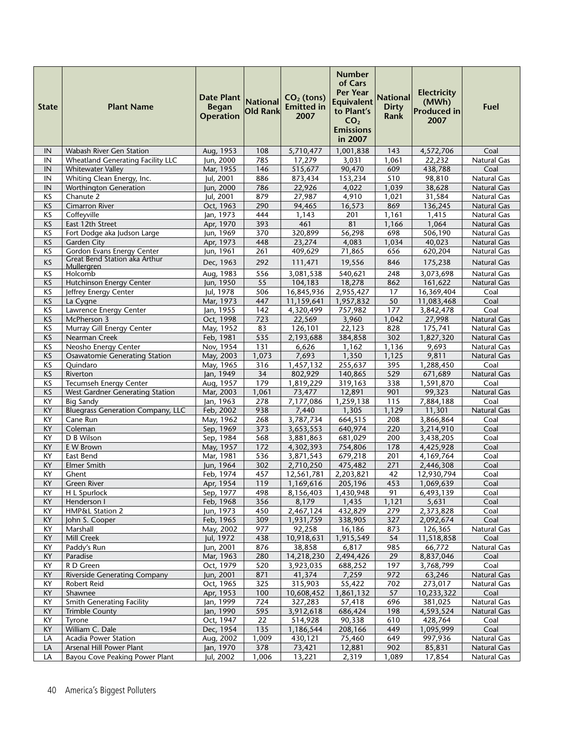| State | Plant Name | Date Plant Began Operation | National Old Rank | $CO_2$ (tons) Emitted in 2007 | Number of Cars Per Year Equivalent to Plant's $CO_2$ Emissions in 2007 | National Dirty Rank | Electricity (MWh) Produced in 2007 | Fuel |
|---|---|---|---|---|---|---|---|---|
| IN | Wabash River Gen Station | Aug, 1953 | 108 | 5,710,477 | 1,001,838 | 143 | 4,572,706 | Coal |
| IN | Wheatland Generating Facility LLC | Jun, 2000 | 785 | 17,279 | 3,031 | 1,061 | 22,232 | Natural Gas |
| IN | Whitewater Valley | Mar, 1955 | 146 | 515,677 | 90,470 | 609 | 438,788 | Coal |
| IN | Whiting Clean Energy, Inc. | Jul, 2001 | 886 | 873,434 | 153,234 | 510 | 98,810 | Natural Gas |
| IN | Worthington Generation | Jun, 2000 | 786 | 22,926 | 4,022 | 1,039 | 38,628 | Natural Gas |
| KS | Chanute 2 | Jul, 2001 | 879 | 27,987 | 4,910 | 1,021 | 31,584 | Natural Gas |
| KS | Cimarron River | Oct, 1963 | 290 | 94,465 | 16,573 | 869 | 136,245 | Natural Gas |
| KS | Coffeyville | Jan, 1973 | 444 | 1,143 | 201 | 1,161 | 1,415 | Natural Gas |
| KS | East 12th Street | Apr, 1970 | 393 | 461 | 81 | 1,166 | 1,064 | Natural Gas |
| KS | Fort Dodge aka Judson Large | Jun, 1969 | 370 | 320,899 | 56,298 | 698 | 506,190 | Natural Gas |
| KS | Garden City | Apr, 1973 | 448 | 23,274 | 4,083 | 1,034 | 40,023 | Natural Gas |
| KS | Gordon Evans Energy Center | Jun, 1961 | 261 | 409,629 | 71,865 | 656 | 620,204 | Natural Gas |
| KS | Great Bend Station aka Arthur Mullergren | Dec, 1963 | 292 | 111,471 | 19,556 | 846 | 175,238 | Natural Gas |
| KS | Holcomb | Aug, 1983 | 556 | 3,081,538 | 540,621 | 248 | 3,073,698 | Natural Gas |
| KS | Hutchinson Energy Center | Jun, 1950 | 55 | 104,183 | 18,278 | 862 | 161,622 | Natural Gas |
| KS | Jeffrey Energy Center | Jul, 1978 | 506 | 16,845,936 | 2,955,427 | 17 | 16,369,404 | Coal |
| KS | La Cygne | Mar, 1973 | 447 | 11,159,641 | 1,957,832 | 50 | 11,083,468 | Coal |
| KS | Lawrence Energy Center | Jan, 1955 | 142 | 4,320,499 | 757,982 | 177 | 3,842,478 | Coal |
| KS | McPherson 3 | Oct, 1998 | 723 | 22,569 | 3,960 | 1,042 | 27,998 | Natural Gas |
| KS | Murray Gill Energy Center | May, 1952 | 83 | 126,101 | 22,123 | 828 | 175,741 | Natural Gas |
| KS | Nearman Creek | Feb, 1981 | 535 | 2,193,688 | 384,858 | 302 | 1,827,320 | Natural Gas |
| KS | Neosho Energy Center | Nov, 1954 | 131 | 6,626 | 1,162 | 1,136 | 9,693 | Natural Gas |
| KS | Osawatomie Generating Station | May, 2003 | 1,073 | 7,693 | 1,350 | 1,125 | 9,811 | Natural Gas |
| KS | Quindaro | May, 1965 | 316 | 1,457,132 | 255,637 | 395 | 1,288,450 | Coal |
| KS | Riverton | Jan, 1949 | 34 | 802,929 | 140,865 | 529 | 671,689 | Natural Gas |
| KS | Tecumseh Energy Center | Aug, 1957 | 179 | 1,819,229 | 319,163 | 338 | 1,591,870 | Coal |
| KS | West Gardner Generating Station | Mar, 2003 | 1,061 | 73,477 | 12,891 | 901 | 99,323 | Natural Gas |
| KY | Big Sandy | Jan, 1963 | 278 | 7,177,086 | 1,259,138 | 115 | 7,884,188 | Coal |
| KY | Bluegrass Generation Company, LLC | Feb, 2002 | 938 | 7,440 | 1,305 | 1,129 | 11,301 | Natural Gas |
| KY | Cane Run | May, 1962 | 268 | 3,787,734 | 664,515 | 208 | 3,866,864 | Coal |
| KY | Coleman | Sep, 1969 | 373 | 3,653,553 | 640,974 | 220 | 3,214,910 | Coal |
| KY | D B Wilson | Sep, 1984 | 568 | 3,881,863 | 681,029 | 200 | 3,438,205 | Coal |
| KY | E W Brown | May, 1957 | 172 | 4,302,393 | 754,806 | 178 | 4,425,928 | Coal |
| KY | East Bend | Mar, 1981 | 536 | 3,871,543 | 679,218 | 201 | 4,169,764 | Coal |
| KY | Elmer Smith | Jun, 1964 | 302 | 2,710,250 | 475,482 | 271 | 2,446,308 | Coal |
| KY | Ghent | Feb, 1974 | 457 | 12,561,781 | 2,203,821 | 42 | 12,930,794 | Coal |
| KY | Green River | Apr, 1954 | 119 | 1,169,616 | 205,196 | 453 | 1,069,639 | Coal |
| KY | H L Spurlock | Sep, 1977 | 498 | 8,156,403 | 1,430,948 | 91 | 6,493,139 | Coal |
| KY | Henderson I | Feb, 1968 | 356 | 8,179 | 1,435 | 1,121 | 5,631 | Coal |
| KY | HMP&L Station 2 | Jun, 1973 | 450 | 2,467,124 | 432,829 | 279 | 2,373,828 | Coal |
| KY | John S. Cooper | Feb, 1965 | 309 | 1,931,759 | 338,905 | 327 | 2,092,674 | Coal |
| KY | Marshall | May, 2002 | 977 | 92,258 | 16,186 | 873 | 126,365 | Natural Gas |
| KY | Mill Creek | Jul, 1972 | 438 | 10,918,631 | 1,915,549 | 54 | 11,518,858 | Coal |
| KY | Paddy's Run | Jun, 2001 | 876 | 38,858 | 6,817 | 985 | 66,772 | Natural Gas |
| KY | Paradise | Mar, 1963 | 280 | 14,218,230 | 2,494,426 | 29 | 8,837,046 | Coal |
| KY | R D Green | Oct, 1979 | 520 | 3,923,035 | 688,252 | 197 | 3,768,799 | Coal |
| KY | Riverside Generating Company | Jun, 2001 | 871 | 41,374 | 7,259 | 972 | 63,246 | Natural Gas |
| KY | Robert Reid | Oct, 1965 | 325 | 315,903 | 55,422 | 702 | 273,017 | Natural Gas |
| KY | Shawnee | Apr, 1953 | 100 | 10,608,452 | 1,861,132 | 57 | 10,233,322 | Coal |
| KY | Smith Generating Facility | Jan, 1999 | 724 | 327,283 | 57,418 | 696 | 381,025 | Natural Gas |
| KY | Trimble County | Jan, 1990 | 595 | 3,912,618 | 686,424 | 198 | 4,593,524 | Natural Gas |
| KY | Tyrone | Oct, 1947 | 22 | 514,928 | 90,338 | 610 | 428,764 | Coal |
| KY | William C. Dale | Dec, 1954 | 135 | 1,186,544 | 208,166 | 449 | 1,095,999 | Coal |
| LA | Acadia Power Station | Aug, 2002 | 1,009 | 430,121 | 75,460 | 649 | 997,936 | Natural Gas |
| LA | Arsenal Hill Power Plant | Jan, 1970 | 378 | 73,421 | 12,881 | 902 | 85,831 | Natural Gas |
| LA | Bayou Cove Peaking Power Plant | Jul, 2002 | 1,006 | 13,221 | 2,319 | 1,089 | 17,854 | Natural Gas |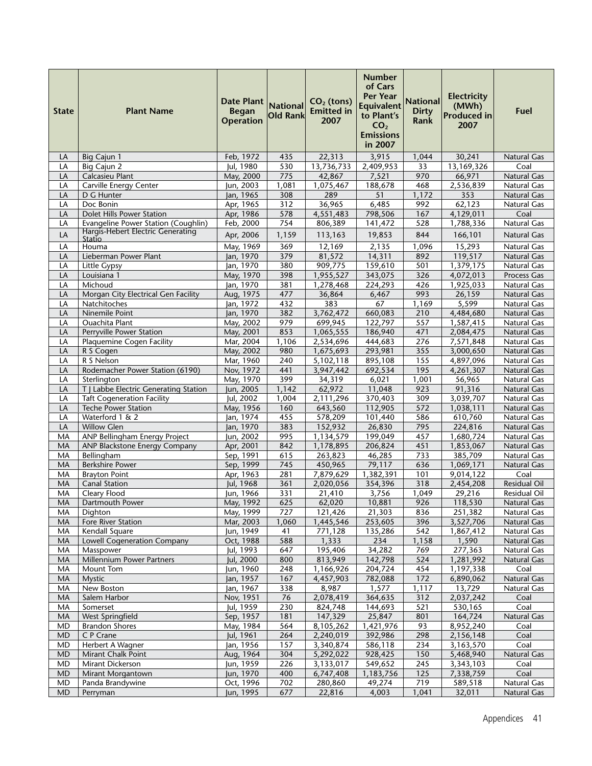| State | Plant Name | Date Plant Began Operation | National Old Rank | $CO_2$ (tons) Emitted in 2007 | Number of Cars Per Year Equivalent to Plant's $CO_2$ Emissions in 2007 | National Dirty Rank | Electricity (MWh) Produced in 2007 | Fuel |
|---|---|---|---|---|---|---|---|---|
| LA | Big Cajun 1 | Feb, 1972 | 435 | 22,313 | 3,915 | 1,044 | 30,241 | Natural Gas |
| LA | Big Cajun 2 | Jul, 1980 | 530 | 13,736,733 | 2,409,953 | 33 | 13,169,326 | Coal |
| LA | Calcasieu Plant | May, 2000 | 775 | 42,867 | 7,521 | 970 | 66,971 | Natural Gas |
| LA | Carville Energy Center | Jun, 2003 | 1,081 | 1,075,467 | 188,678 | 468 | 2,536,839 | Natural Gas |
| LA | D G Hunter | Jan, 1965 | 308 | 289 | 51 | 1,172 | 353 | Natural Gas |
| LA | Doc Bonin | Apr, 1965 | 312 | 36,965 | 6,485 | 992 | 62,123 | Natural Gas |
| LA | Dolet Hills Power Station | Apr, 1986 | 578 | 4,551,483 | 798,506 | 167 | 4,129,011 | Coal |
| LA | Evangeline Power Station (Coughlin) | Feb, 2000 | 754 | 806,389 | 141,472 | 528 | 1,788,336 | Natural Gas |
| LA | Hargis-Hebert Electric Generating Statio | Apr, 2006 | 1,159 | 113,163 | 19,853 | 844 | 166,101 | Natural Gas |
| LA | Houma | May, 1969 | 369 | 12,169 | 2,135 | 1,096 | 15,293 | Natural Gas |
| LA | Lieberman Power Plant | Jan, 1970 | 379 | 81,572 | 14,311 | 892 | 119,517 | Natural Gas |
| LA | Little Gypsy | Jan, 1970 | 380 | 909,775 | 159,610 | 501 | 1,379,175 | Natural Gas |
| LA | Louisiana 1 | May, 1970 | 398 | 1,955,527 | 343,075 | 326 | 4,072,013 | Process Gas |
| LA | Michoud | Jan, 1970 | 381 | 1,278,468 | 224,293 | 426 | 1,925,033 | Natural Gas |
| LA | Morgan City Electrical Gen Facility | Aug, 1975 | 477 | 36,864 | 6,467 | 993 | 26,159 | Natural Gas |
| LA | Natchitoches | Jan, 1972 | 432 | 383 | 67 | 1,169 | 5,599 | Natural Gas |
| LA | Ninemile Point | Jan, 1970 | 382 | 3,762,472 | 660,083 | 210 | 4,484,680 | Natural Gas |
| LA | Ouachita Plant | May, 2002 | 979 | 699,945 | 122,797 | 557 | 1,587,415 | Natural Gas |
| LA | Perryville Power Station | May, 2001 | 853 | 1,065,555 | 186,940 | 471 | 2,084,475 | Natural Gas |
| LA | Plaquemine Cogen Facility | Mar, 2004 | 1,106 | 2,534,696 | 444,683 | 276 | 7,571,848 | Natural Gas |
| LA | R S Cogen | May, 2002 | 980 | 1,675,693 | 293,981 | 355 | 3,000,650 | Natural Gas |
| LA | R S Nelson | Mar, 1960 | 240 | 5,102,118 | 895,108 | 155 | 4,897,096 | Natural Gas |
| LA | Rodemacher Power Station (6190) | Nov, 1972 | 441 | 3,947,442 | 692,534 | 195 | 4,261,307 | Natural Gas |
| LA | Sterlington | May, 1970 | 399 | 34,319 | 6,021 | 1,001 | 56,965 | Natural Gas |
| LA | T J Labbe Electric Generating Station | Jun, 2005 | 1,142 | 62,972 | 11,048 | 923 | 91,316 | Natural Gas |
| LA | Taft Cogeneration Facility | Jul, 2002 | 1,004 | 2,111,296 | 370,403 | 309 | 3,039,707 | Natural Gas |
| LA | Teche Power Station | May, 1956 | 160 | 643,560 | 112,905 | 572 | 1,038,111 | Natural Gas |
| LA | Waterford 1 & 2 | Jan, 1974 | 455 | 578,209 | 101,440 | 586 | 610,760 | Natural Gas |
| LA | Willow Glen | Jan, 1970 | 383 | 152,932 | 26,830 | 795 | 224,816 | Natural Gas |
| MA | ANP Bellingham Energy Project | Jun, 2002 | 995 | 1,134,579 | 199,049 | 457 | 1,680,724 | Natural Gas |
| MA | ANP Blackstone Energy Company | Apr, 2001 | 842 | 1,178,895 | 206,824 | 451 | 1,853,067 | Natural Gas |
| MA | Bellingham | Sep, 1991 | 615 | 263,823 | 46,285 | 733 | 385,709 | Natural Gas |
| MA | Berkshire Power | Sep, 1999 | 745 | 450,965 | 79,117 | 636 | 1,069,171 | Natural Gas |
| MA | Brayton Point | Apr, 1963 | 281 | 7,879,629 | 1,382,391 | 101 | 9,014,122 | Coal |
| MA | Canal Station | Jul, 1968 | 361 | 2,020,056 | 354,396 | 318 | 2,454,208 | Residual Oil |
| MA | Cleary Flood | Jun, 1966 | 331 | 21,410 | 3,756 | 1,049 | 29,216 | Residual Oil |
| MA | Dartmouth Power | May, 1992 | 625 | 62,020 | 10,881 | 926 | 118,530 | Natural Gas |
| MA | Dighton | May, 1999 | 727 | 121,426 | 21,303 | 836 | 251,382 | Natural Gas |
| MA | Fore River Station | Mar, 2003 | 1,060 | 1,445,546 | 253,605 | 396 | 3,527,706 | Natural Gas |
| MA | Kendall Square | Jun, 1949 | 41 | 771,128 | 135,286 | 542 | 1,867,412 | Natural Gas |
| MA | Lowell Cogeneration Company | Oct, 1988 | 588 | 1,333 | 234 | 1,158 | 1,590 | Natural Gas |
| MA | Masspower | Jul, 1993 | 647 | 195,406 | 34,282 | 769 | 277,363 | Natural Gas |
| MA | Millennium Power Partners | Jul, 2000 | 800 | 813,949 | 142,798 | 524 | 1,281,992 | Natural Gas |
| MA | Mount Tom | Jun, 1960 | 248 | 1,166,926 | 204,724 | 454 | 1,197,338 | Coal |
| MA | Mystic | Jan, 1957 | 167 | 4,457,903 | 782,088 | 172 | 6,890,062 | Natural Gas |
| MA | New Boston | Jan, 1967 | 338 | 8,987 | 1,577 | 1,117 | 13,729 | Natural Gas |
| MA | Salem Harbor | Nov, 1951 | 76 | 2,078,419 | 364,635 | 312 | 2,037,242 | Coal |
| MA | Somerset | Jul, 1959 | 230 | 824,748 | 144,693 | 521 | 530,165 | Coal |
| MA | West Springfield | Sep, 1957 | 181 | 147,329 | 25,847 | 801 | 164,724 | Natural Gas |
| MD | Brandon Shores | May, 1984 | 564 | 8,105,262 | 1,421,976 | 93 | 8,952,240 | Coal |
| MD | C P Crane | Jul, 1961 | 264 | 2,240,019 | 392,986 | 298 | 2,156,148 | Coal |
| MD | Herbert A Wagner | Jan, 1956 | 157 | 3,340,874 | 586,118 | 234 | 3,163,570 | Coal |
| MD | Mirant Chalk Point | Aug, 1964 | 304 | 5,292,022 | 928,425 | 150 | 5,468,940 | Natural Gas |
| MD | Mirant Dickerson | Jun, 1959 | 226 | 3,133,017 | 549,652 | 245 | 3,343,103 | Coal |
| MD | Mirant Morgantown | Jun, 1970 | 400 | 6,747,408 | 1,183,756 | 125 | 7,338,759 | Coal |
| MD | Panda Brandywine | Oct, 1996 | 702 | 280,860 | 49,274 | 719 | 589,518 | Natural Gas |
| MD | Perryman | Jun, 1995 | 677 | 22,816 | 4,003 | 1,041 | 32,011 | Natural Gas |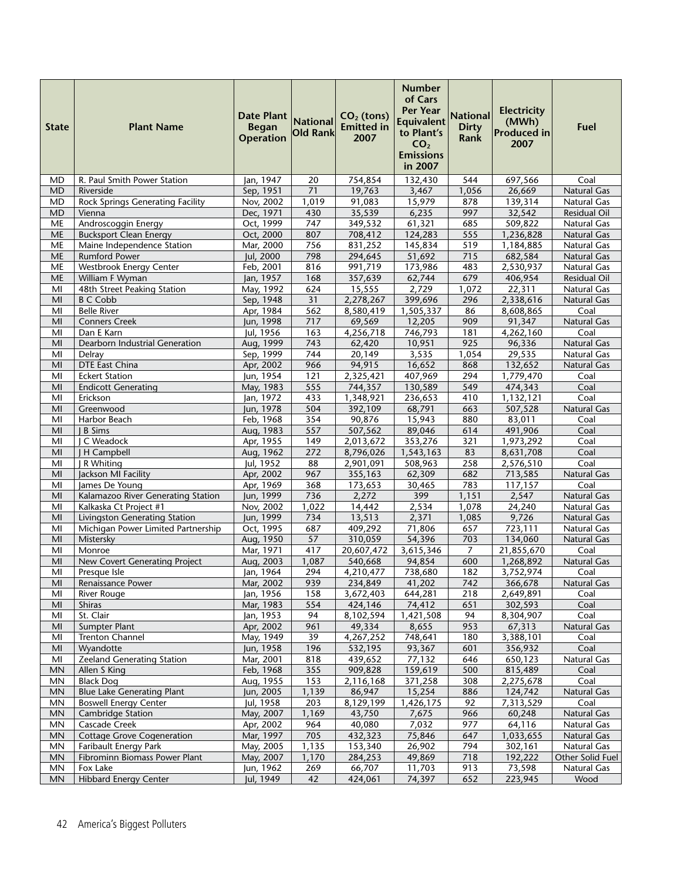| State | Plant Name | Date Plant Began Operation | National Old Rank | $CO_2$ (tons) Emitted in 2007 | Number of Cars Per Year Equivalent to Plant's $CO_2$ Emissions in 2007 | National Dirty Rank | Electricity (MWh) Produced in 2007 | Fuel |
|---|---|---|---|---|---|---|---|---|
| MD | R. Paul Smith Power Station | Jan, 1947 | 20 | 754,854 | 132,430 | 544 | 697,566 | Coal |
| MD | Riverside | Sep, 1951 | 71 | 19,763 | 3,467 | 1,056 | 26,669 | Natural Gas |
| MD | Rock Springs Generating Facility | Nov, 2002 | 1,019 | 91,083 | 15,979 | 878 | 139,314 | Natural Gas |
| MD | Vienna | Dec, 1971 | 430 | 35,539 | 6,235 | 997 | 32,542 | Residual Oil |
| ME | Androscoggin Energy | Oct, 1999 | 747 | 349,532 | 61,321 | 685 | 509,822 | Natural Gas |
| ME | Bucksport Clean Energy | Oct, 2000 | 807 | 708,412 | 124,283 | 555 | 1,236,828 | Natural Gas |
| ME | Maine Independence Station | Mar, 2000 | 756 | 831,252 | 145,834 | 519 | 1,184,885 | Natural Gas |
| ME | Rumford Power | Jul, 2000 | 798 | 294,645 | 51,692 | 715 | 682,584 | Natural Gas |
| ME | Westbrook Energy Center | Feb, 2001 | 816 | 991,719 | 173,986 | 483 | 2,530,937 | Natural Gas |
| ME | William F Wyman | Jan, 1957 | 168 | 357,639 | 62,744 | 679 | 406,954 | Residual Oil |
| MI | 48th Street Peaking Station | May, 1992 | 624 | 15,555 | 2,729 | 1,072 | 22,311 | Natural Gas |
| MI | B C Cobb | Sep, 1948 | 31 | 2,278,267 | 399,696 | 296 | 2,338,616 | Natural Gas |
| MI | Belle River | Apr, 1984 | 562 | 8,580,419 | 1,505,337 | 86 | 8,608,865 | Coal |
| MI | Conners Creek | Jun, 1998 | 717 | 69,569 | 12,205 | 909 | 91,347 | Natural Gas |
| MI | Dan E Karn | Jul, 1956 | 163 | 4,256,718 | 746,793 | 181 | 4,262,160 | Coal |
| MI | Dearborn Industrial Generation | Aug, 1999 | 743 | 62,420 | 10,951 | 925 | 96,336 | Natural Gas |
| MI | Delray | Sep, 1999 | 744 | 20,149 | 3,535 | 1,054 | 29,535 | Natural Gas |
| MI | DTE East China | Apr, 2002 | 966 | 94,915 | 16,652 | 868 | 132,652 | Natural Gas |
| MI | Eckert Station | Jun, 1954 | 121 | 2,325,421 | 407,969 | 294 | 1,779,470 | Coal |
| MI | Endicott Generating | May, 1983 | 555 | 744,357 | 130,589 | 549 | 474,343 | Coal |
| MI | Erickson | Jan, 1972 | 433 | 1,348,921 | 236,653 | 410 | 1,132,121 | Coal |
| MI | Greenwood | Jun, 1978 | 504 | 392,109 | 68,791 | 663 | 507,528 | Natural Gas |
| MI | Harbor Beach | Feb, 1968 | 354 | 90,876 | 15,943 | 880 | 83,011 | Coal |
| MI | J B Sims | Aug, 1983 | 557 | 507,562 | 89,046 | 614 | 491,906 | Coal |
| MI | J C Weadock | Apr, 1955 | 149 | 2,013,672 | 353,276 | 321 | 1,973,292 | Coal |
| MI | J H Campbell | Aug, 1962 | 272 | 8,796,026 | 1,543,163 | 83 | 8,631,708 | Coal |
| MI | J R Whiting | Jul, 1952 | 88 | 2,901,091 | 508,963 | 258 | 2,576,510 | Coal |
| MI | Jackson MI Facility | Apr, 2002 | 967 | 355,163 | 62,309 | 682 | 713,585 | Natural Gas |
| MI | James De Young | Apr, 1969 | 368 | 173,653 | 30,465 | 783 | 117,157 | Coal |
| MI | Kalamazoo River Generating Station | Jun, 1999 | 736 | 2,272 | 399 | 1,151 | 2,547 | Natural Gas |
| MI | Kalkaska Ct Project #1 | Nov, 2002 | 1,022 | 14,442 | 2,534 | 1,078 | 24,240 | Natural Gas |
| MI | Livingston Generating Station | Jun, 1999 | 734 | 13,513 | 2,371 | 1,085 | 9,726 | Natural Gas |
| MI | Michigan Power Limited Partnership | Oct, 1995 | 687 | 409,292 | 71,806 | 657 | 723,111 | Natural Gas |
| MI | Mistersky | Aug, 1950 | 57 | 310,059 | 54,396 | 703 | 134,060 | Natural Gas |
| MI | Monroe | Mar, 1971 | 417 | 20,607,472 | 3,615,346 | 7 | 21,855,670 | Coal |
| MI | New Covert Generating Project | Aug, 2003 | 1,087 | 540,668 | 94,854 | 600 | 1,268,892 | Natural Gas |
| MI | Presque Isle | Jan, 1964 | 294 | 4,210,477 | 738,680 | 182 | 3,752,974 | Coal |
| MI | Renaissance Power | Mar, 2002 | 939 | 234,849 | 41,202 | 742 | 366,678 | Natural Gas |
| MI | River Rouge | Jan, 1956 | 158 | 3,672,403 | 644,281 | 218 | 2,649,891 | Coal |
| MI | Shiras | Mar, 1983 | 554 | 424,146 | 74,412 | 651 | 302,593 | Coal |
| MI | St. Clair | Jan, 1953 | 94 | 8,102,594 | 1,421,508 | 94 | 8,304,907 | Coal |
| MI | Sumpter Plant | Apr, 2002 | 961 | 49,334 | 8,655 | 953 | 67,313 | Natural Gas |
| MI | Trenton Channel | May, 1949 | 39 | 4,267,252 | 748,641 | 180 | 3,388,101 | Coal |
| MI | Wyandotte | Jun, 1958 | 196 | 532,195 | 93,367 | 601 | 356,932 | Coal |
| MI | Zeeland Generating Station | Mar, 2001 | 818 | 439,652 | 77,132 | 646 | 650,123 | Natural Gas |
| MN | Allen S King | Feb, 1968 | 355 | 909,828 | 159,619 | 500 | 815,489 | Coal |
| MN | Black Dog | Aug, 1955 | 153 | 2,116,168 | 371,258 | 308 | 2,275,678 | Coal |
| MN | Blue Lake Generating Plant | Jun, 2005 | 1,139 | 86,947 | 15,254 | 886 | 124,742 | Natural Gas |
| MN | Boswell Energy Center | Jul, 1958 | 203 | 8,129,199 | 1,426,175 | 92 | 7,313,529 | Coal |
| MN | Cambridge Station | May, 2007 | 1,169 | 43,750 | 7,675 | 966 | 60,248 | Natural Gas |
| MN | Cascade Creek | Apr, 2002 | 964 | 40,080 | 7,032 | 977 | 64,116 | Natural Gas |
| MN | Cottage Grove Cogeneration | Mar, 1997 | 705 | 432,323 | 75,846 | 647 | 1,033,655 | Natural Gas |
| MN | Faribault Energy Park | May, 2005 | 1,135 | 153,340 | 26,902 | 794 | 302,161 | Natural Gas |
| MN | Fibrominn Biomass Power Plant | May, 2007 | 1,170 | 284,253 | 49,869 | 718 | 192,222 | Other Solid Fuel |
| MN | Fox Lake | Jun, 1962 | 269 | 66,707 | 11,703 | 913 | 73,598 | Natural Gas |
| MN | Hibbard Energy Center | Jul, 1949 | 42 | 424,061 | 74,397 | 652 | 223,945 | Wood |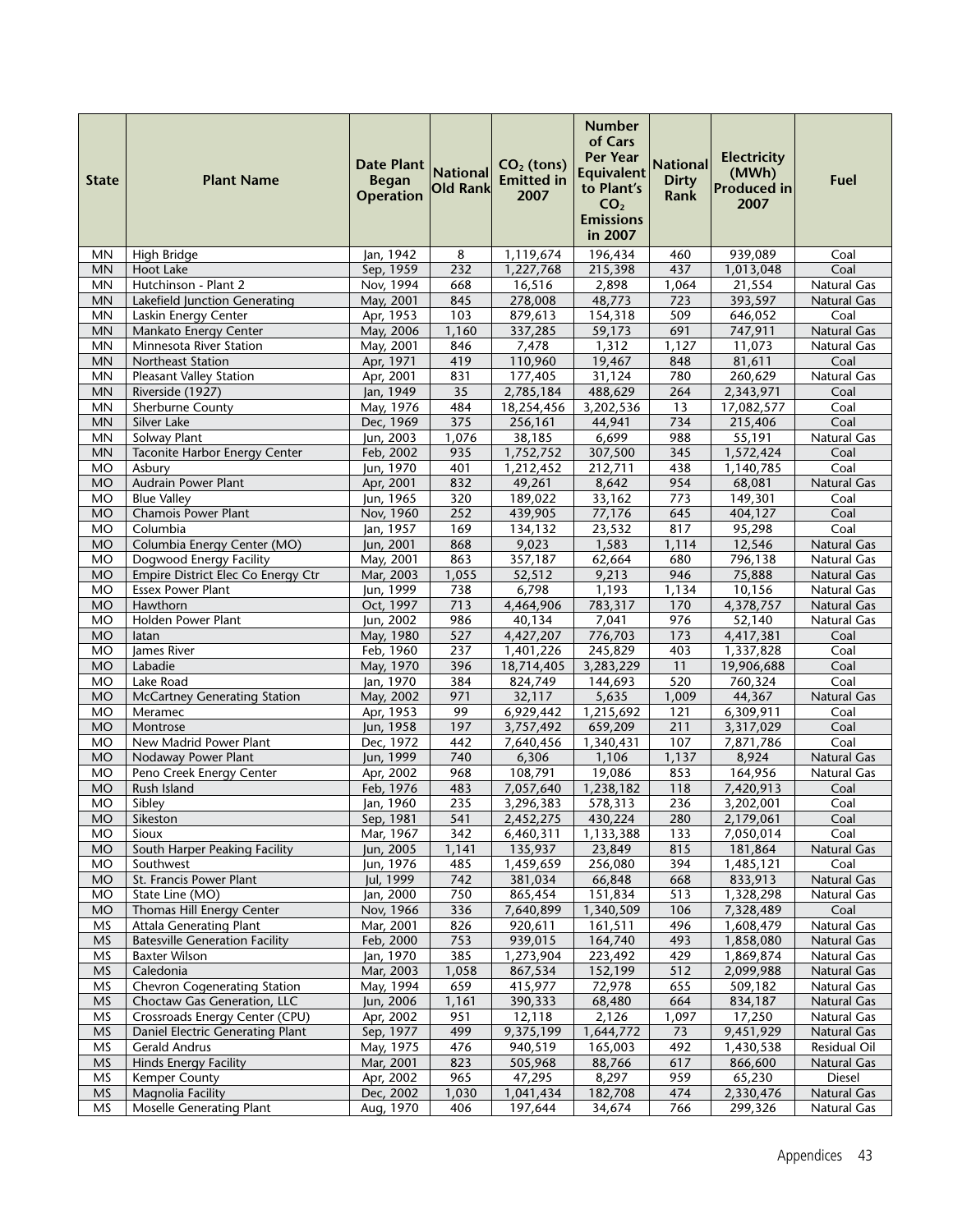| State | Plant Name | Date Plant Began Operation | National Old Rank | $CO_2$ (tons) Emitted in 2007 | Number of Cars Per Year Equivalent to Plant's $CO_2$ Emissions in 2007 | National Dirty Rank | Electricity (MWh) Produced in 2007 | Fuel |
|---|---|---|---|---|---|---|---|---|
| MN | High Bridge | Jan, 1942 | 8 | 1,119,674 | 196,434 | 460 | 939,089 | Coal |
| MN | Hoot Lake | Sep, 1959 | 232 | 1,227,768 | 215,398 | 437 | 1,013,048 | Coal |
| MN | Hutchinson - Plant 2 | Nov, 1994 | 668 | 16,516 | 2,898 | 1,064 | 21,554 | Natural Gas |
| MN | Lakefield Junction Generating | May, 2001 | 845 | 278,008 | 48,773 | 723 | 393,597 | Natural Gas |
| MN | Laskin Energy Center | Apr, 1953 | 103 | 879,613 | 154,318 | 509 | 646,052 | Coal |
| MN | Mankato Energy Center | May, 2006 | 1,160 | 337,285 | 59,173 | 691 | 747,911 | Natural Gas |
| MN | Minnesota River Station | May, 2001 | 846 | 7,478 | 1,312 | 1,127 | 11,073 | Natural Gas |
| MN | Northeast Station | Apr, 1971 | 419 | 110,960 | 19,467 | 848 | 81,611 | Coal |
| MN | Pleasant Valley Station | Apr, 2001 | 831 | 177,405 | 31,124 | 780 | 260,629 | Natural Gas |
| MN | Riverside (1927) | Jan, 1949 | 35 | 2,785,184 | 488,629 | 264 | 2,343,971 | Coal |
| MN | Sherburne County | May, 1976 | 484 | 18,254,456 | 3,202,536 | 13 | 17,082,577 | Coal |
| MN | Silver Lake | Dec, 1969 | 375 | 256,161 | 44,941 | 734 | 215,406 | Coal |
| MN | Solway Plant | Jun, 2003 | 1,076 | 38,185 | 6,699 | 988 | 55,191 | Natural Gas |
| MN | Taconite Harbor Energy Center | Feb, 2002 | 935 | 1,752,752 | 307,500 | 345 | 1,572,424 | Coal |
| MO | Asbury | Jun, 1970 | 401 | 1,212,452 | 212,711 | 438 | 1,140,785 | Coal |
| MO | Audrain Power Plant | Apr, 2001 | 832 | 49,261 | 8,642 | 954 | 68,081 | Natural Gas |
| MO | Blue Valley | Jun, 1965 | 320 | 189,022 | 33,162 | 773 | 149,301 | Coal |
| MO | Chamois Power Plant | Nov, 1960 | 252 | 439,905 | 77,176 | 645 | 404,127 | Coal |
| MO | Columbia | Jan, 1957 | 169 | 134,132 | 23,532 | 817 | 95,298 | Coal |
| MO | Columbia Energy Center (MO) | Jun, 2001 | 868 | 9,023 | 1,583 | 1,114 | 12,546 | Natural Gas |
| MO | Dogwood Energy Facility | May, 2001 | 863 | 357,187 | 62,664 | 680 | 796,138 | Natural Gas |
| MO | Empire District Elec Co Energy Ctr | Mar, 2003 | 1,055 | 52,512 | 9,213 | 946 | 75,888 | Natural Gas |
| MO | Essex Power Plant | Jun, 1999 | 738 | 6,798 | 1,193 | 1,134 | 10,156 | Natural Gas |
| MO | Hawthorn | Oct, 1997 | 713 | 4,464,906 | 783,317 | 170 | 4,378,757 | Natural Gas |
| MO | Holden Power Plant | Jun, 2002 | 986 | 40,134 | 7,041 | 976 | 52,140 | Natural Gas |
| MO | Iatan | May, 1980 | 527 | 4,427,207 | 776,703 | 173 | 4,417,381 | Coal |
| MO | James River | Feb, 1960 | 237 | 1,401,226 | 245,829 | 403 | 1,337,828 | Coal |
| MO | Labadie | May, 1970 | 396 | 18,714,405 | 3,283,229 | 11 | 19,906,688 | Coal |
| MO | Lake Road | Jan, 1970 | 384 | 824,749 | 144,693 | 520 | 760,324 | Coal |
| MO | McCartney Generating Station | May, 2002 | 971 | 32,117 | 5,635 | 1,009 | 44,367 | Natural Gas |
| MO | Meramec | Apr, 1953 | 99 | 6,929,442 | 1,215,692 | 121 | 6,309,911 | Coal |
| MO | Montrose | Jun, 1958 | 197 | 3,757,492 | 659,209 | 211 | 3,317,029 | Coal |
| MO | New Madrid Power Plant | Dec, 1972 | 442 | 7,640,456 | 1,340,431 | 107 | 7,871,786 | Coal |
| MO | Nodaway Power Plant | Jun, 1999 | 740 | 6,306 | 1,106 | 1,137 | 8,924 | Natural Gas |
| MO | Peno Creek Energy Center | Apr, 2002 | 968 | 108,791 | 19,086 | 853 | 164,956 | Natural Gas |
| MO | Rush Island | Feb, 1976 | 483 | 7,057,640 | 1,238,182 | 118 | 7,420,913 | Coal |
| MO | Sibley | Jan, 1960 | 235 | 3,296,383 | 578,313 | 236 | 3,202,001 | Coal |
| MO | Sikeston | Sep, 1981 | 541 | 2,452,275 | 430,224 | 280 | 2,179,061 | Coal |
| MO | Sioux | Mar, 1967 | 342 | 6,460,311 | 1,133,388 | 133 | 7,050,014 | Coal |
| MO | South Harper Peaking Facility | Jun, 2005 | 1,141 | 135,937 | 23,849 | 815 | 181,864 | Natural Gas |
| MO | Southwest | Jun, 1976 | 485 | 1,459,659 | 256,080 | 394 | 1,485,121 | Coal |
| MO | St. Francis Power Plant | Jul, 1999 | 742 | 381,034 | 66,848 | 668 | 833,913 | Natural Gas |
| MO | State Line (MO) | Jan, 2000 | 750 | 865,454 | 151,834 | 513 | 1,328,298 | Natural Gas |
| MO | Thomas Hill Energy Center | Nov, 1966 | 336 | 7,640,899 | 1,340,509 | 106 | 7,328,489 | Coal |
| MS | Attala Generating Plant | Mar, 2001 | 826 | 920,611 | 161,511 | 496 | 1,608,479 | Natural Gas |
| MS | Batesville Generation Facility | Feb, 2000 | 753 | 939,015 | 164,740 | 493 | 1,858,080 | Natural Gas |
| MS | Baxter Wilson | Jan, 1970 | 385 | 1,273,904 | 223,492 | 429 | 1,869,874 | Natural Gas |
| MS | Caledonia | Mar, 2003 | 1,058 | 867,534 | 152,199 | 512 | 2,099,988 | Natural Gas |
| MS | Chevron Cogenerating Station | May, 1994 | 659 | 415,977 | 72,978 | 655 | 509,182 | Natural Gas |
| MS | Choctaw Gas Generation, LLC | Jun, 2006 | 1,161 | 390,333 | 68,480 | 664 | 834,187 | Natural Gas |
| MS | Crossroads Energy Center (CPU) | Apr, 2002 | 951 | 12,118 | 2,126 | 1,097 | 17,250 | Natural Gas |
| MS | Daniel Electric Generating Plant | Sep, 1977 | 499 | 9,375,199 | 1,644,772 | 73 | 9,451,929 | Natural Gas |
| MS | Gerald Andrus | May, 1975 | 476 | 940,519 | 165,003 | 492 | 1,430,538 | Residual Oil |
| MS | Hinds Energy Facility | Mar, 2001 | 823 | 505,968 | 88,766 | 617 | 866,600 | Natural Gas |
| MS | Kemper County | Apr, 2002 | 965 | 47,295 | 8,297 | 959 | 65,230 | Diesel |
| MS | Magnolia Facility | Dec, 2002 | 1,030 | 1,041,434 | 182,708 | 474 | 2,330,476 | Natural Gas |
| MS | Moselle Generating Plant | Aug, 1970 | 406 | 197,644 | 34,674 | 766 | 299,326 | Natural Gas |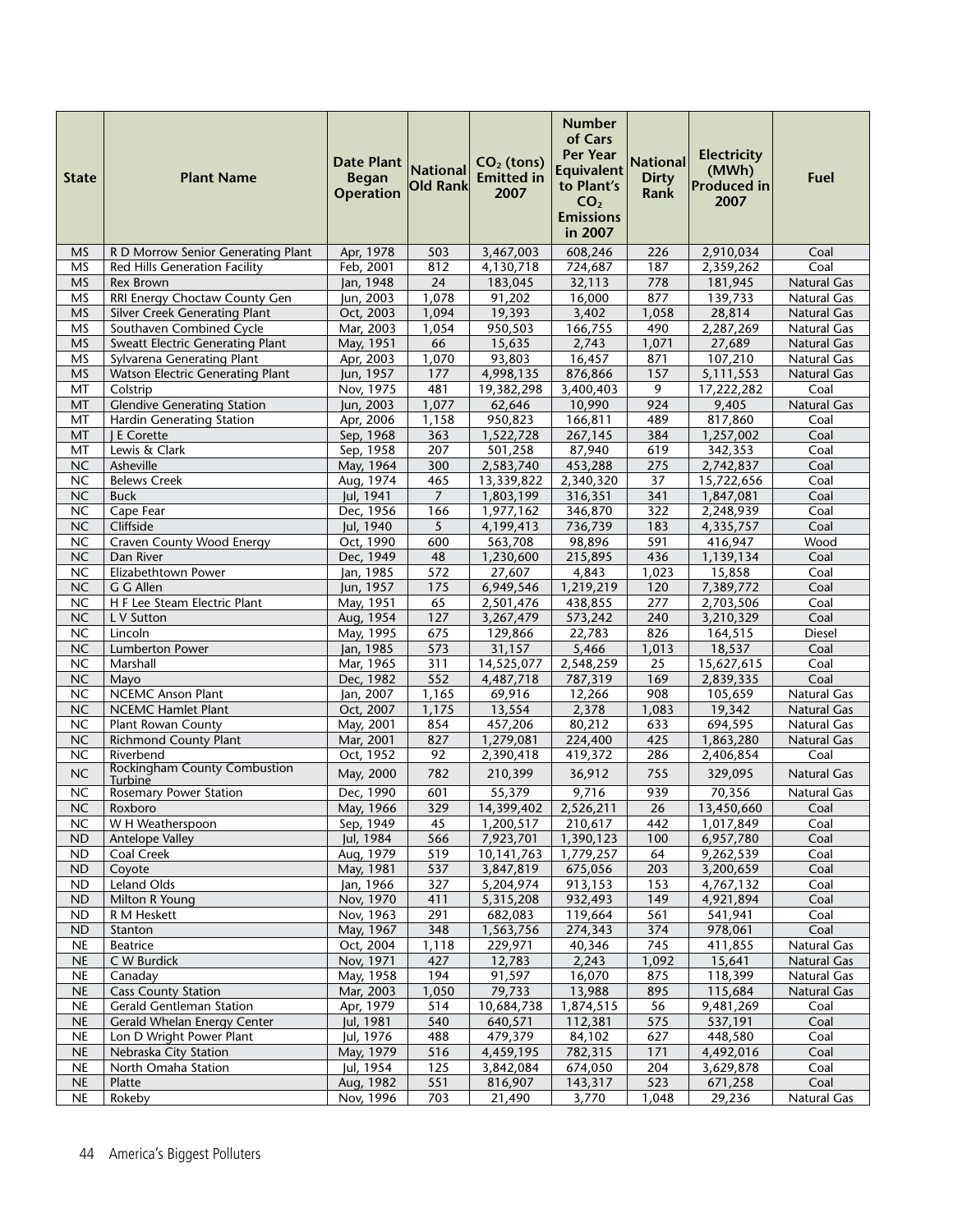| State | Plant Name | Date Plant Began Operation | National Old Rank | $CO_2$ (tons) Emitted in 2007 | Number of Cars Per Year Equivalent to Plant's $CO_2$ Emissions in 2007 | National Dirty Rank | Electricity (MWh) Produced in 2007 | Fuel |
|---|---|---|---|---|---|---|---|---|
| MS | R D Morrow Senior Generating Plant | Apr, 1978 | 503 | 3,467,003 | 608,246 | 226 | 2,910,034 | Coal |
| MS | Red Hills Generation Facility | Feb, 2001 | 812 | 4,130,718 | 724,687 | 187 | 2,359,262 | Coal |
| MS | Rex Brown | Jan, 1948 | 24 | 183,045 | 32,113 | 778 | 181,945 | Natural Gas |
| MS | RRI Energy Choctaw County Gen | Jun, 2003 | 1,078 | 91,202 | 16,000 | 877 | 139,733 | Natural Gas |
| MS | Silver Creek Generating Plant | Oct, 2003 | 1,094 | 19,393 | 3,402 | 1,058 | 28,814 | Natural Gas |
| MS | Southaven Combined Cycle | Mar, 2003 | 1,054 | 950,503 | 166,755 | 490 | 2,287,269 | Natural Gas |
| MS | Sweatt Electric Generating Plant | May, 1951 | 66 | 15,635 | 2,743 | 1,071 | 27,689 | Natural Gas |
| MS | Sylvarena Generating Plant | Apr, 2003 | 1,070 | 93,803 | 16,457 | 871 | 107,210 | Natural Gas |
| MS | Watson Electric Generating Plant | Jun, 1957 | 177 | 4,998,135 | 876,866 | 157 | 5,111,553 | Natural Gas |
| MT | Colstrip | Nov, 1975 | 481 | 19,382,298 | 3,400,403 | 9 | 17,222,282 | Coal |
| MT | Glendive Generating Station | Jun, 2003 | 1,077 | 62,646 | 10,990 | 924 | 9,405 | Natural Gas |
| MT | Hardin Generating Station | Apr, 2006 | 1,158 | 950,823 | 166,811 | 489 | 817,860 | Coal |
| MT | J E Corette | Sep, 1968 | 363 | 1,522,728 | 267,145 | 384 | 1,257,002 | Coal |
| MT | Lewis & Clark | Sep, 1958 | 207 | 501,258 | 87,940 | 619 | 342,353 | Coal |
| NC | Asheville | May, 1964 | 300 | 2,583,740 | 453,288 | 275 | 2,742,837 | Coal |
| NC | Belews Creek | Aug, 1974 | 465 | 13,339,822 | 2,340,320 | 37 | 15,722,656 | Coal |
| NC | Buck | Jul, 1941 | 7 | 1,803,199 | 316,351 | 341 | 1,847,081 | Coal |
| NC | Cape Fear | Dec, 1956 | 166 | 1,977,162 | 346,870 | 322 | 2,248,939 | Coal |
| NC | Cliffside | Jul, 1940 | 5 | 4,199,413 | 736,739 | 183 | 4,335,757 | Coal |
| NC | Craven County Wood Energy | Oct, 1990 | 600 | 563,708 | 98,896 | 591 | 416,947 | Wood |
| NC | Dan River | Dec, 1949 | 48 | 1,230,600 | 215,895 | 436 | 1,139,134 | Coal |
| NC | Elizabethtown Power | Jan, 1985 | 572 | 27,607 | 4,843 | 1,023 | 15,858 | Coal |
| NC | G G Allen | Jun, 1957 | 175 | 6,949,546 | 1,219,219 | 120 | 7,389,772 | Coal |
| NC | H F Lee Steam Electric Plant | May, 1951 | 65 | 2,501,476 | 438,855 | 277 | 2,703,506 | Coal |
| NC | L V Sutton | Aug, 1954 | 127 | 3,267,479 | 573,242 | 240 | 3,210,329 | Coal |
| NC | Lincoln | May, 1995 | 675 | 129,866 | 22,783 | 826 | 164,515 | Diesel |
| NC | Lumberton Power | Jan, 1985 | 573 | 31,157 | 5,466 | 1,013 | 18,537 | Coal |
| NC | Marshall | Mar, 1965 | 311 | 14,525,077 | 2,548,259 | 25 | 15,627,615 | Coal |
| NC | Mayo | Dec, 1982 | 552 | 4,487,718 | 787,319 | 169 | 2,839,335 | Coal |
| NC | NCEMC Anson Plant | Jan, 2007 | 1,165 | 69,916 | 12,266 | 908 | 105,659 | Natural Gas |
| NC | NCEMC Hamlet Plant | Oct, 2007 | 1,175 | 13,554 | 2,378 | 1,083 | 19,342 | Natural Gas |
| NC | Plant Rowan County | May, 2001 | 854 | 457,206 | 80,212 | 633 | 694,595 | Natural Gas |
| NC | Richmond County Plant | Mar, 2001 | 827 | 1,279,081 | 224,400 | 425 | 1,863,280 | Natural Gas |
| NC | Riverbend | Oct, 1952 | 92 | 2,390,418 | 419,372 | 286 | 2,406,854 | Coal |
| NC | Rockingham County Combustion Turbine | May, 2000 | 782 | 210,399 | 36,912 | 755 | 329,095 | Natural Gas |
| NC | Rosemary Power Station | Dec, 1990 | 601 | 55,379 | 9,716 | 939 | 70,356 | Natural Gas |
| NC | Roxboro | May, 1966 | 329 | 14,399,402 | 2,526,211 | 26 | 13,450,660 | Coal |
| NC | W H Weatherspoon | Sep, 1949 | 45 | 1,200,517 | 210,617 | 442 | 1,017,849 | Coal |
| ND | Antelope Valley | Jul, 1984 | 566 | 7,923,701 | 1,390,123 | 100 | 6,957,780 | Coal |
| ND | Coal Creek | Aug, 1979 | 519 | 10,141,763 | 1,779,257 | 64 | 9,262,539 | Coal |
| ND | Coyote | May, 1981 | 537 | 3,847,819 | 675,056 | 203 | 3,200,659 | Coal |
| ND | Leland Olds | Jan, 1966 | 327 | 5,204,974 | 913,153 | 153 | 4,767,132 | Coal |
| ND | Milton R Young | Nov, 1970 | 411 | 5,315,208 | 932,493 | 149 | 4,921,894 | Coal |
| ND | R M Heskett | Nov, 1963 | 291 | 682,083 | 119,664 | 561 | 541,941 | Coal |
| ND | Stanton | May, 1967 | 348 | 1,563,756 | 274,343 | 374 | 978,061 | Coal |
| NE | Beatrice | Oct, 2004 | 1,118 | 229,971 | 40,346 | 745 | 411,855 | Natural Gas |
| NE | C W Burdick | Nov, 1971 | 427 | 12,783 | 2,243 | 1,092 | 15,641 | Natural Gas |
| NE | Canaday | May, 1958 | 194 | 91,597 | 16,070 | 875 | 118,399 | Natural Gas |
| NE | Cass County Station | Mar, 2003 | 1,050 | 79,733 | 13,988 | 895 | 115,684 | Natural Gas |
| NE | Gerald Gentleman Station | Apr, 1979 | 514 | 10,684,738 | 1,874,515 | 56 | 9,481,269 | Coal |
| NE | Gerald Whelan Energy Center | Jul, 1981 | 540 | 640,571 | 112,381 | 575 | 537,191 | Coal |
| NE | Lon D Wright Power Plant | Jul, 1976 | 488 | 479,379 | 84,102 | 627 | 448,580 | Coal |
| NE | Nebraska City Station | May, 1979 | 516 | 4,459,195 | 782,315 | 171 | 4,492,016 | Coal |
| NE | North Omaha Station | Jul, 1954 | 125 | 3,842,084 | 674,050 | 204 | 3,629,878 | Coal |
| NE | Platte | Aug, 1982 | 551 | 816,907 | 143,317 | 523 | 671,258 | Coal |
| NE | Rokeby | Nov, 1996 | 703 | 21,490 | 3,770 | 1,048 | 29,236 | Natural Gas |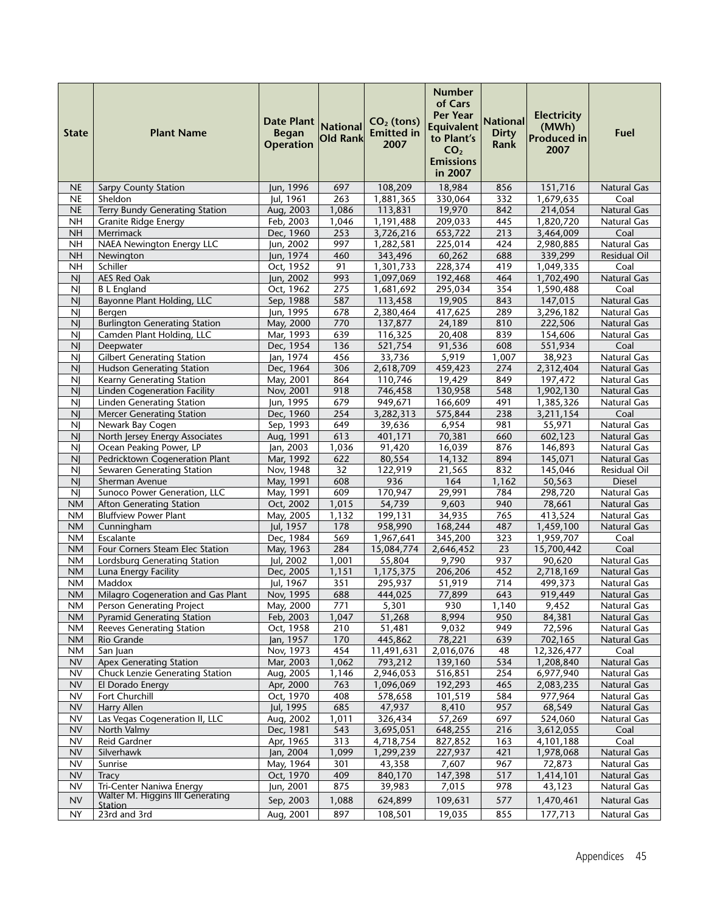| State | Plant Name | Date Plant Began Operation | National Old Rank | $CO_2$ (tons) Emitted in 2007 | Number of Cars Per Year Equivalent to Plant's $CO_2$ Emissions in 2007 | National Dirty Rank | Electricity (MWh) Produced in 2007 | Fuel |
|---|---|---|---|---|---|---|---|---|
| NE | Sarpy County Station | Jun, 1996 | 697 | 108,209 | 18,984 | 856 | 151,716 | Natural Gas |
| NE | Sheldon | Jul, 1961 | 263 | 1,881,365 | 330,064 | 332 | 1,679,635 | Coal |
| NE | Terry Bundy Generating Station | Aug, 2003 | 1,086 | 113,831 | 19,970 | 842 | 214,054 | Natural Gas |
| NH | Granite Ridge Energy | Feb, 2003 | 1,046 | 1,191,488 | 209,033 | 445 | 1,820,720 | Natural Gas |
| NH | Merrimack | Dec, 1960 | 253 | 3,726,216 | 653,722 | 213 | 3,464,009 | Coal |
| NH | NAEA Newington Energy LLC | Jun, 2002 | 997 | 1,282,581 | 225,014 | 424 | 2,980,885 | Natural Gas |
| NH | Newington | Jun, 1974 | 460 | 343,496 | 60,262 | 688 | 339,299 | Residual Oil |
| NH | Schiller | Oct, 1952 | 91 | 1,301,733 | 228,374 | 419 | 1,049,335 | Coal |
| NJ | AES Red Oak | Jun, 2002 | 993 | 1,097,069 | 192,468 | 464 | 1,702,490 | Natural Gas |
| NJ | B L England | Oct, 1962 | 275 | 1,681,692 | 295,034 | 354 | 1,590,488 | Coal |
| NJ | Bayonne Plant Holding, LLC | Sep, 1988 | 587 | 113,458 | 19,905 | 843 | 147,015 | Natural Gas |
| NJ | Bergen | Jun, 1995 | 678 | 2,380,464 | 417,625 | 289 | 3,296,182 | Natural Gas |
| NJ | Burlington Generating Station | May, 2000 | 770 | 137,877 | 24,189 | 810 | 222,506 | Natural Gas |
| NJ | Camden Plant Holding, LLC | Mar, 1993 | 639 | 116,325 | 20,408 | 839 | 154,606 | Natural Gas |
| NJ | Deepwater | Dec, 1954 | 136 | 521,754 | 91,536 | 608 | 551,934 | Coal |
| NJ | Gilbert Generating Station | Jan, 1974 | 456 | 33,736 | 5,919 | 1,007 | 38,923 | Natural Gas |
| NJ | Hudson Generating Station | Dec, 1964 | 306 | 2,618,709 | 459,423 | 274 | 2,312,404 | Natural Gas |
| NJ | Kearny Generating Station | May, 2001 | 864 | 110,746 | 19,429 | 849 | 197,472 | Natural Gas |
| NJ | Linden Cogeneration Facility | Nov, 2001 | 918 | 746,458 | 130,958 | 548 | 1,902,130 | Natural Gas |
| NJ | Linden Generating Station | Jun, 1995 | 679 | 949,671 | 166,609 | 491 | 1,385,326 | Natural Gas |
| NJ | Mercer Generating Station | Dec, 1960 | 254 | 3,282,313 | 575,844 | 238 | 3,211,154 | Coal |
| NJ | Newark Bay Cogen | Sep, 1993 | 649 | 39,636 | 6,954 | 981 | 55,971 | Natural Gas |
| NJ | North Jersey Energy Associates | Aug, 1991 | 613 | 401,171 | 70,381 | 660 | 602,123 | Natural Gas |
| NJ | Ocean Peaking Power, LP | Jan, 2003 | 1,036 | 91,420 | 16,039 | 876 | 146,893 | Natural Gas |
| NJ | Pedricktown Cogeneration Plant | Mar, 1992 | 622 | 80,554 | 14,132 | 894 | 145,071 | Natural Gas |
| NJ | Sewaren Generating Station | Nov, 1948 | 32 | 122,919 | 21,565 | 832 | 145,046 | Residual Oil |
| NJ | Sherman Avenue | May, 1991 | 608 | 936 | 164 | 1,162 | 50,563 | Diesel |
| NJ | Sunoco Power Generation, LLC | May, 1991 | 609 | 170,947 | 29,991 | 784 | 298,720 | Natural Gas |
| NM | Afton Generating Station | Oct, 2002 | 1,015 | 54,739 | 9,603 | 940 | 78,661 | Natural Gas |
| NM | Bluffview Power Plant | May, 2005 | 1,132 | 199,131 | 34,935 | 765 | 413,524 | Natural Gas |
| NM | Cunningham | Jul, 1957 | 178 | 958,990 | 168,244 | 487 | 1,459,100 | Natural Gas |
| NM | Escalante | Dec, 1984 | 569 | 1,967,641 | 345,200 | 323 | 1,959,707 | Coal |
| NM | Four Corners Steam Elec Station | May, 1963 | 284 | 15,084,774 | 2,646,452 | 23 | 15,700,442 | Coal |
| NM | Lordsburg Generating Station | Jul, 2002 | 1,001 | 55,804 | 9,790 | 937 | 90,620 | Natural Gas |
| NM | Luna Energy Facility | Dec, 2005 | 1,151 | 1,175,375 | 206,206 | 452 | 2,718,169 | Natural Gas |
| NM | Maddox | Jul, 1967 | 351 | 295,937 | 51,919 | 714 | 499,373 | Natural Gas |
| NM | Milagro Cogeneration and Gas Plant | Nov, 1995 | 688 | 444,025 | 77,899 | 643 | 919,449 | Natural Gas |
| NM | Person Generating Project | May, 2000 | 771 | 5,301 | 930 | 1,140 | 9,452 | Natural Gas |
| NM | Pyramid Generating Station | Feb, 2003 | 1,047 | 51,268 | 8,994 | 950 | 84,381 | Natural Gas |
| NM | Reeves Generating Station | Oct, 1958 | 210 | 51,481 | 9,032 | 949 | 72,596 | Natural Gas |
| NM | Rio Grande | Jan, 1957 | 170 | 445,862 | 78,221 | 639 | 702,165 | Natural Gas |
| NM | San Juan | Nov, 1973 | 454 | 11,491,631 | 2,016,076 | 48 | 12,326,477 | Coal |
| NV | Apex Generating Station | Mar, 2003 | 1,062 | 793,212 | 139,160 | 534 | 1,208,840 | Natural Gas |
| NV | Chuck Lenzie Generating Station | Aug, 2005 | 1,146 | 2,946,053 | 516,851 | 254 | 6,977,940 | Natural Gas |
| NV | El Dorado Energy | Apr, 2000 | 763 | 1,096,069 | 192,293 | 465 | 2,083,235 | Natural Gas |
| NV | Fort Churchill | Oct, 1970 | 408 | 578,658 | 101,519 | 584 | 977,964 | Natural Gas |
| NV | Harry Allen | Jul, 1995 | 685 | 47,937 | 8,410 | 957 | 68,549 | Natural Gas |
| NV | Las Vegas Cogeneration II, LLC | Aug, 2002 | 1,011 | 326,434 | 57,269 | 697 | 524,060 | Natural Gas |
| NV | North Valmy | Dec, 1981 | 543 | 3,695,051 | 648,255 | 216 | 3,612,055 | Coal |
| NV | Reid Gardner | Apr, 1965 | 313 | 4,718,754 | 827,852 | 163 | 4,101,188 | Coal |
| NV | Silverhawk | Jan, 2004 | 1,099 | 1,299,239 | 227,937 | 421 | 1,978,068 | Natural Gas |
| NV | Sunrise | May, 1964 | 301 | 43,358 | 7,607 | 967 | 72,873 | Natural Gas |
| NV | Tracy | Oct, 1970 | 409 | 840,170 | 147,398 | 517 | 1,414,101 | Natural Gas |
| NV | Tri-Center Naniwa Energy | Jun, 2001 | 875 | 39,983 | 7,015 | 978 | 43,123 | Natural Gas |
| NV | Walter M. Higgins III Generating Station | Sep, 2003 | 1,088 | 624,899 | 109,631 | 577 | 1,470,461 | Natural Gas |
| NY | 23rd and 3rd | Aug, 2001 | 897 | 108,501 | 19,035 | 855 | 177,713 | Natural Gas |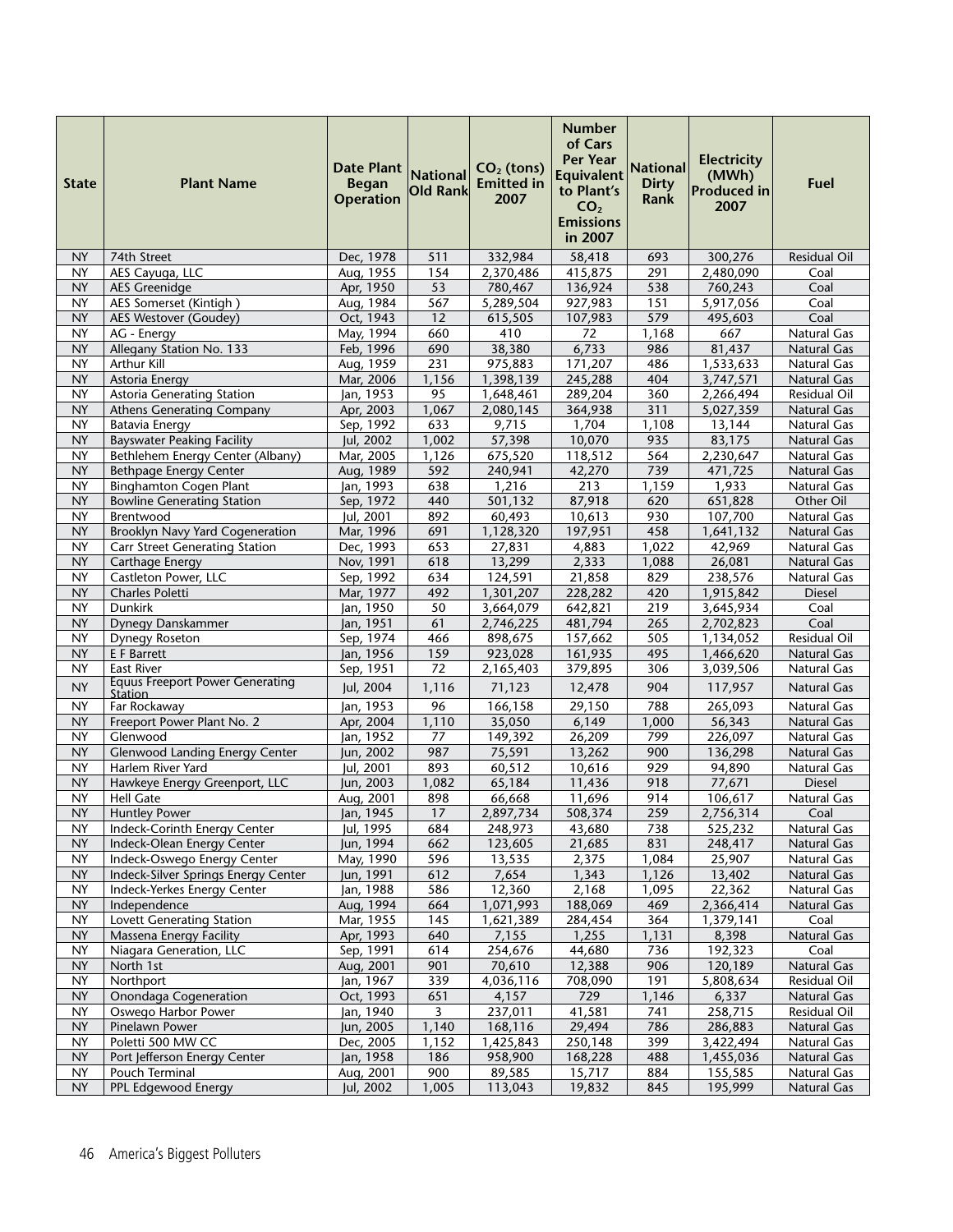| State | Plant Name | Date Plant Began Operation | National Old Rank | $CO_2$ (tons) Emitted in 2007 | Number of Cars Per Year Equivalent to Plant's $CO_2$ Emissions in 2007 | National Dirty Rank | Electricity (MWh) Produced in 2007 | Fuel |
|---|---|---|---|---|---|---|---|---|
| NY | 74th Street | Dec, 1978 | 511 | 332,984 | 58,418 | 693 | 300,276 | Residual Oil |
| NY | AES Cayuga, LLC | Aug, 1955 | 154 | 2,370,486 | 415,875 | 291 | 2,480,090 | Coal |
| NY | AES Greenidge | Apr, 1950 | 53 | 780,467 | 136,924 | 538 | 760,243 | Coal |
| NY | AES Somerset (Kintigh ) | Aug, 1984 | 567 | 5,289,504 | 927,983 | 151 | 5,917,056 | Coal |
| NY | AES Westover (Goudey) | Oct, 1943 | 12 | 615,505 | 107,983 | 579 | 495,603 | Coal |
| NY | AG - Energy | May, 1994 | 660 | 410 | 72 | 1,168 | 667 | Natural Gas |
| NY | Allegany Station No. 133 | Feb, 1996 | 690 | 38,380 | 6,733 | 986 | 81,437 | Natural Gas |
| NY | Arthur Kill | Aug, 1959 | 231 | 975,883 | 171,207 | 486 | 1,533,633 | Natural Gas |
| NY | Astoria Energy | Mar, 2006 | 1,156 | 1,398,139 | 245,288 | 404 | 3,747,571 | Natural Gas |
| NY | Astoria Generating Station | Jan, 1953 | 95 | 1,648,461 | 289,204 | 360 | 2,266,494 | Residual Oil |
| NY | Athens Generating Company | Apr, 2003 | 1,067 | 2,080,145 | 364,938 | 311 | 5,027,359 | Natural Gas |
| NY | Batavia Energy | Sep, 1992 | 633 | 9,715 | 1,704 | 1,108 | 13,144 | Natural Gas |
| NY | Bayswater Peaking Facility | Jul, 2002 | 1,002 | 57,398 | 10,070 | 935 | 83,175 | Natural Gas |
| NY | Bethlehem Energy Center (Albany) | Mar, 2005 | 1,126 | 675,520 | 118,512 | 564 | 2,230,647 | Natural Gas |
| NY | Bethpage Energy Center | Aug, 1989 | 592 | 240,941 | 42,270 | 739 | 471,725 | Natural Gas |
| NY | Binghamton Cogen Plant | Jan, 1993 | 638 | 1,216 | 213 | 1,159 | 1,933 | Natural Gas |
| NY | Bowline Generating Station | Sep, 1972 | 440 | 501,132 | 87,918 | 620 | 651,828 | Other Oil |
| NY | Brentwood | Jul, 2001 | 892 | 60,493 | 10,613 | 930 | 107,700 | Natural Gas |
| NY | Brooklyn Navy Yard Cogeneration | Mar, 1996 | 691 | 1,128,320 | 197,951 | 458 | 1,641,132 | Natural Gas |
| NY | Carr Street Generating Station | Dec, 1993 | 653 | 27,831 | 4,883 | 1,022 | 42,969 | Natural Gas |
| NY | Carthage Energy | Nov, 1991 | 618 | 13,299 | 2,333 | 1,088 | 26,081 | Natural Gas |
| NY | Castleton Power, LLC | Sep, 1992 | 634 | 124,591 | 21,858 | 829 | 238,576 | Natural Gas |
| NY | Charles Poletti | Mar, 1977 | 492 | 1,301,207 | 228,282 | 420 | 1,915,842 | Diesel |
| NY | Dunkirk | Jan, 1950 | 50 | 3,664,079 | 642,821 | 219 | 3,645,934 | Coal |
| NY | Dynegy Danskammer | Jan, 1951 | 61 | 2,746,225 | 481,794 | 265 | 2,702,823 | Coal |
| NY | Dynegy Roseton | Sep, 1974 | 466 | 898,675 | 157,662 | 505 | 1,134,052 | Residual Oil |
| NY | E F Barrett | Jan, 1956 | 159 | 923,028 | 161,935 | 495 | 1,466,620 | Natural Gas |
| NY | East River | Sep, 1951 | 72 | 2,165,403 | 379,895 | 306 | 3,039,506 | Natural Gas |
| NY | Equus Freeport Power Generating Station | Jul, 2004 | 1,116 | 71,123 | 12,478 | 904 | 117,957 | Natural Gas |
| NY | Far Rockaway | Jan, 1953 | 96 | 166,158 | 29,150 | 788 | 265,093 | Natural Gas |
| NY | Freeport Power Plant No. 2 | Apr, 2004 | 1,110 | 35,050 | 6,149 | 1,000 | 56,343 | Natural Gas |
| NY | Glenwood | Jan, 1952 | 77 | 149,392 | 26,209 | 799 | 226,097 | Natural Gas |
| NY | Glenwood Landing Energy Center | Jun, 2002 | 987 | 75,591 | 13,262 | 900 | 136,298 | Natural Gas |
| NY | Harlem River Yard | Jul, 2001 | 893 | 60,512 | 10,616 | 929 | 94,890 | Natural Gas |
| NY | Hawkeye Energy Greenport, LLC | Jun, 2003 | 1,082 | 65,184 | 11,436 | 918 | 77,671 | Diesel |
| NY | Hell Gate | Aug, 2001 | 898 | 66,668 | 11,696 | 914 | 106,617 | Natural Gas |
| NY | Huntley Power | Jan, 1945 | 17 | 2,897,734 | 508,374 | 259 | 2,756,314 | Coal |
| NY | Indeck-Corinth Energy Center | Jul, 1995 | 684 | 248,973 | 43,680 | 738 | 525,232 | Natural Gas |
| NY | Indeck-Olean Energy Center | Jun, 1994 | 662 | 123,605 | 21,685 | 831 | 248,417 | Natural Gas |
| NY | Indeck-Oswego Energy Center | May, 1990 | 596 | 13,535 | 2,375 | 1,084 | 25,907 | Natural Gas |
| NY | Indeck-Silver Springs Energy Center | Jun, 1991 | 612 | 7,654 | 1,343 | 1,126 | 13,402 | Natural Gas |
| NY | Indeck-Yerkes Energy Center | Jan, 1988 | 586 | 12,360 | 2,168 | 1,095 | 22,362 | Natural Gas |
| NY | Independence | Aug, 1994 | 664 | 1,071,993 | 188,069 | 469 | 2,366,414 | Natural Gas |
| NY | Lovett Generating Station | Mar, 1955 | 145 | 1,621,389 | 284,454 | 364 | 1,379,141 | Coal |
| NY | Massena Energy Facility | Apr, 1993 | 640 | 7,155 | 1,255 | 1,131 | 8,398 | Natural Gas |
| NY | Niagara Generation, LLC | Sep, 1991 | 614 | 254,676 | 44,680 | 736 | 192,323 | Coal |
| NY | North 1st | Aug, 2001 | 901 | 70,610 | 12,388 | 906 | 120,189 | Natural Gas |
| NY | Northport | Jan, 1967 | 339 | 4,036,116 | 708,090 | 191 | 5,808,634 | Residual Oil |
| NY | Onondaga Cogeneration | Oct, 1993 | 651 | 4,157 | 729 | 1,146 | 6,337 | Natural Gas |
| NY | Oswego Harbor Power | Jan, 1940 | 3 | 237,011 | 41,581 | 741 | 258,715 | Residual Oil |
| NY | Pinelawn Power | Jun, 2005 | 1,140 | 168,116 | 29,494 | 786 | 286,883 | Natural Gas |
| NY | Poletti 500 MW CC | Dec, 2005 | 1,152 | 1,425,843 | 250,148 | 399 | 3,422,494 | Natural Gas |
| NY | Port Jefferson Energy Center | Jan, 1958 | 186 | 958,900 | 168,228 | 488 | 1,455,036 | Natural Gas |
| NY | Pouch Terminal | Aug, 2001 | 900 | 89,585 | 15,717 | 884 | 155,585 | Natural Gas |
| NY | PPL Edgewood Energy | Jul, 2002 | 1,005 | 113,043 | 19,832 | 845 | 195,999 | Natural Gas |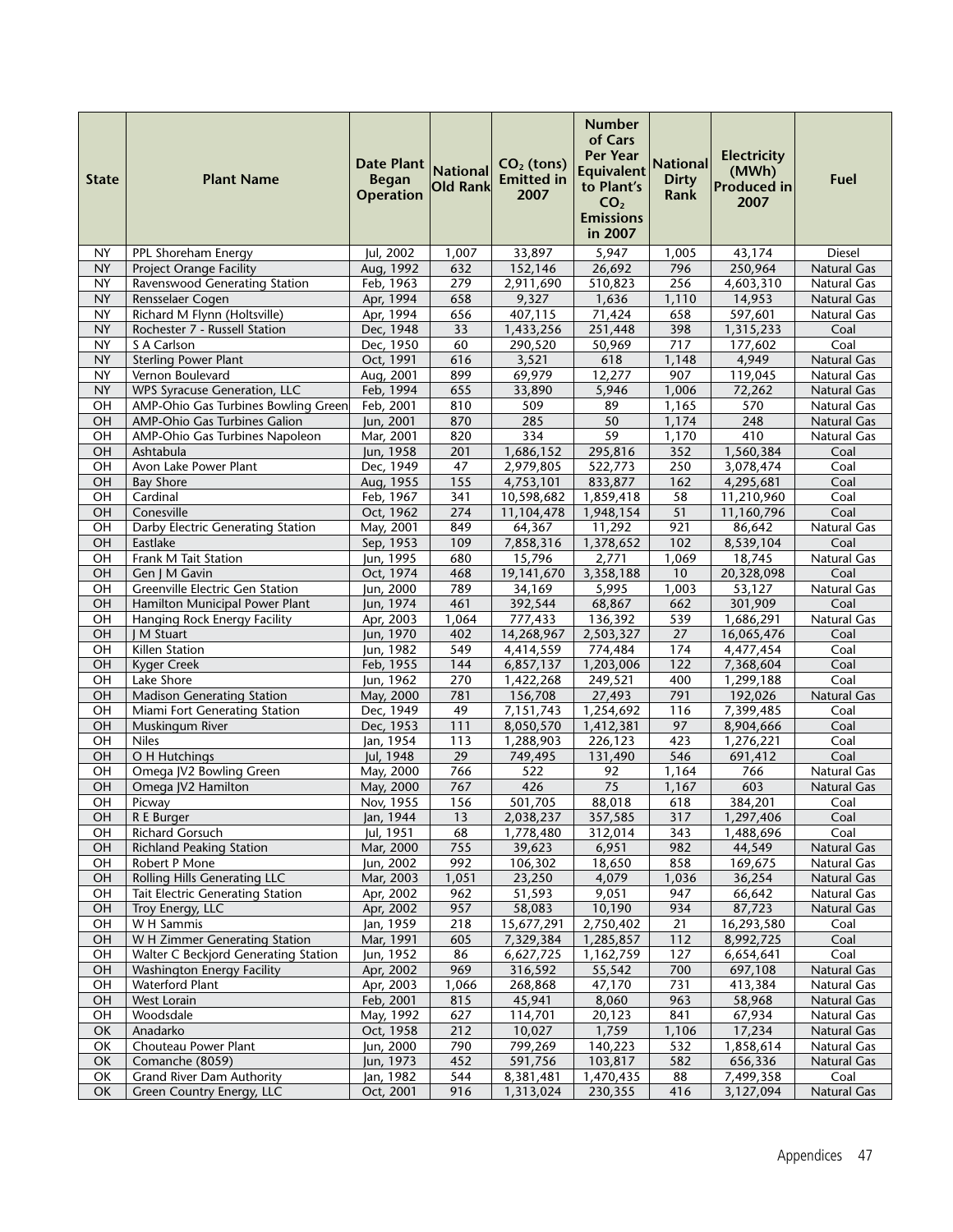| State | Plant Name | Date Plant Began Operation | National Old Rank | $CO_2$ (tons) Emitted in 2007 | Number of Cars Per Year Equivalent to Plant's $CO_2$ Emissions in 2007 | National Dirty Rank | Electricity (MWh) Produced in 2007 | Fuel |
|---|---|---|---|---|---|---|---|---|
| NY | PPL Shoreham Energy | Jul, 2002 | 1,007 | 33,897 | 5,947 | 1,005 | 43,174 | Diesel |
| NY | Project Orange Facility | Aug, 1992 | 632 | 152,146 | 26,692 | 796 | 250,964 | Natural Gas |
| NY | Ravenswood Generating Station | Feb, 1963 | 279 | 2,911,690 | 510,823 | 256 | 4,603,310 | Natural Gas |
| NY | Rensselaer Cogen | Apr, 1994 | 658 | 9,327 | 1,636 | 1,110 | 14,953 | Natural Gas |
| NY | Richard M Flynn (Holtsville) | Apr, 1994 | 656 | 407,115 | 71,424 | 658 | 597,601 | Natural Gas |
| NY | Rochester 7 - Russell Station | Dec, 1948 | 33 | 1,433,256 | 251,448 | 398 | 1,315,233 | Coal |
| NY | S A Carlson | Dec, 1950 | 60 | 290,520 | 50,969 | 717 | 177,602 | Coal |
| NY | Sterling Power Plant | Oct, 1991 | 616 | 3,521 | 618 | 1,148 | 4,949 | Natural Gas |
| NY | Vernon Boulevard | Aug, 2001 | 899 | 69,979 | 12,277 | 907 | 119,045 | Natural Gas |
| NY | WPS Syracuse Generation, LLC | Feb, 1994 | 655 | 33,890 | 5,946 | 1,006 | 72,262 | Natural Gas |
| OH | AMP-Ohio Gas Turbines Bowling Green | Feb, 2001 | 810 | 509 | 89 | 1,165 | 570 | Natural Gas |
| OH | AMP-Ohio Gas Turbines Galion | Jun, 2001 | 870 | 285 | 50 | 1,174 | 248 | Natural Gas |
| OH | AMP-Ohio Gas Turbines Napoleon | Mar, 2001 | 820 | 334 | 59 | 1,170 | 410 | Natural Gas |
| OH | Ashtabula | Jun, 1958 | 201 | 1,686,152 | 295,816 | 352 | 1,560,384 | Coal |
| OH | Avon Lake Power Plant | Dec, 1949 | 47 | 2,979,805 | 522,773 | 250 | 3,078,474 | Coal |
| OH | Bay Shore | Aug, 1955 | 155 | 4,753,101 | 833,877 | 162 | 4,295,681 | Coal |
| OH | Cardinal | Feb, 1967 | 341 | 10,598,682 | 1,859,418 | 58 | 11,210,960 | Coal |
| OH | Conesville | Oct, 1962 | 274 | 11,104,478 | 1,948,154 | 51 | 11,160,796 | Coal |
| OH | Darby Electric Generating Station | May, 2001 | 849 | 64,367 | 11,292 | 921 | 86,642 | Natural Gas |
| OH | Eastlake | Sep, 1953 | 109 | 7,858,316 | 1,378,652 | 102 | 8,539,104 | Coal |
| OH | Frank M Tait Station | Jun, 1995 | 680 | 15,796 | 2,771 | 1,069 | 18,745 | Natural Gas |
| OH | Gen J M Gavin | Oct, 1974 | 468 | 19,141,670 | 3,358,188 | 10 | 20,328,098 | Coal |
| OH | Greenville Electric Gen Station | Jun, 2000 | 789 | 34,169 | 5,995 | 1,003 | 53,127 | Natural Gas |
| OH | Hamilton Municipal Power Plant | Jun, 1974 | 461 | 392,544 | 68,867 | 662 | 301,909 | Coal |
| OH | Hanging Rock Energy Facility | Apr, 2003 | 1,064 | 777,433 | 136,392 | 539 | 1,686,291 | Natural Gas |
| OH | J M Stuart | Jun, 1970 | 402 | 14,268,967 | 2,503,327 | 27 | 16,065,476 | Coal |
| OH | Killen Station | Jun, 1982 | 549 | 4,414,559 | 774,484 | 174 | 4,477,454 | Coal |
| OH | Kyger Creek | Feb, 1955 | 144 | 6,857,137 | 1,203,006 | 122 | 7,368,604 | Coal |
| OH | Lake Shore | Jun, 1962 | 270 | 1,422,268 | 249,521 | 400 | 1,299,188 | Coal |
| OH | Madison Generating Station | May, 2000 | 781 | 156,708 | 27,493 | 791 | 192,026 | Natural Gas |
| OH | Miami Fort Generating Station | Dec, 1949 | 49 | 7,151,743 | 1,254,692 | 116 | 7,399,485 | Coal |
| OH | Muskingum River | Dec, 1953 | 111 | 8,050,570 | 1,412,381 | 97 | 8,904,666 | Coal |
| OH | Niles | Jan, 1954 | 113 | 1,288,903 | 226,123 | 423 | 1,276,221 | Coal |
| OH | O H Hutchings | Jul, 1948 | 29 | 749,495 | 131,490 | 546 | 691,412 | Coal |
| OH | Omega JV2 Bowling Green | May, 2000 | 766 | 522 | 92 | 1,164 | 766 | Natural Gas |
| OH | Omega JV2 Hamilton | May, 2000 | 767 | 426 | 75 | 1,167 | 603 | Natural Gas |
| OH | Picway | Nov, 1955 | 156 | 501,705 | 88,018 | 618 | 384,201 | Coal |
| OH | R E Burger | Jan, 1944 | 13 | 2,038,237 | 357,585 | 317 | 1,297,406 | Coal |
| OH | Richard Gorsuch | Jul, 1951 | 68 | 1,778,480 | 312,014 | 343 | 1,488,696 | Coal |
| OH | Richland Peaking Station | Mar, 2000 | 755 | 39,623 | 6,951 | 982 | 44,549 | Natural Gas |
| OH | Robert P Mone | Jun, 2002 | 992 | 106,302 | 18,650 | 858 | 169,675 | Natural Gas |
| OH | Rolling Hills Generating LLC | Mar, 2003 | 1,051 | 23,250 | 4,079 | 1,036 | 36,254 | Natural Gas |
| OH | Tait Electric Generating Station | Apr, 2002 | 962 | 51,593 | 9,051 | 947 | 66,642 | Natural Gas |
| OH | Troy Energy, LLC | Apr, 2002 | 957 | 58,083 | 10,190 | 934 | 87,723 | Natural Gas |
| OH | W H Sammis | Jan, 1959 | 218 | 15,677,291 | 2,750,402 | 21 | 16,293,580 | Coal |
| OH | W H Zimmer Generating Station | Mar, 1991 | 605 | 7,329,384 | 1,285,857 | 112 | 8,992,725 | Coal |
| OH | Walter C Beckjord Generating Station | Jun, 1952 | 86 | 6,627,725 | 1,162,759 | 127 | 6,654,641 | Coal |
| OH | Washington Energy Facility | Apr, 2002 | 969 | 316,592 | 55,542 | 700 | 697,108 | Natural Gas |
| OH | Waterford Plant | Apr, 2003 | 1,066 | 268,868 | 47,170 | 731 | 413,384 | Natural Gas |
| OH | West Lorain | Feb, 2001 | 815 | 45,941 | 8,060 | 963 | 58,968 | Natural Gas |
| OH | Woodsdale | May, 1992 | 627 | 114,701 | 20,123 | 841 | 67,934 | Natural Gas |
| OK | Anadarko | Oct, 1958 | 212 | 10,027 | 1,759 | 1,106 | 17,234 | Natural Gas |
| OK | Chouteau Power Plant | Jun, 2000 | 790 | 799,269 | 140,223 | 532 | 1,858,614 | Natural Gas |
| OK | Comanche (8059) | Jun, 1973 | 452 | 591,756 | 103,817 | 582 | 656,336 | Natural Gas |
| OK | Grand River Dam Authority | Jan, 1982 | 544 | 8,381,481 | 1,470,435 | 88 | 7,499,358 | Coal |
| OK | Green Country Energy, LLC | Oct, 2001 | 916 | 1,313,024 | 230,355 | 416 | 3,127,094 | Natural Gas |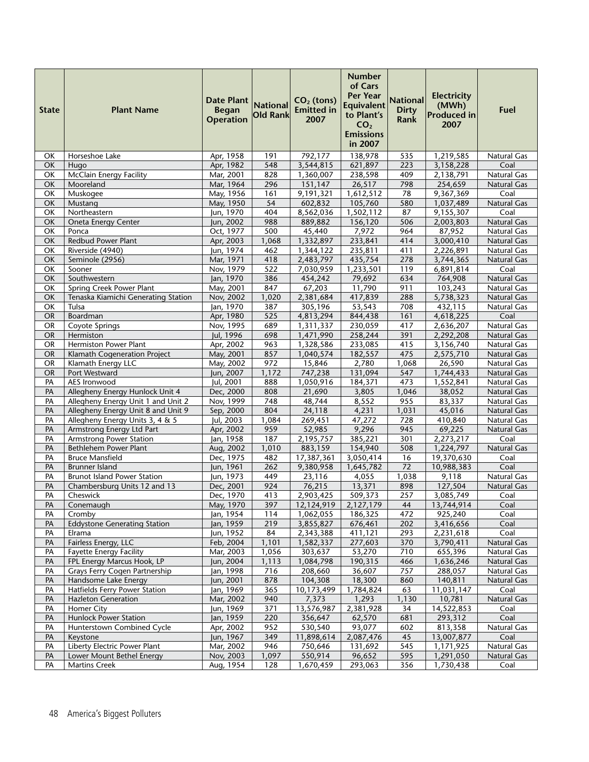| State | Plant Name | Date Plant Began Operation | National Old Rank | $CO_2$ (tons) Emitted in 2007 | Number of Cars Per Year Equivalent to Plant's $CO_2$ Emissions in 2007 | National Dirty Rank | Electricity (MWh) Produced in 2007 | Fuel |
|---|---|---|---|---|---|---|---|---|
| OK | Horseshoe Lake | Apr, 1958 | 191 | 792,177 | 138,978 | 535 | 1,219,585 | Natural Gas |
| OK | Hugo | Apr, 1982 | 548 | 3,544,815 | 621,897 | 223 | 3,158,228 | Coal |
| OK | McClain Energy Facility | Mar, 2001 | 828 | 1,360,007 | 238,598 | 409 | 2,138,791 | Natural Gas |
| OK | Mooreland | Mar, 1964 | 296 | 151,147 | 26,517 | 798 | 254,659 | Natural Gas |
| OK | Muskogee | May, 1956 | 161 | 9,191,321 | 1,612,512 | 78 | 9,367,369 | Coal |
| OK | Mustang | May, 1950 | 54 | 602,832 | 105,760 | 580 | 1,037,489 | Natural Gas |
| OK | Northeastern | Jun, 1970 | 404 | 8,562,036 | 1,502,112 | 87 | 9,155,307 | Coal |
| OK | Oneta Energy Center | Jun, 2002 | 988 | 889,882 | 156,120 | 506 | 2,003,803 | Natural Gas |
| OK | Ponca | Oct, 1977 | 500 | 45,440 | 7,972 | 964 | 87,952 | Natural Gas |
| OK | Redbud Power Plant | Apr, 2003 | 1,068 | 1,332,897 | 233,841 | 414 | 3,000,410 | Natural Gas |
| OK | Riverside (4940) | Jun, 1974 | 462 | 1,344,122 | 235,811 | 411 | 2,226,891 | Natural Gas |
| OK | Seminole (2956) | Mar, 1971 | 418 | 2,483,797 | 435,754 | 278 | 3,744,365 | Natural Gas |
| OK | Sooner | Nov, 1979 | 522 | 7,030,959 | 1,233,501 | 119 | 6,891,814 | Coal |
| OK | Southwestern | Jan, 1970 | 386 | 454,242 | 79,692 | 634 | 764,908 | Natural Gas |
| OK | Spring Creek Power Plant | May, 2001 | 847 | 67,203 | 11,790 | 911 | 103,243 | Natural Gas |
| OK | Tenaska Kiamichi Generating Station | Nov, 2002 | 1,020 | 2,381,684 | 417,839 | 288 | 5,738,323 | Natural Gas |
| OK | Tulsa | Jan, 1970 | 387 | 305,196 | 53,543 | 708 | 432,115 | Natural Gas |
| OR | Boardman | Apr, 1980 | 525 | 4,813,294 | 844,438 | 161 | 4,618,225 | Coal |
| OR | Coyote Springs | Nov, 1995 | 689 | 1,311,337 | 230,059 | 417 | 2,636,207 | Natural Gas |
| OR | Hermiston | Jul, 1996 | 698 | 1,471,990 | 258,244 | 391 | 2,292,208 | Natural Gas |
| OR | Hermiston Power Plant | Apr, 2002 | 963 | 1,328,586 | 233,085 | 415 | 3,156,740 | Natural Gas |
| OR | Klamath Cogeneration Project | May, 2001 | 857 | 1,040,574 | 182,557 | 475 | 2,575,710 | Natural Gas |
| OR | Klamath Energy LLC | May, 2002 | 972 | 15,846 | 2,780 | 1,068 | 26,590 | Natural Gas |
| OR | Port Westward | Jun, 2007 | 1,172 | 747,238 | 131,094 | 547 | 1,744,433 | Natural Gas |
| PA | AES Ironwood | Jul, 2001 | 888 | 1,050,916 | 184,371 | 473 | 1,552,841 | Natural Gas |
| PA | Allegheny Energy Hunlock Unit 4 | Dec, 2000 | 808 | 21,690 | 3,805 | 1,046 | 38,052 | Natural Gas |
| PA | Allegheny Energy Unit 1 and Unit 2 | Nov, 1999 | 748 | 48,744 | 8,552 | 955 | 83,337 | Natural Gas |
| PA | Allegheny Energy Unit 8 and Unit 9 | Sep, 2000 | 804 | 24,118 | 4,231 | 1,031 | 45,016 | Natural Gas |
| PA | Allegheny Energy Units 3, 4 & 5 | Jul, 2003 | 1,084 | 269,451 | 47,272 | 728 | 410,840 | Natural Gas |
| PA | Armstrong Energy Ltd Part | Apr, 2002 | 959 | 52,985 | 9,296 | 945 | 69,225 | Natural Gas |
| PA | Armstrong Power Station | Jan, 1958 | 187 | 2,195,757 | 385,221 | 301 | 2,273,217 | Coal |
| PA | Bethlehem Power Plant | Aug, 2002 | 1,010 | 883,159 | 154,940 | 508 | 1,224,797 | Natural Gas |
| PA | Bruce Mansfield | Dec, 1975 | 482 | 17,387,361 | 3,050,414 | 16 | 19,370,630 | Coal |
| PA | Brunner Island | Jun, 1961 | 262 | 9,380,958 | 1,645,782 | 72 | 10,988,383 | Coal |
| PA | Brunot Island Power Station | Jun, 1973 | 449 | 23,116 | 4,055 | 1,038 | 9,118 | Natural Gas |
| PA | Chambersburg Units 12 and 13 | Dec, 2001 | 924 | 76,215 | 13,371 | 898 | 127,504 | Natural Gas |
| PA | Cheswick | Dec, 1970 | 413 | 2,903,425 | 509,373 | 257 | 3,085,749 | Coal |
| PA | Conemaugh | May, 1970 | 397 | 12,124,919 | 2,127,179 | 44 | 13,744,914 | Coal |
| PA | Cromby | Jan, 1954 | 114 | 1,062,055 | 186,325 | 472 | 925,240 | Coal |
| PA | Eddystone Generating Station | Jan, 1959 | 219 | 3,855,827 | 676,461 | 202 | 3,416,656 | Coal |
| PA | Elrama | Jun, 1952 | 84 | 2,343,388 | 411,121 | 293 | 2,231,618 | Coal |
| PA | Fairless Energy, LLC | Feb, 2004 | 1,101 | 1,582,337 | 277,603 | 370 | 3,790,411 | Natural Gas |
| PA | Fayette Energy Facility | Mar, 2003 | 1,056 | 303,637 | 53,270 | 710 | 655,396 | Natural Gas |
| PA | FPL Energy Marcus Hook, LP | Jun, 2004 | 1,113 | 1,084,798 | 190,315 | 466 | 1,636,246 | Natural Gas |
| PA | Grays Ferry Cogen Partnership | Jan, 1998 | 716 | 208,660 | 36,607 | 757 | 288,057 | Natural Gas |
| PA | Handsome Lake Energy | Jun, 2001 | 878 | 104,308 | 18,300 | 860 | 140,811 | Natural Gas |
| PA | Hatfields Ferry Power Station | Jan, 1969 | 365 | 10,173,499 | 1,784,824 | 63 | 11,031,147 | Coal |
| PA | Hazleton Generation | Mar, 2002 | 940 | 7,373 | 1,293 | 1,130 | 10,781 | Natural Gas |
| PA | Homer City | Jun, 1969 | 371 | 13,576,987 | 2,381,928 | 34 | 14,522,853 | Coal |
| PA | Hunlock Power Station | Jan, 1959 | 220 | 356,647 | 62,570 | 681 | 293,312 | Coal |
| PA | Hunterstown Combined Cycle | Apr, 2002 | 952 | 530,540 | 93,077 | 602 | 813,358 | Natural Gas |
| PA | Keystone | Jun, 1967 | 349 | 11,898,614 | 2,087,476 | 45 | 13,007,877 | Coal |
| PA | Liberty Electric Power Plant | Mar, 2002 | 946 | 750,646 | 131,692 | 545 | 1,171,925 | Natural Gas |
| PA | Lower Mount Bethel Energy | Nov, 2003 | 1,097 | 550,914 | 96,652 | 595 | 1,291,050 | Natural Gas |
| PA | Martins Creek | Aug, 1954 | 128 | 1,670,459 | 293,063 | 356 | 1,730,438 | Coal |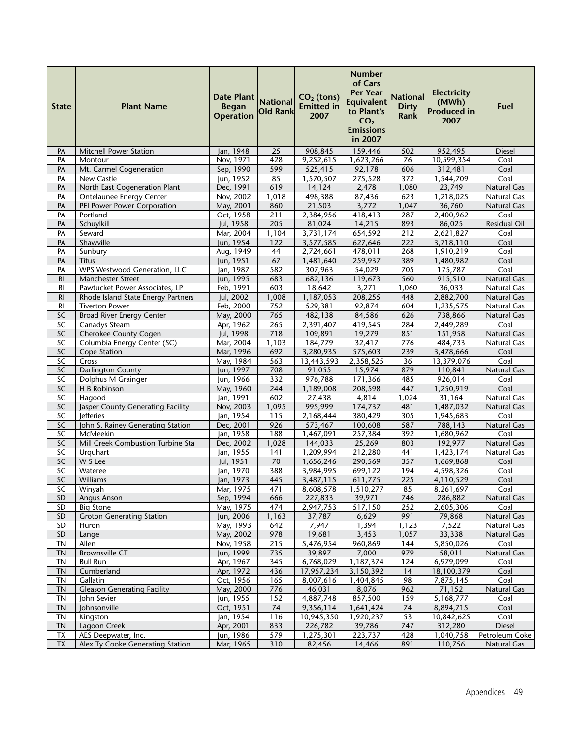| State | Plant Name | Date Plant Began Operation | National Old Rank | $CO_2$ (tons) Emitted in 2007 | Number of Cars Per Year Equivalent to Plant's $CO_2$ Emissions in 2007 | National Dirty Rank | Electricity (MWh) Produced in 2007 | Fuel |
|---|---|---|---|---|---|---|---|---|
| PA | Mitchell Power Station | Jan, 1948 | 25 | 908,845 | 159,446 | 502 | 952,495 | Diesel |
| PA | Montour | Nov, 1971 | 428 | 9,252,615 | 1,623,266 | 76 | 10,599,354 | Coal |
| PA | Mt. Carmel Cogeneration | Sep, 1990 | 599 | 525,415 | 92,178 | 606 | 312,481 | Coal |
| PA | New Castle | Jun, 1952 | 85 | 1,570,507 | 275,528 | 372 | 1,544,709 | Coal |
| PA | North East Cogeneration Plant | Dec, 1991 | 619 | 14,124 | 2,478 | 1,080 | 23,749 | Natural Gas |
| PA | Ontelaunee Energy Center | Nov, 2002 | 1,018 | 498,388 | 87,436 | 623 | 1,218,025 | Natural Gas |
| PA | PEI Power Power Corporation | May, 2001 | 860 | 21,503 | 3,772 | 1,047 | 36,760 | Natural Gas |
| PA | Portland | Oct, 1958 | 211 | 2,384,956 | 418,413 | 287 | 2,400,962 | Coal |
| PA | Schuylkill | Jul, 1958 | 205 | 81,024 | 14,215 | 893 | 86,025 | Residual Oil |
| PA | Seward | Mar, 2004 | 1,104 | 3,731,174 | 654,592 | 212 | 2,621,827 | Coal |
| PA | Shawville | Jun, 1954 | 122 | 3,577,585 | 627,646 | 222 | 3,718,110 | Coal |
| PA | Sunbury | Aug, 1949 | 44 | 2,724,661 | 478,011 | 268 | 1,910,219 | Coal |
| PA | Titus | Jun, 1951 | 67 | 1,481,640 | 259,937 | 389 | 1,480,982 | Coal |
| PA | WPS Westwood Generation, LLC | Jan, 1987 | 582 | 307,963 | 54,029 | 705 | 175,787 | Coal |
| RI | Manchester Street | Jun, 1995 | 683 | 682,136 | 119,673 | 560 | 915,510 | Natural Gas |
| RI | Pawtucket Power Associates, LP | Feb, 1991 | 603 | 18,642 | 3,271 | 1,060 | 36,033 | Natural Gas |
| RI | Rhode Island State Energy Partners | Jul, 2002 | 1,008 | 1,187,053 | 208,255 | 448 | 2,882,700 | Natural Gas |
| RI | Tiverton Power | Feb, 2000 | 752 | 529,381 | 92,874 | 604 | 1,235,575 | Natural Gas |
| SC | Broad River Energy Center | May, 2000 | 765 | 482,138 | 84,586 | 626 | 738,866 | Natural Gas |
| SC | Canadys Steam | Apr, 1962 | 265 | 2,391,407 | 419,545 | 284 | 2,449,289 | Coal |
| SC | Cherokee County Cogen | Jul, 1998 | 718 | 109,891 | 19,279 | 851 | 151,958 | Natural Gas |
| SC | Columbia Energy Center (SC) | Mar, 2004 | 1,103 | 184,779 | 32,417 | 776 | 484,733 | Natural Gas |
| SC | Cope Station | Mar, 1996 | 692 | 3,280,935 | 575,603 | 239 | 3,478,666 | Coal |
| SC | Cross | May, 1984 | 563 | 13,443,593 | 2,358,525 | 36 | 13,379,076 | Coal |
| SC | Darlington County | Jun, 1997 | 708 | 91,055 | 15,974 | 879 | 110,841 | Natural Gas |
| SC | Dolphus M Grainger | Jun, 1966 | 332 | 976,788 | 171,366 | 485 | 926,014 | Coal |
| SC | H B Robinson | May, 1960 | 244 | 1,189,008 | 208,598 | 447 | 1,250,919 | Coal |
| SC | Hagood | Jan, 1991 | 602 | 27,438 | 4,814 | 1,024 | 31,164 | Natural Gas |
| SC | Jasper County Generating Facility | Nov, 2003 | 1,095 | 995,999 | 174,737 | 481 | 1,487,032 | Natural Gas |
| SC | Jefferies | Jan, 1954 | 115 | 2,168,444 | 380,429 | 305 | 1,945,683 | Coal |
| SC | John S. Rainey Generating Station | Dec, 2001 | 926 | 573,467 | 100,608 | 587 | 788,143 | Natural Gas |
| SC | McMeekin | Jan, 1958 | 188 | 1,467,091 | 257,384 | 392 | 1,680,962 | Coal |
| SC | Mill Creek Combustion Turbine Sta | Dec, 2002 | 1,028 | 144,033 | 25,269 | 803 | 192,977 | Natural Gas |
| SC | Urquhart | Jan, 1955 | 141 | 1,209,994 | 212,280 | 441 | 1,423,174 | Natural Gas |
| SC | W S Lee | Jul, 1951 | 70 | 1,656,246 | 290,569 | 357 | 1,669,868 | Coal |
| SC | Wateree | Jan, 1970 | 388 | 3,984,995 | 699,122 | 194 | 4,598,326 | Coal |
| SC | Williams | Jan, 1973 | 445 | 3,487,115 | 611,775 | 225 | 4,110,529 | Coal |
| SC | Winyah | Mar, 1975 | 471 | 8,608,578 | 1,510,277 | 85 | 8,261,697 | Coal |
| SD | Angus Anson | Sep, 1994 | 666 | 227,833 | 39,971 | 746 | 286,882 | Natural Gas |
| SD | Big Stone | May, 1975 | 474 | 2,947,753 | 517,150 | 252 | 2,605,306 | Coal |
| SD | Groton Generating Station | Jun, 2006 | 1,163 | 37,787 | 6,629 | 991 | 79,868 | Natural Gas |
| SD | Huron | May, 1993 | 642 | 7,947 | 1,394 | 1,123 | 7,522 | Natural Gas |
| SD | Lange | May, 2002 | 978 | 19,681 | 3,453 | 1,057 | 33,338 | Natural Gas |
| TN | Allen | Nov, 1958 | 215 | 5,476,954 | 960,869 | 144 | 5,850,026 | Coal |
| TN | Brownsville CT | Jun, 1999 | 735 | 39,897 | 7,000 | 979 | 58,011 | Natural Gas |
| TN | Bull Run | Apr, 1967 | 345 | 6,768,029 | 1,187,374 | 124 | 6,979,099 | Coal |
| TN | Cumberland | Apr, 1972 | 436 | 17,957,234 | 3,150,392 | 14 | 18,100,379 | Coal |
| TN | Gallatin | Oct, 1956 | 165 | 8,007,616 | 1,404,845 | 98 | 7,875,145 | Coal |
| TN | Gleason Generating Facility | May, 2000 | 776 | 46,031 | 8,076 | 962 | 71,152 | Natural Gas |
| TN | John Sevier | Jun, 1955 | 152 | 4,887,748 | 857,500 | 159 | 5,168,777 | Coal |
| TN | Johnsonville | Oct, 1951 | 74 | 9,356,114 | 1,641,424 | 74 | 8,894,715 | Coal |
| TN | Kingston | Jan, 1954 | 116 | 10,945,350 | 1,920,237 | 53 | 10,842,625 | Coal |
| TN | Lagoon Creek | Apr, 2001 | 833 | 226,782 | 39,786 | 747 | 312,280 | Diesel |
| TX | AES Deepwater, Inc. | Jun, 1986 | 579 | 1,275,301 | 223,737 | 428 | 1,040,758 | Petroleum Coke |
| TX | Alex Ty Cooke Generating Station | Mar, 1965 | 310 | 82,456 | 14,466 | 891 | 110,756 | Natural Gas |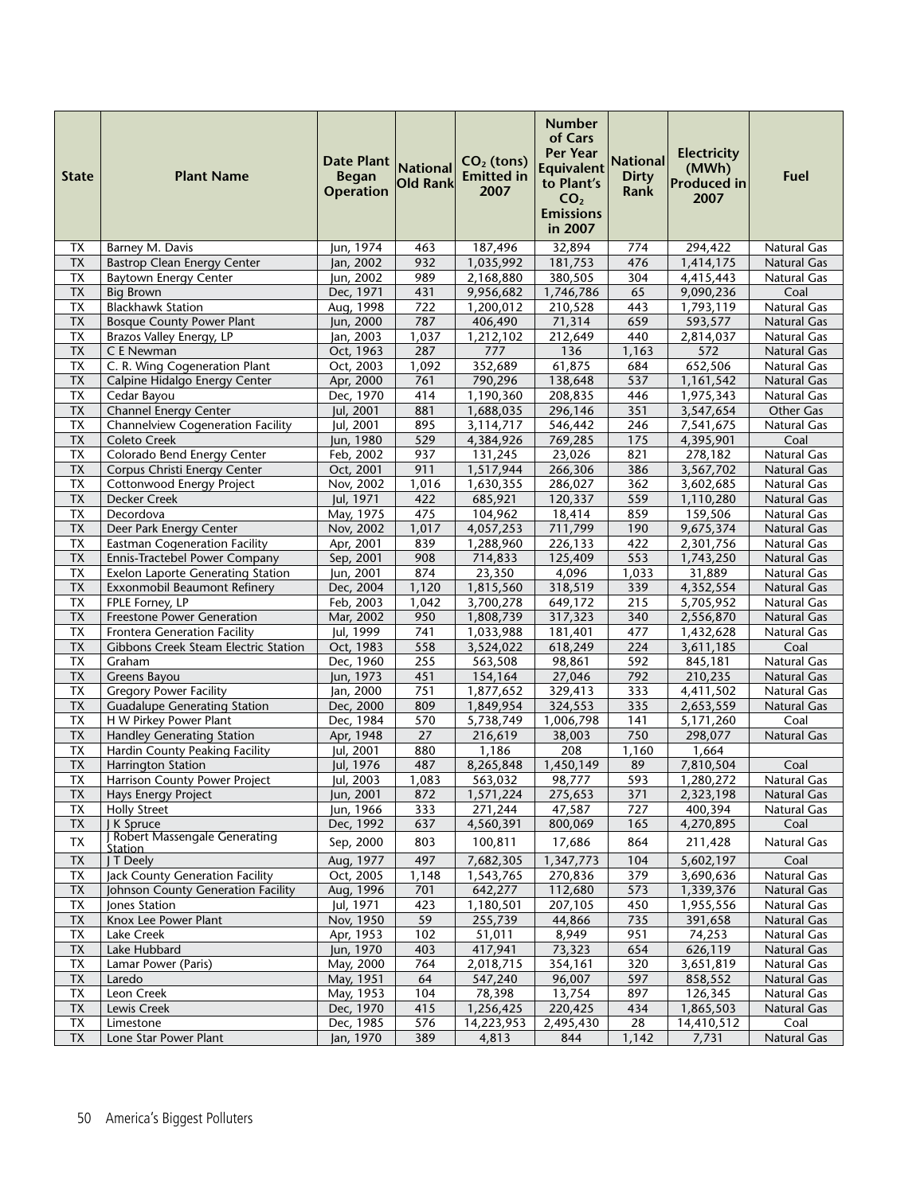| State | Plant Name | Date Plant Began Operation | National Old Rank | $CO_2$ (tons) Emitted in 2007 | Number of Cars Per Year Equivalent to Plant's $CO_2$ Emissions in 2007 | National Dirty Rank | Electricity (MWh) Produced in 2007 | Fuel |
|---|---|---|---|---|---|---|---|---|
| TX | Barney M. Davis | Jun, 1974 | 463 | 187,496 | 32,894 | 774 | 294,422 | Natural Gas |
| TX | Bastrop Clean Energy Center | Jan, 2002 | 932 | 1,035,992 | 181,753 | 476 | 1,414,175 | Natural Gas |
| TX | Baytown Energy Center | Jun, 2002 | 989 | 2,168,880 | 380,505 | 304 | 4,415,443 | Natural Gas |
| TX | Big Brown | Dec, 1971 | 431 | 9,956,682 | 1,746,786 | 65 | 9,090,236 | Coal |
| TX | Blackhawk Station | Aug, 1998 | 722 | 1,200,012 | 210,528 | 443 | 1,793,119 | Natural Gas |
| TX | Bosque County Power Plant | Jun, 2000 | 787 | 406,490 | 71,314 | 659 | 593,577 | Natural Gas |
| TX | Brazos Valley Energy, LP | Jan, 2003 | 1,037 | 1,212,102 | 212,649 | 440 | 2,814,037 | Natural Gas |
| TX | C E Newman | Oct, 1963 | 287 | 777 | 136 | 1,163 | 572 | Natural Gas |
| TX | C. R. Wing Cogeneration Plant | Oct, 2003 | 1,092 | 352,689 | 61,875 | 684 | 652,506 | Natural Gas |
| TX | Calpine Hidalgo Energy Center | Apr, 2000 | 761 | 790,296 | 138,648 | 537 | 1,161,542 | Natural Gas |
| TX | Cedar Bayou | Dec, 1970 | 414 | 1,190,360 | 208,835 | 446 | 1,975,343 | Natural Gas |
| TX | Channel Energy Center | Jul, 2001 | 881 | 1,688,035 | 296,146 | 351 | 3,547,654 | Other Gas |
| TX | Channelview Cogeneration Facility | Jul, 2001 | 895 | 3,114,717 | 546,442 | 246 | 7,541,675 | Natural Gas |
| TX | Coleto Creek | Jun, 1980 | 529 | 4,384,926 | 769,285 | 175 | 4,395,901 | Coal |
| TX | Colorado Bend Energy Center | Feb, 2002 | 937 | 131,245 | 23,026 | 821 | 278,182 | Natural Gas |
| TX | Corpus Christi Energy Center | Oct, 2001 | 911 | 1,517,944 | 266,306 | 386 | 3,567,702 | Natural Gas |
| TX | Cottonwood Energy Project | Nov, 2002 | 1,016 | 1,630,355 | 286,027 | 362 | 3,602,685 | Natural Gas |
| TX | Decker Creek | Jul, 1971 | 422 | 685,921 | 120,337 | 559 | 1,110,280 | Natural Gas |
| TX | Decordova | May, 1975 | 475 | 104,962 | 18,414 | 859 | 159,506 | Natural Gas |
| TX | Deer Park Energy Center | Nov, 2002 | 1,017 | 4,057,253 | 711,799 | 190 | 9,675,374 | Natural Gas |
| TX | Eastman Cogeneration Facility | Apr, 2001 | 839 | 1,288,960 | 226,133 | 422 | 2,301,756 | Natural Gas |
| TX | Ennis-Tractebel Power Company | Sep, 2001 | 908 | 714,833 | 125,409 | 553 | 1,743,250 | Natural Gas |
| TX | Exelon Laporte Generating Station | Jun, 2001 | 874 | 23,350 | 4,096 | 1,033 | 31,889 | Natural Gas |
| TX | Exxonmobil Beaumont Refinery | Dec, 2004 | 1,120 | 1,815,560 | 318,519 | 339 | 4,352,554 | Natural Gas |
| TX | FPLE Forney, LP | Feb, 2003 | 1,042 | 3,700,278 | 649,172 | 215 | 5,705,952 | Natural Gas |
| TX | Freestone Power Generation | Mar, 2002 | 950 | 1,808,739 | 317,323 | 340 | 2,556,870 | Natural Gas |
| TX | Frontera Generation Facility | Jul, 1999 | 741 | 1,033,988 | 181,401 | 477 | 1,432,628 | Natural Gas |
| TX | Gibbons Creek Steam Electric Station | Oct, 1983 | 558 | 3,524,022 | 618,249 | 224 | 3,611,185 | Coal |
| TX | Graham | Dec, 1960 | 255 | 563,508 | 98,861 | 592 | 845,181 | Natural Gas |
| TX | Greens Bayou | Jun, 1973 | 451 | 154,164 | 27,046 | 792 | 210,235 | Natural Gas |
| TX | Gregory Power Facility | Jan, 2000 | 751 | 1,877,652 | 329,413 | 333 | 4,411,502 | Natural Gas |
| TX | Guadalupe Generating Station | Dec, 2000 | 809 | 1,849,954 | 324,553 | 335 | 2,653,559 | Natural Gas |
| TX | H W Pirkey Power Plant | Dec, 1984 | 570 | 5,738,749 | 1,006,798 | 141 | 5,171,260 | Coal |
| TX | Handley Generating Station | Apr, 1948 | 27 | 216,619 | 38,003 | 750 | 298,077 | Natural Gas |
| TX | Hardin County Peaking Facility | Jul, 2001 | 880 | 1,186 | 208 | 1,160 | 1,664 | |
| TX | Harrington Station | Jul, 1976 | 487 | 8,265,848 | 1,450,149 | 89 | 7,810,504 | Coal |
| TX | Harrison County Power Project | Jul, 2003 | 1,083 | 563,032 | 98,777 | 593 | 1,280,272 | Natural Gas |
| TX | Hays Energy Project | Jun, 2001 | 872 | 1,571,224 | 275,653 | 371 | 2,323,198 | Natural Gas |
| TX | Holly Street | Jun, 1966 | 333 | 271,244 | 47,587 | 727 | 400,394 | Natural Gas |
| TX | J K Spruce | Dec, 1992 | 637 | 4,560,391 | 800,069 | 165 | 4,270,895 | Coal |
| TX | J Robert Massengale Generating Station | Sep, 2000 | 803 | 100,811 | 17,686 | 864 | 211,428 | Natural Gas |
| TX | J T Deely | Aug, 1977 | 497 | 7,682,305 | 1,347,773 | 104 | 5,602,197 | Coal |
| TX | Jack County Generation Facility | Oct, 2005 | 1,148 | 1,543,765 | 270,836 | 379 | 3,690,636 | Natural Gas |
| TX | Johnson County Generation Facility | Aug, 1996 | 701 | 642,277 | 112,680 | 573 | 1,339,376 | Natural Gas |
| TX | Jones Station | Jul, 1971 | 423 | 1,180,501 | 207,105 | 450 | 1,955,556 | Natural Gas |
| TX | Knox Lee Power Plant | Nov, 1950 | 59 | 255,739 | 44,866 | 735 | 391,658 | Natural Gas |
| TX | Lake Creek | Apr, 1953 | 102 | 51,011 | 8,949 | 951 | 74,253 | Natural Gas |
| TX | Lake Hubbard | Jun, 1970 | 403 | 417,941 | 73,323 | 654 | 626,119 | Natural Gas |
| TX | Lamar Power (Paris) | May, 2000 | 764 | 2,018,715 | 354,161 | 320 | 3,651,819 | Natural Gas |
| TX | Laredo | May, 1951 | 64 | 547,240 | 96,007 | 597 | 858,552 | Natural Gas |
| TX | Leon Creek | May, 1953 | 104 | 78,398 | 13,754 | 897 | 126,345 | Natural Gas |
| TX | Lewis Creek | Dec, 1970 | 415 | 1,256,425 | 220,425 | 434 | 1,865,503 | Natural Gas |
| TX | Limestone | Dec, 1985 | 576 | 14,223,953 | 2,495,430 | 28 | 14,410,512 | Coal |
| TX | Lone Star Power Plant | Jan, 1970 | 389 | 4,813 | 844 | 1,142 | 7,731 | Natural Gas |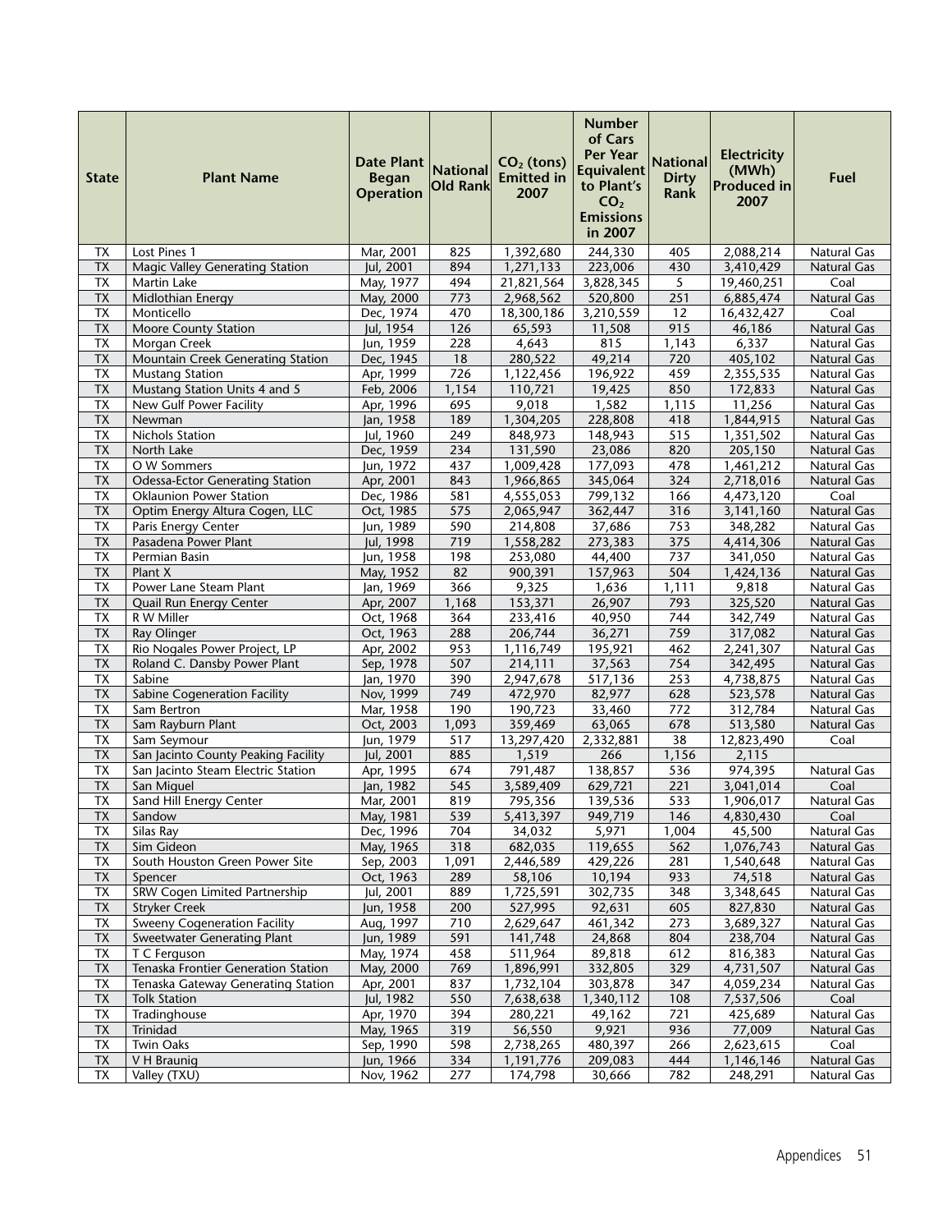| State | Plant Name | Date Plant Began Operation | National Old Rank | $CO_2$ (tons) Emitted in 2007 | Number of Cars Per Year Equivalent to Plant's $CO_2$ Emissions in 2007 | National Dirty Rank | Electricity (MWh) Produced in 2007 | Fuel |
|---|---|---|---|---|---|---|---|---|
| TX | Lost Pines 1 | Mar, 2001 | 825 | 1,392,680 | 244,330 | 405 | 2,088,214 | Natural Gas |
| TX | Magic Valley Generating Station | Jul, 2001 | 894 | 1,271,133 | 223,006 | 430 | 3,410,429 | Natural Gas |
| TX | Martin Lake | May, 1977 | 494 | 21,821,564 | 3,828,345 | 5 | 19,460,251 | Coal |
| TX | Midlothian Energy | May, 2000 | 773 | 2,968,562 | 520,800 | 251 | 6,885,474 | Natural Gas |
| TX | Monticello | Dec, 1974 | 470 | 18,300,186 | 3,210,559 | 12 | 16,432,427 | Coal |
| TX | Moore County Station | Jul, 1954 | 126 | 65,593 | 11,508 | 915 | 46,186 | Natural Gas |
| TX | Morgan Creek | Jun, 1959 | 228 | 4,643 | 815 | 1,143 | 6,337 | Natural Gas |
| TX | Mountain Creek Generating Station | Dec, 1945 | 18 | 280,522 | 49,214 | 720 | 405,102 | Natural Gas |
| TX | Mustang Station | Apr, 1999 | 726 | 1,122,456 | 196,922 | 459 | 2,355,535 | Natural Gas |
| TX | Mustang Station Units 4 and 5 | Feb, 2006 | 1,154 | 110,721 | 19,425 | 850 | 172,833 | Natural Gas |
| TX | New Gulf Power Facility | Apr, 1996 | 695 | 9,018 | 1,582 | 1,115 | 11,256 | Natural Gas |
| TX | Newman | Jan, 1958 | 189 | 1,304,205 | 228,808 | 418 | 1,844,915 | Natural Gas |
| TX | Nichols Station | Jul, 1960 | 249 | 848,973 | 148,943 | 515 | 1,351,502 | Natural Gas |
| TX | North Lake | Dec, 1959 | 234 | 131,590 | 23,086 | 820 | 205,150 | Natural Gas |
| TX | O W Sommers | Jun, 1972 | 437 | 1,009,428 | 177,093 | 478 | 1,461,212 | Natural Gas |
| TX | Odessa-Ector Generating Station | Apr, 2001 | 843 | 1,966,865 | 345,064 | 324 | 2,718,016 | Natural Gas |
| TX | Oklaunion Power Station | Dec, 1986 | 581 | 4,555,053 | 799,132 | 166 | 4,473,120 | Coal |
| TX | Optim Energy Altura Cogen, LLC | Oct, 1985 | 575 | 2,065,947 | 362,447 | 316 | 3,141,160 | Natural Gas |
| TX | Paris Energy Center | Jun, 1989 | 590 | 214,808 | 37,686 | 753 | 348,282 | Natural Gas |
| TX | Pasadena Power Plant | Jul, 1998 | 719 | 1,558,282 | 273,383 | 375 | 4,414,306 | Natural Gas |
| TX | Permian Basin | Jun, 1958 | 198 | 253,080 | 44,400 | 737 | 341,050 | Natural Gas |
| TX | Plant X | May, 1952 | 82 | 900,391 | 157,963 | 504 | 1,424,136 | Natural Gas |
| TX | Power Lane Steam Plant | Jan, 1969 | 366 | 9,325 | 1,636 | 1,111 | 9,818 | Natural Gas |
| TX | Quail Run Energy Center | Apr, 2007 | 1,168 | 153,371 | 26,907 | 793 | 325,520 | Natural Gas |
| TX | R W Miller | Oct, 1968 | 364 | 233,416 | 40,950 | 744 | 342,749 | Natural Gas |
| TX | Ray Olinger | Oct, 1963 | 288 | 206,744 | 36,271 | 759 | 317,082 | Natural Gas |
| TX | Rio Nogales Power Project, LP | Apr, 2002 | 953 | 1,116,749 | 195,921 | 462 | 2,241,307 | Natural Gas |
| TX | Roland C. Dansby Power Plant | Sep, 1978 | 507 | 214,111 | 37,563 | 754 | 342,495 | Natural Gas |
| TX | Sabine | Jan, 1970 | 390 | 2,947,678 | 517,136 | 253 | 4,738,875 | Natural Gas |
| TX | Sabine Cogeneration Facility | Nov, 1999 | 749 | 472,970 | 82,977 | 628 | 523,578 | Natural Gas |
| TX | Sam Bertron | Mar, 1958 | 190 | 190,723 | 33,460 | 772 | 312,784 | Natural Gas |
| TX | Sam Rayburn Plant | Oct, 2003 | 1,093 | 359,469 | 63,065 | 678 | 513,580 | Natural Gas |
| TX | Sam Seymour | Jun, 1979 | 517 | 13,297,420 | 2,332,881 | 38 | 12,823,490 | Coal |
| TX | San Jacinto County Peaking Facility | Jul, 2001 | 885 | 1,519 | 266 | 1,156 | 2,115 | |
| TX | San Jacinto Steam Electric Station | Apr, 1995 | 674 | 791,487 | 138,857 | 536 | 974,395 | Natural Gas |
| TX | San Miguel | Jan, 1982 | 545 | 3,589,409 | 629,721 | 221 | 3,041,014 | Coal |
| TX | Sand Hill Energy Center | Mar, 2001 | 819 | 795,356 | 139,536 | 533 | 1,906,017 | Natural Gas |
| TX | Sandow | May, 1981 | 539 | 5,413,397 | 949,719 | 146 | 4,830,430 | Coal |
| TX | Silas Ray | Dec, 1996 | 704 | 34,032 | 5,971 | 1,004 | 45,500 | Natural Gas |
| TX | Sim Gideon | May, 1965 | 318 | 682,035 | 119,655 | 562 | 1,076,743 | Natural Gas |
| TX | South Houston Green Power Site | Sep, 2003 | 1,091 | 2,446,589 | 429,226 | 281 | 1,540,648 | Natural Gas |
| TX | Spencer | Oct, 1963 | 289 | 58,106 | 10,194 | 933 | 74,518 | Natural Gas |
| TX | SRW Cogen Limited Partnership | Jul, 2001 | 889 | 1,725,591 | 302,735 | 348 | 3,348,645 | Natural Gas |
| TX | Stryker Creek | Jun, 1958 | 200 | 527,995 | 92,631 | 605 | 827,830 | Natural Gas |
| TX | Sweeny Cogeneration Facility | Aug, 1997 | 710 | 2,629,647 | 461,342 | 273 | 3,689,327 | Natural Gas |
| TX | Sweetwater Generating Plant | Jun, 1989 | 591 | 141,748 | 24,868 | 804 | 238,704 | Natural Gas |
| TX | T C Ferguson | May, 1974 | 458 | 511,964 | 89,818 | 612 | 816,383 | Natural Gas |
| TX | Tenaska Frontier Generation Station | May, 2000 | 769 | 1,896,991 | 332,805 | 329 | 4,731,507 | Natural Gas |
| TX | Tenaska Gateway Generating Station | Apr, 2001 | 837 | 1,732,104 | 303,878 | 347 | 4,059,234 | Natural Gas |
| TX | Tolk Station | Jul, 1982 | 550 | 7,638,638 | 1,340,112 | 108 | 7,537,506 | Coal |
| TX | Tradinghouse | Apr, 1970 | 394 | 280,221 | 49,162 | 721 | 425,689 | Natural Gas |
| TX | Trinidad | May, 1965 | 319 | 56,550 | 9,921 | 936 | 77,009 | Natural Gas |
| TX | Twin Oaks | Sep, 1990 | 598 | 2,738,265 | 480,397 | 266 | 2,623,615 | Coal |
| TX | V H Braunig | Jun, 1966 | 334 | 1,191,776 | 209,083 | 444 | 1,146,146 | Natural Gas |
| TX | Valley (TXU) | Nov, 1962 | 277 | 174,798 | 30,666 | 782 | 248,291 | Natural Gas |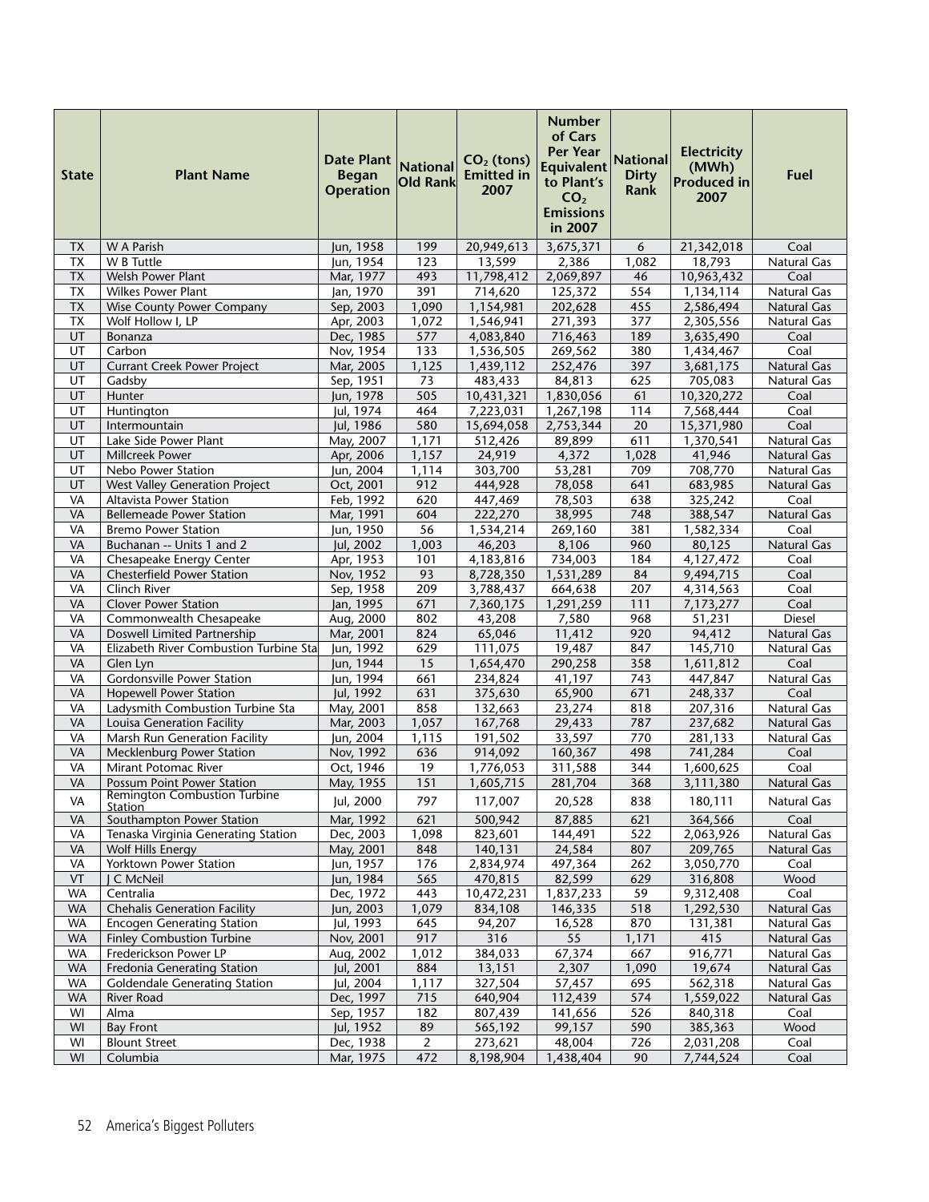| State | Plant Name | Date Plant Began Operation | National Old Rank | $CO_2$ (tons) Emitted in 2007 | Number of Cars Per Year Equivalent to Plant's $CO_2$ Emissions in 2007 | National Dirty Rank | Electricity (MWh) Produced in 2007 | Fuel |
|---|---|---|---|---|---|---|---|---|
| TX | W A Parish | Jun, 1958 | 199 | 20,949,613 | 3,675,371 | 6 | 21,342,018 | Coal |
| TX | W B Tuttle | Jun, 1954 | 123 | 13,599 | 2,386 | 1,082 | 18,793 | Natural Gas |
| TX | Welsh Power Plant | Mar, 1977 | 493 | 11,798,412 | 2,069,897 | 46 | 10,963,432 | Coal |
| TX | Wilkes Power Plant | Jan, 1970 | 391 | 714,620 | 125,372 | 554 | 1,134,114 | Natural Gas |
| TX | Wise County Power Company | Sep, 2003 | 1,090 | 1,154,981 | 202,628 | 455 | 2,586,494 | Natural Gas |
| TX | Wolf Hollow I, LP | Apr, 2003 | 1,072 | 1,546,941 | 271,393 | 377 | 2,305,556 | Natural Gas |
| UT | Bonanza | Dec, 1985 | 577 | 4,083,840 | 716,463 | 189 | 3,635,490 | Coal |
| UT | Carbon | Nov, 1954 | 133 | 1,536,505 | 269,562 | 380 | 1,434,467 | Coal |
| UT | Currant Creek Power Project | Mar, 2005 | 1,125 | 1,439,112 | 252,476 | 397 | 3,681,175 | Natural Gas |
| UT | Gadsby | Sep, 1951 | 73 | 483,433 | 84,813 | 625 | 705,083 | Natural Gas |
| UT | Hunter | Jun, 1978 | 505 | 10,431,321 | 1,830,056 | 61 | 10,320,272 | Coal |
| UT | Huntington | Jul, 1974 | 464 | 7,223,031 | 1,267,198 | 114 | 7,568,444 | Coal |
| UT | Intermountain | Jul, 1986 | 580 | 15,694,058 | 2,753,344 | 20 | 15,371,980 | Coal |
| UT | Lake Side Power Plant | May, 2007 | 1,171 | 512,426 | 89,899 | 611 | 1,370,541 | Natural Gas |
| UT | Millcreek Power | Apr, 2006 | 1,157 | 24,919 | 4,372 | 1,028 | 41,946 | Natural Gas |
| UT | Nebo Power Station | Jun, 2004 | 1,114 | 303,700 | 53,281 | 709 | 708,770 | Natural Gas |
| UT | West Valley Generation Project | Oct, 2001 | 912 | 444,928 | 78,058 | 641 | 683,985 | Natural Gas |
| VA | Altavista Power Station | Feb, 1992 | 620 | 447,469 | 78,503 | 638 | 325,242 | Coal |
| VA | Bellemeade Power Station | Mar, 1991 | 604 | 222,270 | 38,995 | 748 | 388,547 | Natural Gas |
| VA | Bremo Power Station | Jun, 1950 | 56 | 1,534,214 | 269,160 | 381 | 1,582,334 | Coal |
| VA | Buchanan -- Units 1 and 2 | Jul, 2002 | 1,003 | 46,203 | 8,106 | 960 | 80,125 | Natural Gas |
| VA | Chesapeake Energy Center | Apr, 1953 | 101 | 4,183,816 | 734,003 | 184 | 4,127,472 | Coal |
| VA | Chesterfield Power Station | Nov, 1952 | 93 | 8,728,350 | 1,531,289 | 84 | 9,494,715 | Coal |
| VA | Clinch River | Sep, 1958 | 209 | 3,788,437 | 664,638 | 207 | 4,314,563 | Coal |
| VA | Clover Power Station | Jan, 1995 | 671 | 7,360,175 | 1,291,259 | 111 | 7,173,277 | Coal |
| VA | Commonwealth Chesapeake | Aug, 2000 | 802 | 43,208 | 7,580 | 968 | 51,231 | Diesel |
| VA | Doswell Limited Partnership | Mar, 2001 | 824 | 65,046 | 11,412 | 920 | 94,412 | Natural Gas |
| VA | Elizabeth River Combustion Turbine Sta | Jun, 1992 | 629 | 111,075 | 19,487 | 847 | 145,710 | Natural Gas |
| VA | Glen Lyn | Jun, 1944 | 15 | 1,654,470 | 290,258 | 358 | 1,611,812 | Coal |
| VA | Gordonsville Power Station | Jun, 1994 | 661 | 234,824 | 41,197 | 743 | 447,847 | Natural Gas |
| VA | Hopewell Power Station | Jul, 1992 | 631 | 375,630 | 65,900 | 671 | 248,337 | Coal |
| VA | Ladysmith Combustion Turbine Sta | May, 2001 | 858 | 132,663 | 23,274 | 818 | 207,316 | Natural Gas |
| VA | Louisa Generation Facility | Mar, 2003 | 1,057 | 167,768 | 29,433 | 787 | 237,682 | Natural Gas |
| VA | Marsh Run Generation Facility | Jun, 2004 | 1,115 | 191,502 | 33,597 | 770 | 281,133 | Natural Gas |
| VA | Mecklenburg Power Station | Nov, 1992 | 636 | 914,092 | 160,367 | 498 | 741,284 | Coal |
| VA | Mirant Potomac River | Oct, 1946 | 19 | 1,776,053 | 311,588 | 344 | 1,600,625 | Coal |
| VA | Possum Point Power Station | May, 1955 | 151 | 1,605,715 | 281,704 | 368 | 3,111,380 | Natural Gas |
| VA | Remington Combustion Turbine Station | Jul, 2000 | 797 | 117,007 | 20,528 | 838 | 180,111 | Natural Gas |
| VA | Southampton Power Station | Mar, 1992 | 621 | 500,942 | 87,885 | 621 | 364,566 | Coal |
| VA | Tenaska Virginia Generating Station | Dec, 2003 | 1,098 | 823,601 | 144,491 | 522 | 2,063,926 | Natural Gas |
| VA | Wolf Hills Energy | May, 2001 | 848 | 140,131 | 24,584 | 807 | 209,765 | Natural Gas |
| VA | Yorktown Power Station | Jun, 1957 | 176 | 2,834,974 | 497,364 | 262 | 3,050,770 | Coal |
| VT | J C McNeil | Jun, 1984 | 565 | 470,815 | 82,599 | 629 | 316,808 | Wood |
| WA | Centralia | Dec, 1972 | 443 | 10,472,231 | 1,837,233 | 59 | 9,312,408 | Coal |
| WA | Chehalis Generation Facility | Jun, 2003 | 1,079 | 834,108 | 146,335 | 518 | 1,292,530 | Natural Gas |
| WA | Encogen Generating Station | Jul, 1993 | 645 | 94,207 | 16,528 | 870 | 131,381 | Natural Gas |
| WA | Finley Combustion Turbine | Nov, 2001 | 917 | 316 | 55 | 1,171 | 415 | Natural Gas |
| WA | Frederickson Power LP | Aug, 2002 | 1,012 | 384,033 | 67,374 | 667 | 916,771 | Natural Gas |
| WA | Fredonia Generating Station | Jul, 2001 | 884 | 13,151 | 2,307 | 1,090 | 19,674 | Natural Gas |
| WA | Goldendale Generating Station | Jul, 2004 | 1,117 | 327,504 | 57,457 | 695 | 562,318 | Natural Gas |
| WA | River Road | Dec, 1997 | 715 | 640,904 | 112,439 | 574 | 1,559,022 | Natural Gas |
| WI | Alma | Sep, 1957 | 182 | 807,439 | 141,656 | 526 | 840,318 | Coal |
| WI | Bay Front | Jul, 1952 | 89 | 565,192 | 99,157 | 590 | 385,363 | Wood |
| WI | Blount Street | Dec, 1938 | 2 | 273,621 | 48,004 | 726 | 2,031,208 | Coal |
| WI | Columbia | Mar, 1975 | 472 | 8,198,904 | 1,438,404 | 90 | 7,744,524 | Coal |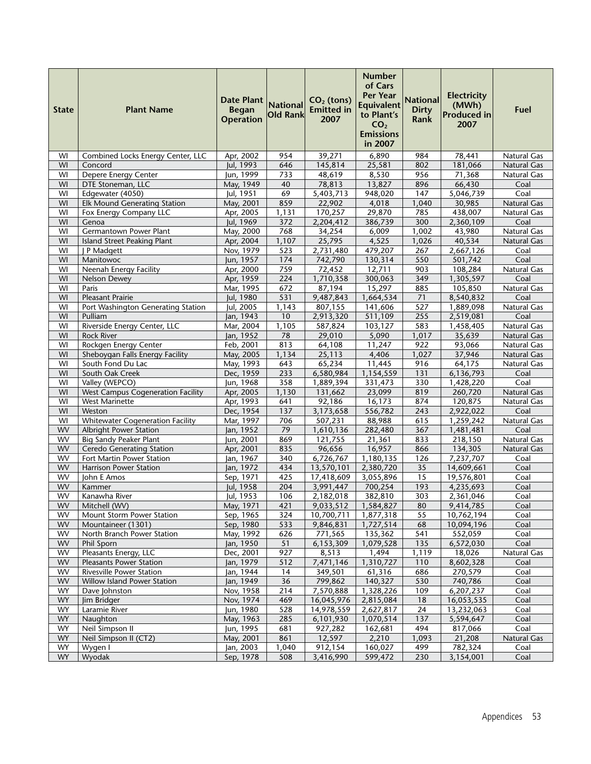| State | Plant Name | Date Plant Began Operation | National Old Rank | $CO_2$ (tons) Emitted in 2007 | Number of Cars Per Year Equivalent to Plant's $CO_2$ Emissions in 2007 | National Dirty Rank | Electricity (MWh) Produced in 2007 | Fuel |
|---|---|---|---|---|---|---|---|---|
| WI | Combined Locks Energy Center, LLC | Apr, 2002 | 954 | 39,271 | 6,890 | 984 | 78,441 | Natural Gas |
| WI | Concord | Jul, 1993 | 646 | 145,814 | 25,581 | 802 | 181,066 | Natural Gas |
| WI | Depere Energy Center | Jun, 1999 | 733 | 48,619 | 8,530 | 956 | 71,368 | Natural Gas |
| WI | DTE Stoneman, LLC | May, 1949 | 40 | 78,813 | 13,827 | 896 | 66,430 | Coal |
| WI | Edgewater (4050) | Jul, 1951 | 69 | 5,403,713 | 948,020 | 147 | 5,046,739 | Coal |
| WI | Elk Mound Generating Station | May, 2001 | 859 | 22,902 | 4,018 | 1,040 | 30,985 | Natural Gas |
| WI | Fox Energy Company LLC | Apr, 2005 | 1,131 | 170,257 | 29,870 | 785 | 438,007 | Natural Gas |
| WI | Genoa | Jul, 1969 | 372 | 2,204,412 | 386,739 | 300 | 2,360,109 | Coal |
| WI | Germantown Power Plant | May, 2000 | 768 | 34,254 | 6,009 | 1,002 | 43,980 | Natural Gas |
| WI | Island Street Peaking Plant | Apr, 2004 | 1,107 | 25,795 | 4,525 | 1,026 | 40,534 | Natural Gas |
| WI | J P Madgett | Nov, 1979 | 523 | 2,731,480 | 479,207 | 267 | 2,667,126 | Coal |
| WI | Manitowoc | Jun, 1957 | 174 | 742,790 | 130,314 | 550 | 501,742 | Coal |
| WI | Neenah Energy Facility | Apr, 2000 | 759 | 72,452 | 12,711 | 903 | 108,284 | Natural Gas |
| WI | Nelson Dewey | Apr, 1959 | 224 | 1,710,358 | 300,063 | 349 | 1,305,597 | Coal |
| WI | Paris | Mar, 1995 | 672 | 87,194 | 15,297 | 885 | 105,850 | Natural Gas |
| WI | Pleasant Prairie | Jul, 1980 | 531 | 9,487,843 | 1,664,534 | 71 | 8,540,832 | Coal |
| WI | Port Washington Generating Station | Jul, 2005 | 1,143 | 807,155 | 141,606 | 527 | 1,889,098 | Natural Gas |
| WI | Pulliam | Jan, 1943 | 10 | 2,913,320 | 511,109 | 255 | 2,519,081 | Coal |
| WI | Riverside Energy Center, LLC | Mar, 2004 | 1,105 | 587,824 | 103,127 | 583 | 1,458,405 | Natural Gas |
| WI | Rock River | Jan, 1952 | 78 | 29,010 | 5,090 | 1,017 | 35,639 | Natural Gas |
| WI | Rockgen Energy Center | Feb, 2001 | 813 | 64,108 | 11,247 | 922 | 93,066 | Natural Gas |
| WI | Sheboygan Falls Energy Facility | May, 2005 | 1,134 | 25,113 | 4,406 | 1,027 | 37,946 | Natural Gas |
| WI | South Fond Du Lac | May, 1993 | 643 | 65,234 | 11,445 | 916 | 64,175 | Natural Gas |
| WI | South Oak Creek | Dec, 1959 | 233 | 6,580,984 | 1,154,559 | 131 | 6,136,793 | Coal |
| WI | Valley (WEPCO) | Jun, 1968 | 358 | 1,889,394 | 331,473 | 330 | 1,428,220 | Coal |
| WI | West Campus Cogeneration Facility | Apr, 2005 | 1,130 | 131,662 | 23,099 | 819 | 260,720 | Natural Gas |
| WI | West Marinette | Apr, 1993 | 641 | 92,186 | 16,173 | 874 | 120,875 | Natural Gas |
| WI | Weston | Dec, 1954 | 137 | 3,173,658 | 556,782 | 243 | 2,922,022 | Coal |
| WI | Whitewater Cogeneration Facility | Mar, 1997 | 706 | 507,231 | 88,988 | 615 | 1,259,242 | Natural Gas |
| WV | Albright Power Station | Jan, 1952 | 79 | 1,610,136 | 282,480 | 367 | 1,481,481 | Coal |
| WV | Big Sandy Peaker Plant | Jun, 2001 | 869 | 121,755 | 21,361 | 833 | 218,150 | Natural Gas |
| WV | Ceredo Generating Station | Apr, 2001 | 835 | 96,656 | 16,957 | 866 | 134,305 | Natural Gas |
| WV | Fort Martin Power Station | Jan, 1967 | 340 | 6,726,767 | 1,180,135 | 126 | 7,237,707 | Coal |
| WV | Harrison Power Station | Jan, 1972 | 434 | 13,570,101 | 2,380,720 | 35 | 14,609,661 | Coal |
| WV | John E Amos | Sep, 1971 | 425 | 17,418,609 | 3,055,896 | 15 | 19,576,801 | Coal |
| WV | Kammer | Jul, 1958 | 204 | 3,991,447 | 700,254 | 193 | 4,235,693 | Coal |
| WV | Kanawha River | Jul, 1953 | 106 | 2,182,018 | 382,810 | 303 | 2,361,046 | Coal |
| WV | Mitchell (WV) | May, 1971 | 421 | 9,033,512 | 1,584,827 | 80 | 9,414,785 | Coal |
| WV | Mount Storm Power Station | Sep, 1965 | 324 | 10,700,711 | 1,877,318 | 55 | 10,762,194 | Coal |
| WV | Mountaineer (1301) | Sep, 1980 | 533 | 9,846,831 | 1,727,514 | 68 | 10,094,196 | Coal |
| WV | North Branch Power Station | May, 1992 | 626 | 771,565 | 135,362 | 541 | 552,059 | Coal |
| WV | Phil Sporn | Jan, 1950 | 51 | 6,153,309 | 1,079,528 | 135 | 6,572,030 | Coal |
| WV | Pleasants Energy, LLC | Dec, 2001 | 927 | 8,513 | 1,494 | 1,119 | 18,026 | Natural Gas |
| WV | Pleasants Power Station | Jan, 1979 | 512 | 7,471,146 | 1,310,727 | 110 | 8,602,328 | Coal |
| WV | Rivesville Power Station | Jan, 1944 | 14 | 349,501 | 61,316 | 686 | 270,579 | Coal |
| WV | Willow Island Power Station | Jan, 1949 | 36 | 799,862 | 140,327 | 530 | 740,786 | Coal |
| WY | Dave Johnston | Nov, 1958 | 214 | 7,570,888 | 1,328,226 | 109 | 6,207,237 | Coal |
| WY | Jim Bridger | Nov, 1974 | 469 | 16,045,976 | 2,815,084 | 18 | 16,053,535 | Coal |
| WY | Laramie River | Jun, 1980 | 528 | 14,978,559 | 2,627,817 | 24 | 13,232,063 | Coal |
| WY | Naughton | May, 1963 | 285 | 6,101,930 | 1,070,514 | 137 | 5,594,647 | Coal |
| WY | Neil Simpson II | Jun, 1995 | 681 | 927,282 | 162,681 | 494 | 817,066 | Coal |
| WY | Neil Simpson II (CT2) | May, 2001 | 861 | 12,597 | 2,210 | 1,093 | 21,208 | Natural Gas |
| WY | Wygen I | Jan, 2003 | 1,040 | 912,154 | 160,027 | 499 | 782,324 | Coal |
| WY | Wyodak | Sep, 1978 | 508 | 3,416,990 | 599,472 | 230 | 3,154,001 | Coal |